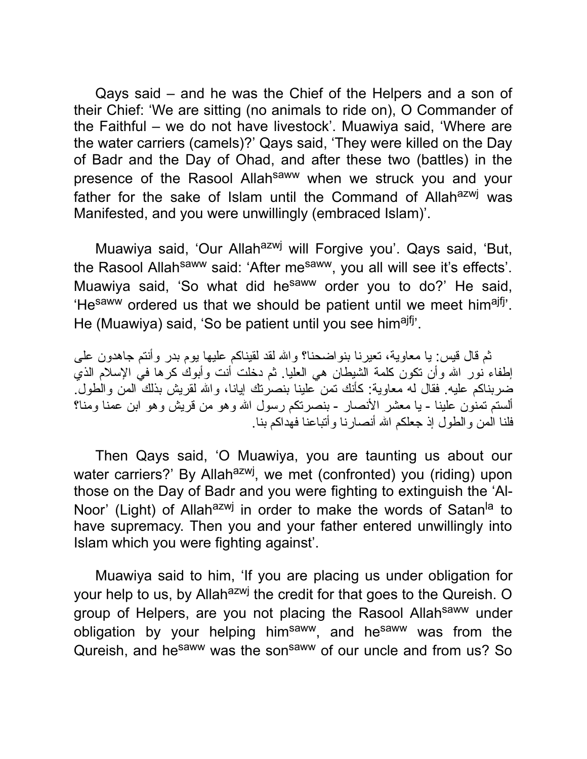Qays said – and he was the Chief of the Helpers and a son of their Chief: 'We are sitting (no animals to ride on), O Commander of the Faithful – we do not have livestock'. Muawiya said, 'Where are the water carriers (camels)?' Qays said, 'They were killed on the Day of Badr and the Day of Ohad, and after these two (battles) in the presence of the Rasool Allah[saww] when we struck you and your father for the sake of Islam until the Command of Allah[azwj] was Manifested, and you were unwillingly (embraced Islam)'.

Muawiya said, 'Our Allah[azwj] will Forgive you'. Qays said, 'But, the Rasool Allah[saww] said: 'After me[saww], you all will see it's effects'. Muawiya said, 'So what did he[saww] order you to do?' He said, 'He[saww] ordered us that we should be patient until we meet him[ajfj]'. He (Muawiya) said, 'So be patient until you see him[ajfj]'.

ثم قال قيس: يا معاوية، تعيرنا بنواضحنا؟ والله لقد لقيناكم عليها يوم بدر وأنتم جاهدون على إطفاء نور الله وأن تكون كلمة الشيطان هي العليا. ثم دخلت أنت وأبوك كرها في الإسلام الذي ضربناكم عليه. فقال له معاوية: كأنك تمن علينا بنصرتك إيانا، والله لقريش بذلك المن والطول. ألستم تمنون علينا - يا معشر الأنصار - بنصرتكم رسول الله وهو من قريش وهو ابن عمنا ومنا؟ فلنا المن والطول إذ جعلكم الله أنصارنا وأتباعنا فهداكم بنا.

Then Qays said, 'O Muawiya, you are taunting us about our water carriers?' By Allah[azwj], we met (confronted) you (riding) upon those on the Day of Badr and you were fighting to extinguish the 'Al-Noor' (Light) of Allah[azwj] in order to make the words of Satan[la] to have supremacy. Then you and your father entered unwillingly into Islam which you were fighting against'.

Muawiya said to him, 'If you are placing us under obligation for your help to us, by Allah[azwj] the credit for that goes to the Qureish. O group of Helpers, are you not placing the Rasool Allah[saww] under obligation by your helping him[saww], and he[saww] was from the Qureish, and he[saww] was the son[saww] of our uncle and from us? So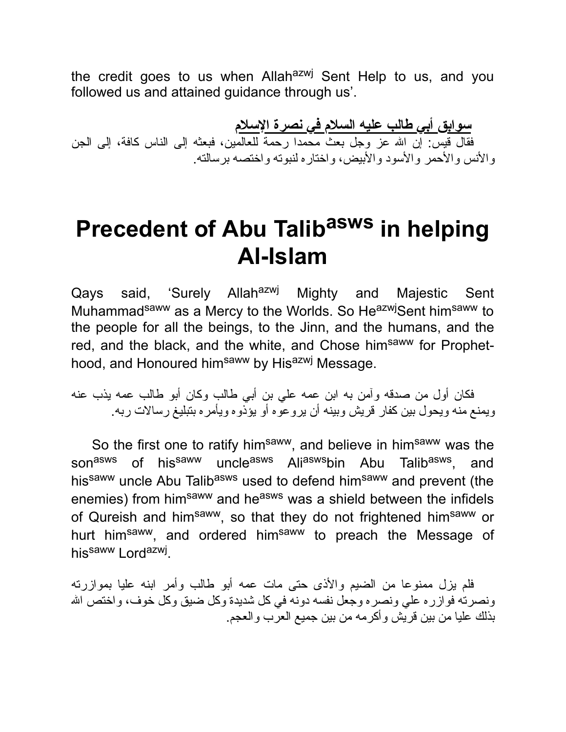the credit goes to us when Allah[azwj] Sent Help to us, and you followed us and attained guidance through us'.

**سوابق أبي طالب عليه السلام في نصرة الإسلام**

فقال قيس: إن الله عز وجل بعث محمدا رحمة للعالمين، فبعثه إلى الناس كافة، إلى الجن والأنس والأحمر والأسود والأبيض، واختاره لنبوته واختصه برسالته.

# Precedent of Abu Talib[asws] in helping Al-Islam

Qays said, 'Surely Allah[azwj] Mighty and Majestic Sent Muhammad[saww] as a Mercy to the Worlds. So He[azwj]Sent him[saww] to the people for all the beings, to the Jinn, and the humans, and the red, and the black, and the white, and Chose him[saww] for Prophet-hood, and Honoured him[saww] by His[azwj] Message.

فكان أول من صدقه وآمن به ابن عمه علي بن أبي طالب وكان أبو طالب عمه يذب عنه ويمنع منه ويحول بين كفار قريش وبينه أن يروعوه أو يؤذوه ويأمره بتبليغ رسالات ربه.

So the first one to ratify him[saww], and believe in him[saww] was the son[asws] of his[saww] uncle[asws] Ali[asws]bin Abu Talib[asws], and his[saww] uncle Abu Talib[asws] used to defend him[saww] and prevent (the enemies) from him[saww] and he[asws] was a shield between the infidels of Qureish and him[saww], so that they do not frightened him[saww] or hurt him[saww], and ordered him[saww] to preach the Message of his[saww] Lord[azwj].

فلم يزل ممنوعا من الضيم والأذى حتى مات عمه أبو طالب وأمر ابنه عليا بموازرته ونصرته فوازره علي ونصره وجعل نفسه دونه في كل شديدة وكل ضيق وكل خوف، واختص الله بذلك عليا من بين قريش وأكرمه من بين جميع العرب والعجم.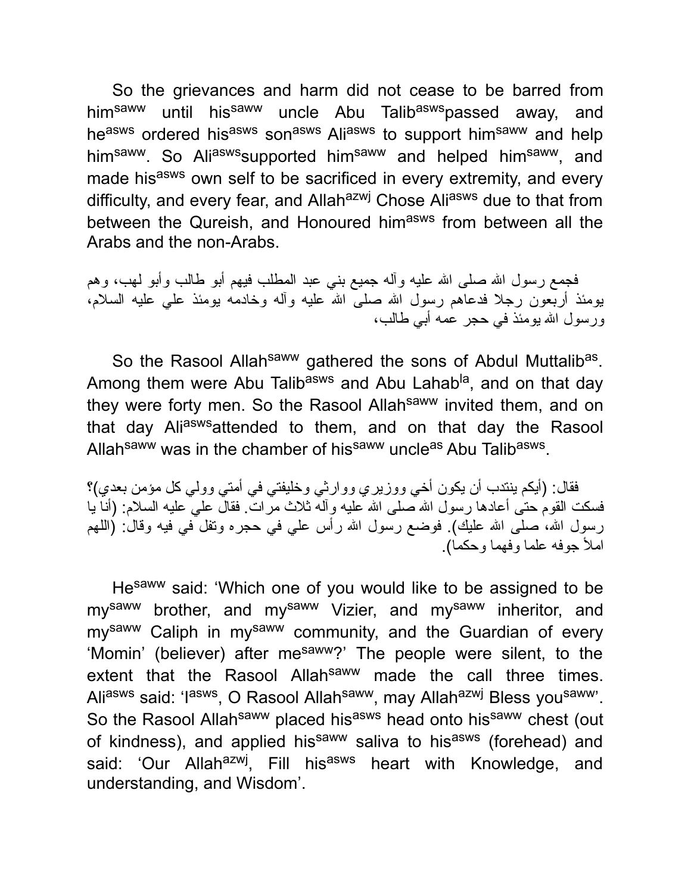So the grievances and harm did not cease to be barred from him[saww] until his[saww] uncle Abu Talib[asws] passed away, and he[asws] ordered his[asws] son[asws] Ali[asws] to support him[saww] and help him[saww]. So Ali[asws] supported him[saww] and helped him[saww], and made his[asws] own self to be sacrificed in every extremity, and every difficulty, and every fear, and Allah[azwj] Chose Ali[asws] due to that from between the Qureish, and Honoured him[asws] from between all the Arabs and the non-Arabs.

فجمع رسول الله صلى الله عليه وآله جميع بني عبد المطلب فيهم أبو طالب وأبو لهب، وهم يومئذ أربعون رجلا فدعاهم رسول الله صلى الله عليه وآله وخادمه يومئذ علي عليه السلام، ورسول الله يومئذ في حجر عمه أبي طالب،

So the Rasool Allah[saww] gathered the sons of Abdul Muttalib[as]. Among them were Abu Talib[asws] and Abu Lahab[la], and on that day they were forty men. So the Rasool Allah[saww] invited them, and on that day Ali[asws] attended to them, and on that day the Rasool Allah[saww] was in the chamber of his[saww] uncle[as] Abu Talib[asws].

فقال: (أيكم ينتدب أن يكون أخي ووزيري ووارثي وخليفتي في أمتي وولي كل مؤمن بعدي)؟ فسكت القوم حتى أعادها رسول الله صلى الله عليه وآله ثلاث مرات. فقال علي عليه السلام: (أنا يا رسول الله، صلى الله عليك). فوضع رسول الله رأس علي في حجره وتفل في فيه وقال: (اللهم املأ جوفه علما وفهما وحكما).

He[saww] said: 'Which one of you would like to be assigned to be my[saww] brother, and my[saww] Vizier, and my[saww] inheritor, and my[saww] Caliph in my[saww] community, and the Guardian of every 'Momin' (believer) after me[saww]?' The people were silent, to the extent that the Rasool Allah[saww] made the call three times. Ali[asws] said: 'I[asws], O Rasool Allah[saww], may Allah[azwj] Bless you[saww]'. So the Rasool Allah[saww] placed his[asws] head onto his[saww] chest (out of kindness), and applied his[saww] saliva to his[asws] (forehead) and said: 'Our Allah[azwj], Fill his[asws] heart with Knowledge, and understanding, and Wisdom'.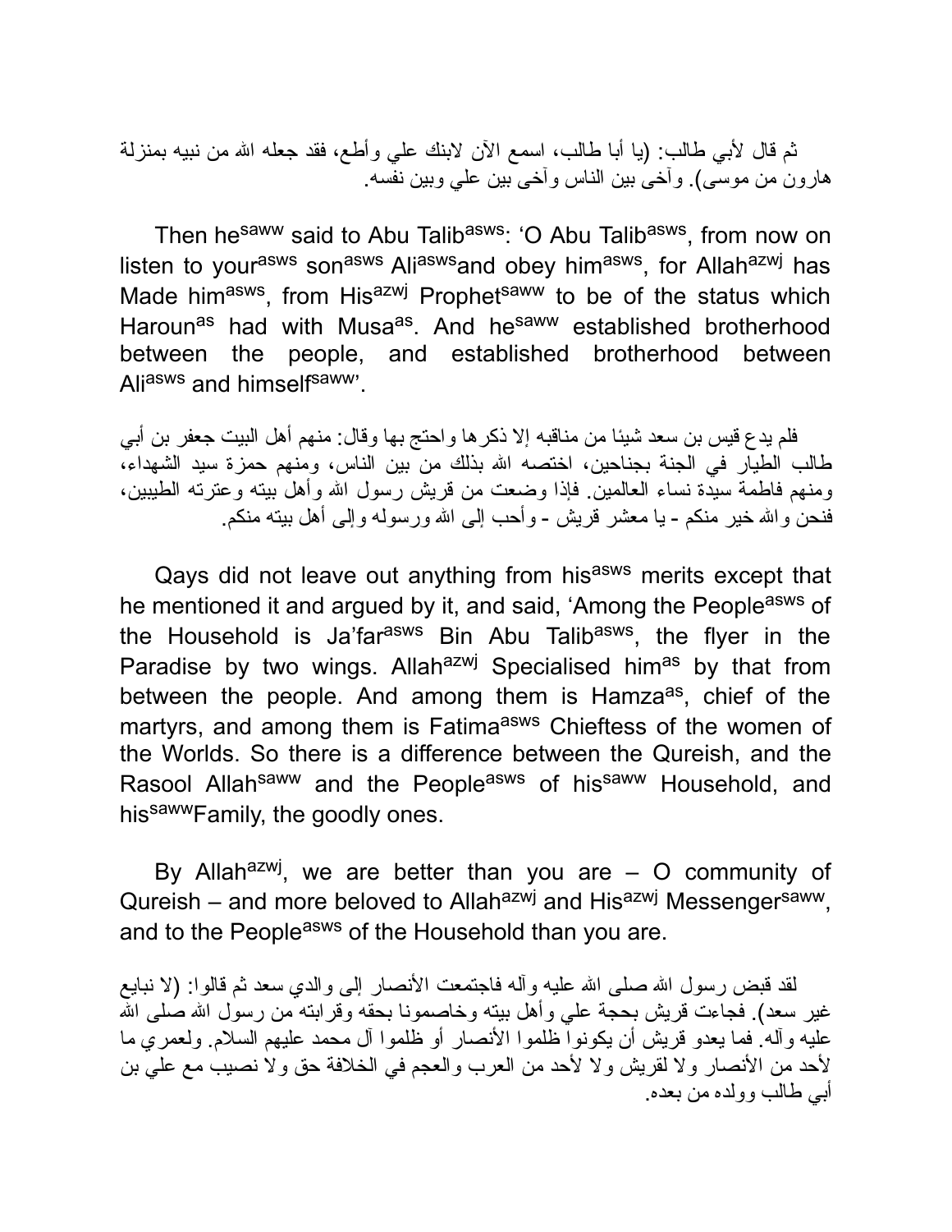ثم قال لأبي طالب: (يا أبا طالب، اسمع الآن لابنك علي وأطع، فقد جعله الله من نبيه بمنزلة هارون من موسى). وآخى بين الناس وآخى بين علي وبين نفسه.

Then he[saww] said to Abu Talib[asws]: 'O Abu Talib[asws], from now on listen to your[asws] son[asws] Ali[asws]and obey him[asws], for Allah[azwj] has Made him[asws], from His[azwj] Prophet[saww] to be of the status which Haroun[as] had with Musa[as]. And he[saww] established brotherhood between the people, and established brotherhood between Ali[asws] and himself[saww]'.

فلم يدع قيس بن سعد شيئا من مناقبه إلا ذكرها واحتج بها وقال: منهم أهل البيت جعفر بن أبي طالب الطيار في الجنة بجناحين، اختصه الله بذلك من بين الناس، ومنهم حمزة سيد الشهداء، ومنهم فاطمة سيدة نساء العالمين. فإذا وضعت من قريش رسول الله وأهل بيته وعترته الطيبين، فنحن والله خير منكم - يا معشر قريش - وأحب إلى الله ورسوله وإلى أهل بيته منكم.

Qays did not leave out anything from his[asws] merits except that he mentioned it and argued by it, and said, 'Among the People[asws] of the Household is Ja'far[asws] Bin Abu Talib[asws], the flyer in the Paradise by two wings. Allah[azwj] Specialised him[as] by that from between the people. And among them is Hamza[as], chief of the martyrs, and among them is Fatima[asws] Chieftess of the women of the Worlds. So there is a difference between the Qureish, and the Rasool Allah[saww] and the People[asws] of his[saww] Household, and his[saww]Family, the goodly ones.

By Allah[azwj], we are better than you are – O community of Qureish – and more beloved to Allah[azwj] and His[azwj] Messenger[saww], and to the People[asws] of the Household than you are.

لقد قبض رسول الله صلى الله عليه وآله فاجتمعت الأنصار إلى والدي سعد ثم قالوا: (لا نبايع غير سعد). فجاءت قريش بحجة علي وأهل بيته وخاصمونا بحقه وقرابته من رسول الله صلى الله عليه وآله. فما يعدو قريش أن يكونوا ظلموا الأنصار أو ظلموا آل محمد عليهم السلام. ولعمري ما لأحد من الأنصار ولا لقريش ولا لأحد من العرب والعجم في الخلافة حق ولا نصيب مع علي بن أبي طالب وولده من بعده.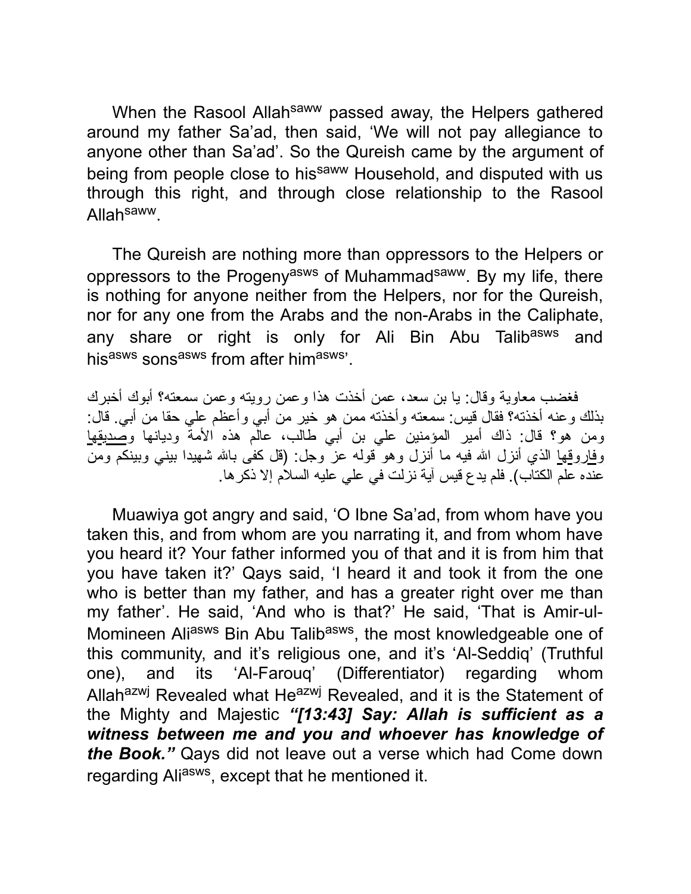When the Rasool Allah[saww] passed away, the Helpers gathered around my father Sa'ad, then said, 'We will not pay allegiance to anyone other than Sa'ad'. So the Qureish came by the argument of being from people close to his[saww] Household, and disputed with us through this right, and through close relationship to the Rasool Allah[saww].

The Qureish are nothing more than oppressors to the Helpers or oppressors to the Progeny[asws] of Muhammad[saww]. By my life, there is nothing for anyone neither from the Helpers, nor for the Qureish, nor for any one from the Arabs and the non-Arabs in the Caliphate, any share or right is only for Ali Bin Abu Talib[asws] and his[asws] sons[asws] from after him[asws]'.

فغضب معاوية وقال: يا بن سعد، عمن أخذت هذا وعمن رويته وعمن سمعته؟ أبوك أخبرك بذلك وعنه أخذته؟ فقال قيس: سمعته وأخذته ممن هو خير من أبي وأعظم علي حقا من أبي. قال: ومن هو؟ قال: ذاك أمير المؤمنين علي بن أبي طالب، عالم هذه الأمة وديانها وصديقها وفاروقها الذي أنزل الله فيه ما أنزل وهو قوله عز وجل: (قل كفى بالله شهيدا بيني وبينكم ومن عنده علم الكتاب). فلم يدع قيس آية نزلت في علي عليه السلام إلا ذكرها.

Muawiya got angry and said, 'O Ibne Sa'ad, from whom have you taken this, and from whom are you narrating it, and from whom have you heard it? Your father informed you of that and it is from him that you have taken it?' Qays said, 'I heard it and took it from the one who is better than my father, and has a greater right over me than my father'. He said, 'And who is that?' He said, 'That is Amir-ul-Momineen Ali[asws] Bin Abu Talib[asws], the most knowledgeable one of this community, and it's religious one, and it's 'Al-Seddiq' (Truthful one), and its 'Al-Farouq' (Differentiator) regarding whom Allah[azwj] Revealed what He[azwj] Revealed, and it is the Statement of the Mighty and Majestic ***"[13:43] Say: Allah is sufficient as a witness between me and you and whoever has knowledge of the Book."*** Qays did not leave out a verse which had Come down regarding Ali[asws], except that he mentioned it.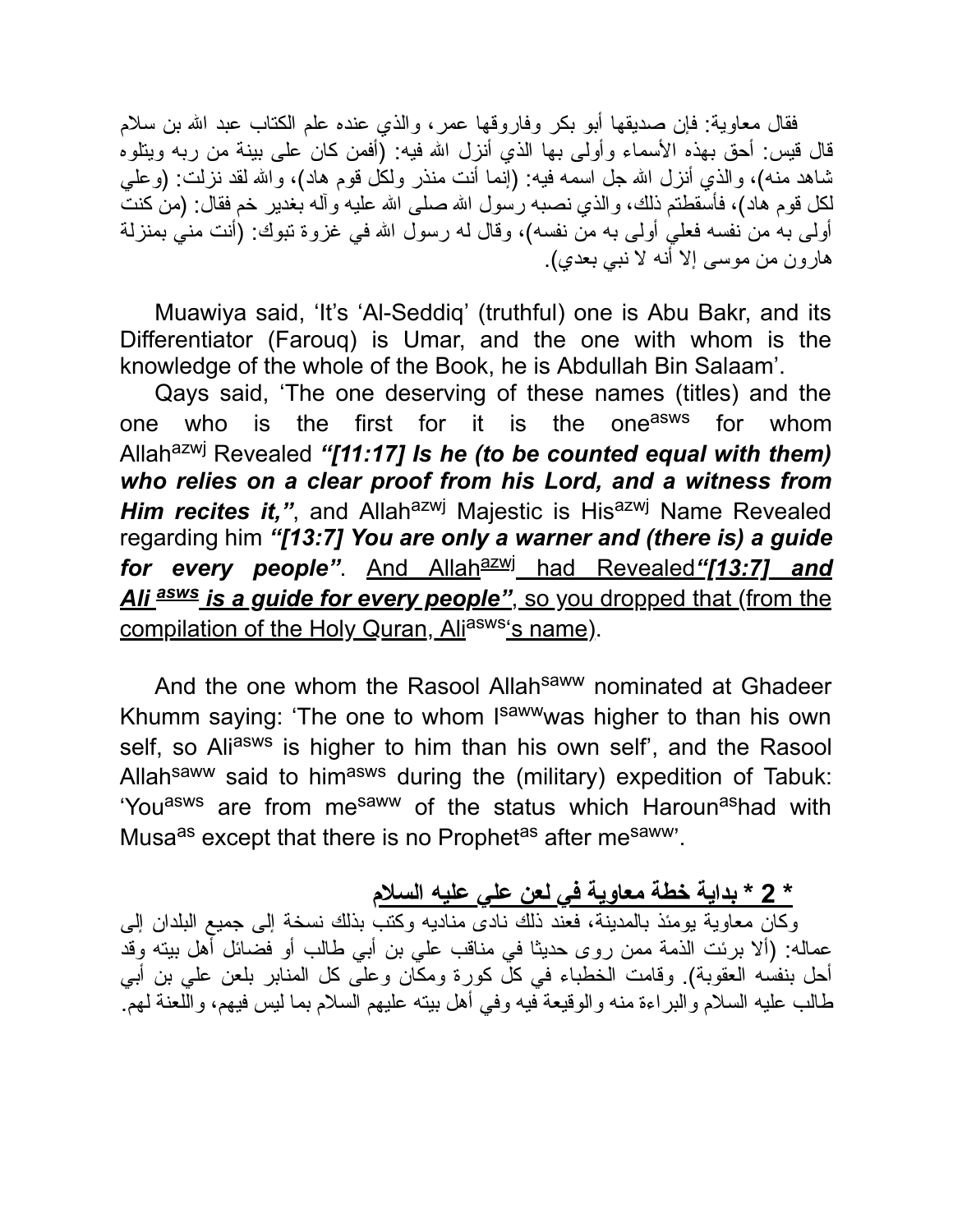فقال معاوية: فإن صديقها أبو بكر وفاروقها عمر، والذي عنده علم الكتاب عبد الله بن سلام قال قيس: أحق بهذه الأسماء وأولى بها الذي أنزل الله فيه: (أفمن كان على بينة من ربه ويتلوه شاهد منه)، والذي أنزل الله جل اسمه فيه: (إنما أنت منذر ولكل قوم هاد)، والله لقد نزلت: (وعلي لكل قوم هاد)، فأسقطتم ذلك، والذي نصبه رسول الله صلى الله عليه وآله بغدير خم فقال: (من كنت أولى به من نفسه فعلي أولى به من نفسه)، وقال له رسول الله في غزوة تبوك: (أنت مني بمنزلة هارون من موسى إلا أنه لا نبي بعدي).

Muawiya said, 'It's 'Al-Seddiq' (truthful) one is Abu Bakr, and its Differentiator (Farouq) is Umar, and the one with whom is the knowledge of the whole of the Book, he is Abdullah Bin Salaam'.

Qays said, 'The one deserving of these names (titles) and the one who is the first for it is the one[asws] for whom Allah[azwj] Revealed ***"[11:17] Is he (to be counted equal with them) who relies on a clear proof from his Lord, and a witness from Him recites it,"***, and Allah[azwj] Majestic is His[azwj] Name Revealed regarding him ***"[13:7] You are only a warner and (there is) a guide for every people"***. <u>And Allah[azwj] had Revealed***"[13:7] and Ali [asws] is a guide for every people"***, so you dropped that (from the compilation of the Holy Quran, Ali[asws]'s name)</u>.

And the one whom the Rasool Allah[saww] nominated at Ghadeer Khumm saying: 'The one to whom I[saww]was higher to than his own self, so Ali[asws] is higher to him than his own self', and the Rasool Allah[saww] said to him[asws] during the (military) expedition of Tabuk: 'You[asws] are from me[saww] of the status which Haroun[as]had with Musa[as] except that there is no Prophet[as] after me[saww]'.

## <u>* 2 * بداية خطة معاوية في لعن علي عليه السلام</u>

وكان معاوية يومئذ بالمدينة، فعند ذلك نادى مناديه وكتب بذلك نسخة إلى جميع البلدان إلى عماله: (ألا برئت الذمة ممن روى حديثا في مناقب علي بن أبي طالب أو فضائل أهل بيته وقد أحل بنفسه العقوبة). وقامت الخطباء في كل كورة ومكان وعلى كل المنابر بلعن علي بن أبي طالب عليه السلام والبراءة منه والوقيعة فيه وفي أهل بيته عليهم السلام بما ليس فيهم، واللعنة لهم.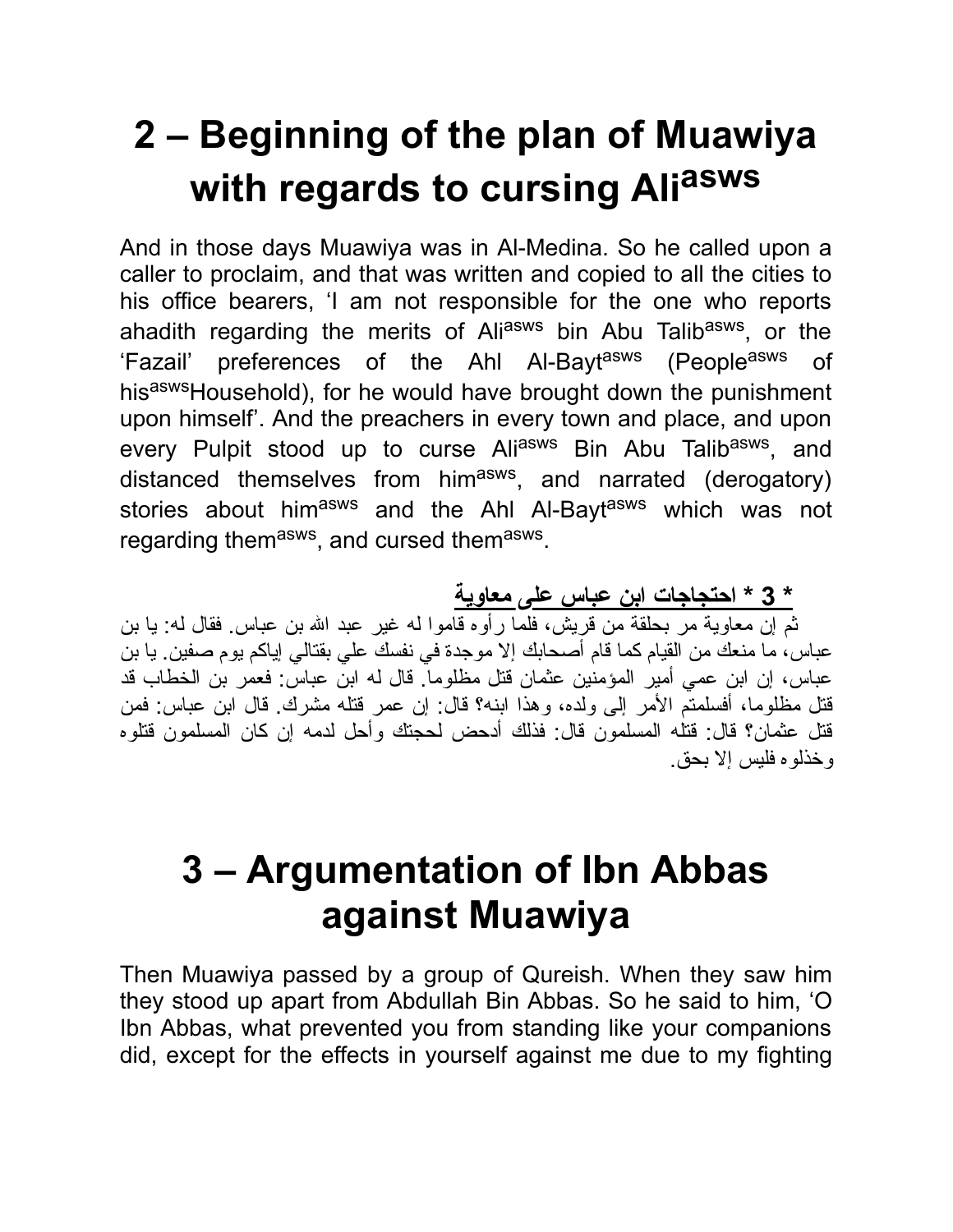# 2 – Beginning of the plan of Muawiya with regards to cursing Ali[asws]

And in those days Muawiya was in Al-Medina. So he called upon a caller to proclaim, and that was written and copied to all the cities to his office bearers, 'I am not responsible for the one who reports ahadith regarding the merits of Ali[asws] bin Abu Talib[asws], or the 'Fazail' preferences of the Ahl Al-Bayt[asws] (People[asws] of his[asws]Household), for he would have brought down the punishment upon himself'. And the preachers in every town and place, and upon every Pulpit stood up to curse Ali[asws] Bin Abu Talib[asws], and distanced themselves from him[asws], and narrated (derogatory) stories about him[asws] and the Ahl Al-Bayt[asws] which was not regarding them[asws], and cursed them[asws].

**\* 3 \* احتجاجات ابن عباس على معاوية**

ثم إن معاوية مر بحلقة من قريش، فلما رأوه قاموا له غير عبد الله بن عباس. فقال له: يا بن عباس، ما منعك من القيام كما قام أصحابك إلا موجدة في نفسك علي بقتالي إياكم يوم صفين. يا بن عباس، إن ابن عمي أمير المؤمنين عثمان قتل مظلوما. قال له ابن عباس: فعمر بن الخطاب قد قتل مظلوما، أفسلمتم الأمر إلى ولده، وهذا ابنه؟ قال: إن عمر قتله مشرك. قال ابن عباس: فمن قتل عثمان؟ قال: قتله المسلمون قال: فذلك أدحض لحجتك وأحل لدمه إن كان المسلمون قتلوه وخذلوه فليس إلا بحق.

# 3 – Argumentation of Ibn Abbas against Muawiya

Then Muawiya passed by a group of Qureish. When they saw him they stood up apart from Abdullah Bin Abbas. So he said to him, 'O Ibn Abbas, what prevented you from standing like your companions did, except for the effects in yourself against me due to my fighting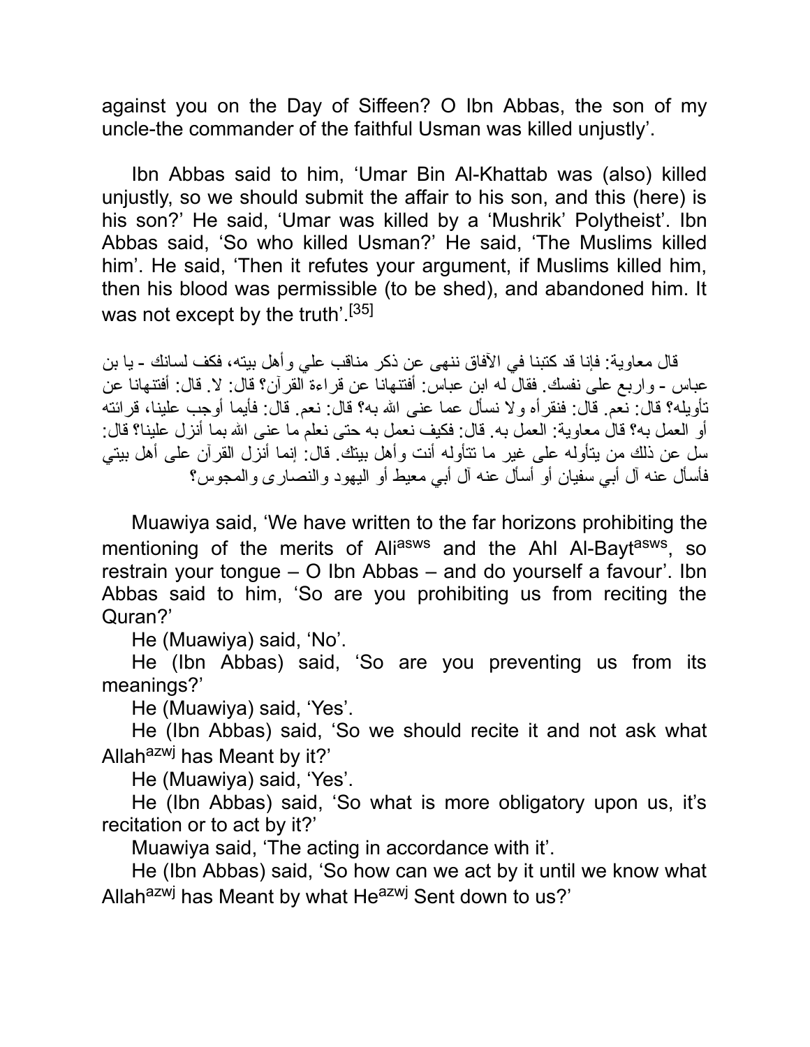against you on the Day of Siffeen? O Ibn Abbas, the son of my uncle-the commander of the faithful Usman was killed unjustly'.

Ibn Abbas said to him, 'Umar Bin Al-Khattab was (also) killed unjustly, so we should submit the affair to his son, and this (here) is his son?' He said, 'Umar was killed by a 'Mushrik' Polytheist'. Ibn Abbas said, 'So who killed Usman?' He said, 'The Muslims killed him'. He said, 'Then it refutes your argument, if Muslims killed him, then his blood was permissible (to be shed), and abandoned him. It was not except by the truth'.[35]

قال معاوية: فإنا قد كتبنا في الآفاق ننهى عن ذكر مناقب علي وأهل بيته، فكف لسانك - يا بن عباس - واربع على نفسك. فقال له ابن عباس: أفتنهانا عن قراءة القرآن؟ قال: لا. قال: أفتنهانا عن تأويله؟ قال: نعم. قال: فنقرأه ولا نسأل عما عنى الله به؟ قال: نعم. قال: فأيما أوجب علينا، قرائته أو العمل به؟ قال معاوية: العمل به. قال: فكيف نعمل به حتى نعلم ما عنى الله بما أنزل علينا؟ قال: سل عن ذلك من يتأوله على غير ما تتأوله أنت وأهل بيتك. قال: إنما أنزل القرآن على أهل بيتي فأسأل عنه آل أبي سفيان أو أسأل عنه آل أبي معيط أو اليهود والنصارى والمجوس؟

Muawiya said, 'We have written to the far horizons prohibiting the mentioning of the merits of Ali[asws] and the Ahl Al-Bayt[asws], so restrain your tongue – O Ibn Abbas – and do yourself a favour'. Ibn Abbas said to him, 'So are you prohibiting us from reciting the Quran?'

He (Muawiya) said, 'No'.

He (Ibn Abbas) said, 'So are you preventing us from its meanings?'

He (Muawiya) said, 'Yes'.

He (Ibn Abbas) said, 'So we should recite it and not ask what Allah[azwj] has Meant by it?'

He (Muawiya) said, 'Yes'.

He (Ibn Abbas) said, 'So what is more obligatory upon us, it's recitation or to act by it?'

Muawiya said, 'The acting in accordance with it'.

He (Ibn Abbas) said, 'So how can we act by it until we know what Allah[azwj] has Meant by what He[azwj] Sent down to us?'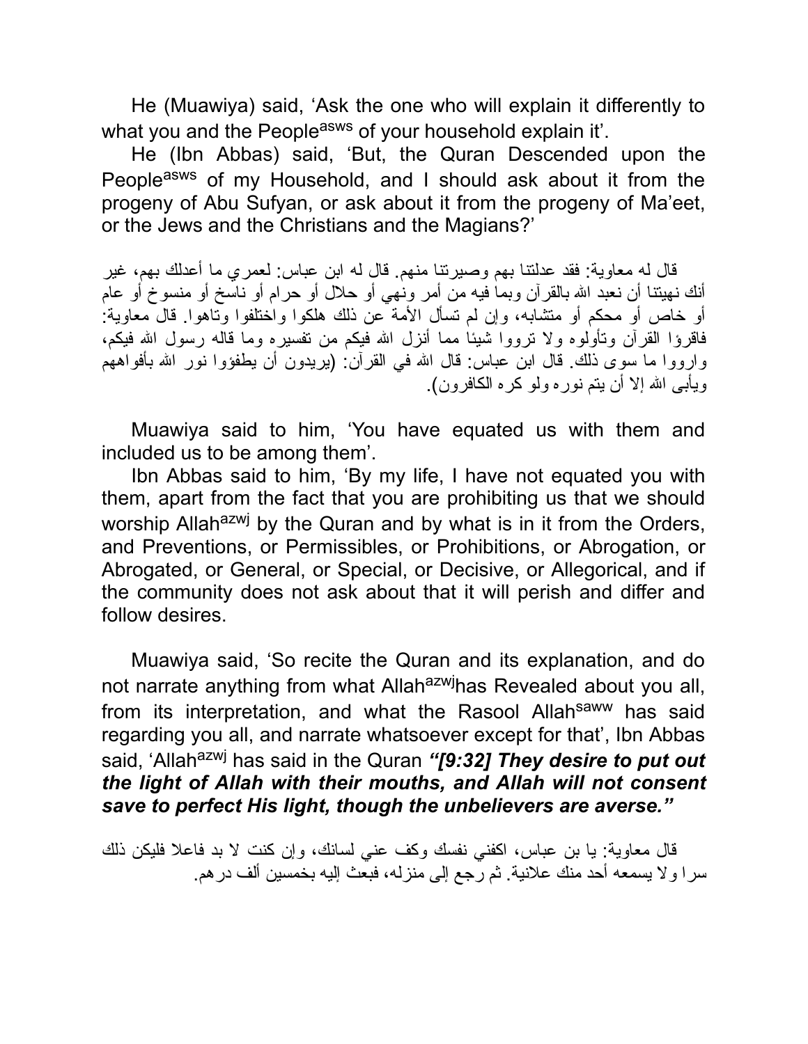He (Muawiya) said, 'Ask the one who will explain it differently to what you and the People[asws] of your household explain it'.

He (Ibn Abbas) said, 'But, the Quran Descended upon the People[asws] of my Household, and I should ask about it from the progeny of Abu Sufyan, or ask about it from the progeny of Ma'eet, or the Jews and the Christians and the Magians?'

قال له معاوية: فقد عدلتنا بهم وصيرتنا منهم. قال له ابن عباس: لعمري ما أعدلك بهم، غير أنك نهيتنا أن نعبد الله بالقرآن وبما فيه من أمر ونهي أو حلال أو حرام أو ناسخ أو منسوخ أو عام أو خاص أو محكم أو متشابه، وإن لم تسأل الأمة عن ذلك هلكوا واختلفوا وتاهوا. قال معاوية: فاقرؤا القرآن وتأولوه ولا ترووا شيئا مما أنزل الله فيكم من تفسيره وما قاله رسول الله فيكم، وارووا ما سوى ذلك. قال ابن عباس: قال الله في القرآن: (يريدون أن يطفؤوا نور الله بأفواههم ويأبى الله إلا أن يتم نوره ولو كره الكافرون).

Muawiya said to him, 'You have equated us with them and included us to be among them'.

Ibn Abbas said to him, 'By my life, I have not equated you with them, apart from the fact that you are prohibiting us that we should worship Allah[azwj] by the Quran and by what is in it from the Orders, and Preventions, or Permissibles, or Prohibitions, or Abrogation, or Abrogated, or General, or Special, or Decisive, or Allegorical, and if the community does not ask about that it will perish and differ and follow desires.

Muawiya said, 'So recite the Quran and its explanation, and do not narrate anything from what Allah[azwj]has Revealed about you all, from its interpretation, and what the Rasool Allah[saww] has said regarding you all, and narrate whatsoever except for that', Ibn Abbas said, 'Allah[azwj] has said in the Quran ***"[9:32] They desire to put out the light of Allah with their mouths, and Allah will not consent save to perfect His light, though the unbelievers are averse."***

قال معاوية: يا بن عباس، اكفني نفسك وكف عني لسانك، وإن كنت لا بد فاعلا فليكن ذلك سرا ولا يسمعه أحد منك علانية. ثم رجع إلى منزله، فبعث إليه بخمسين ألف درهم.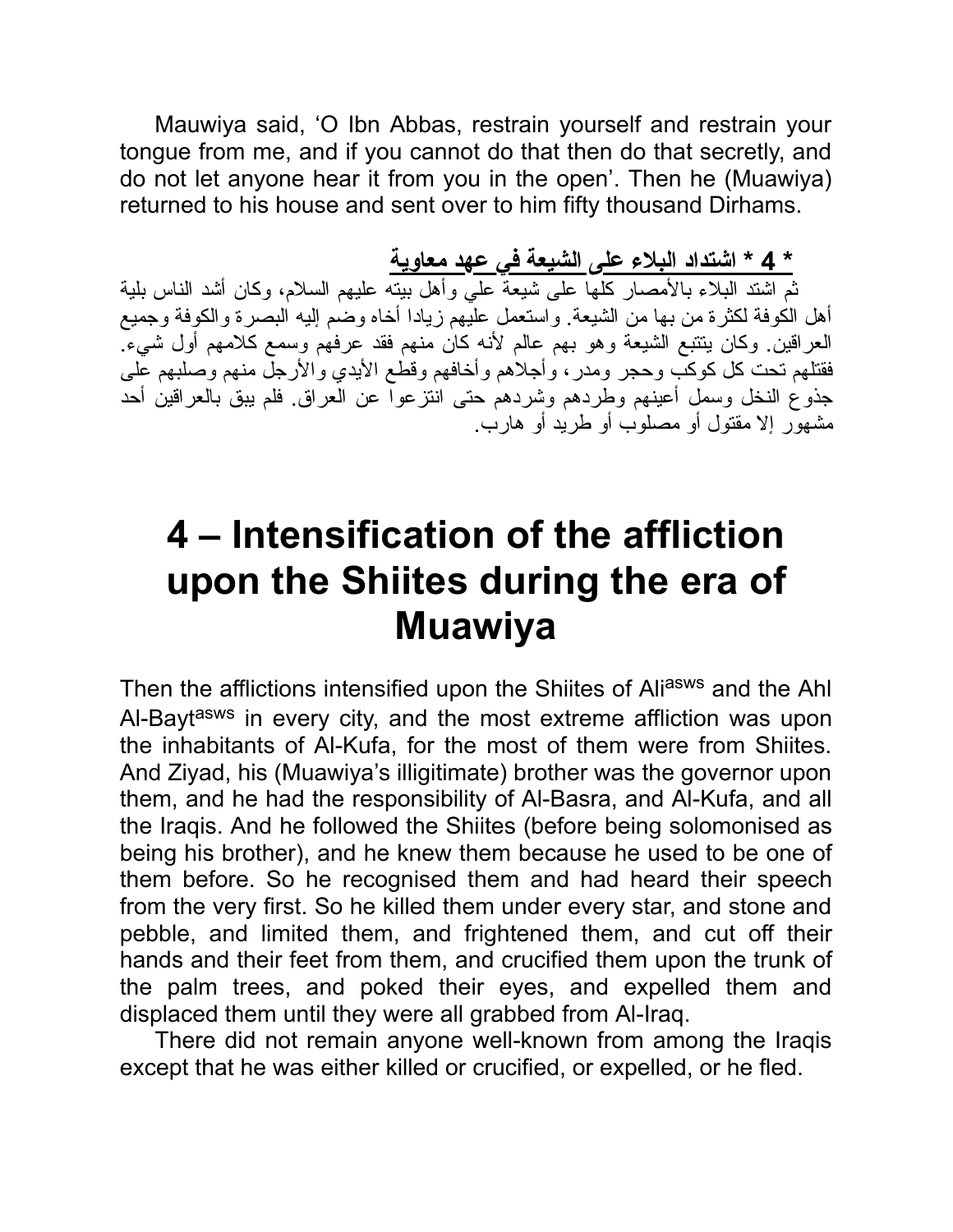Mauwiya said, 'O Ibn Abbas, restrain yourself and restrain your tongue from me, and if you cannot do that then do that secretly, and do not let anyone hear it from you in the open'. Then he (Muawiya) returned to his house and sent over to him fifty thousand Dirhams.

**\* 4 \* اشتداد البلاء على الشيعة في عهد معاوية**

ثم اشتد البلاء بالأمصار كلها على شيعة علي وأهل بيته عليهم السلام، وكان أشد الناس بلية أهل الكوفة لكثرة من بها من الشيعة. واستعمل عليهم زيادا أخاه وضم إليه البصرة والكوفة وجميع العراقين. وكان يتتبع الشيعة وهو بهم عالم لأنه كان منهم فقد عرفهم وسمع كلامهم أول شيء. فقتلهم تحت كل كوكب وحجر ومدر، وأجلاهم وأخافهم وقطع الأيدي والأرجل منهم وصلبهم على جذوع النخل وسمل أعينهم وطردهم وشردهم حتى انتزعوا عن العراق. فلم يبق بالعراقين أحد مشهور إلا مقتول أو مصلوب أو طريد أو هارب.

# 4 – Intensification of the affliction upon the Shiites during the era of Muawiya

Then the afflictions intensified upon the Shiites of Ali[asws] and the Ahl Al-Bayt[asws] in every city, and the most extreme affliction was upon the inhabitants of Al-Kufa, for the most of them were from Shiites. And Ziyad, his (Muawiya's illigitimate) brother was the governor upon them, and he had the responsibility of Al-Basra, and Al-Kufa, and all the Iraqis. And he followed the Shiites (before being solomonised as being his brother), and he knew them because he used to be one of them before. So he recognised them and had heard their speech from the very first. So he killed them under every star, and stone and pebble, and limited them, and frightened them, and cut off their hands and their feet from them, and crucified them upon the trunk of the palm trees, and poked their eyes, and expelled them and displaced them until they were all grabbed from Al-Iraq.

There did not remain anyone well-known from among the Iraqis except that he was either killed or crucified, or expelled, or he fled.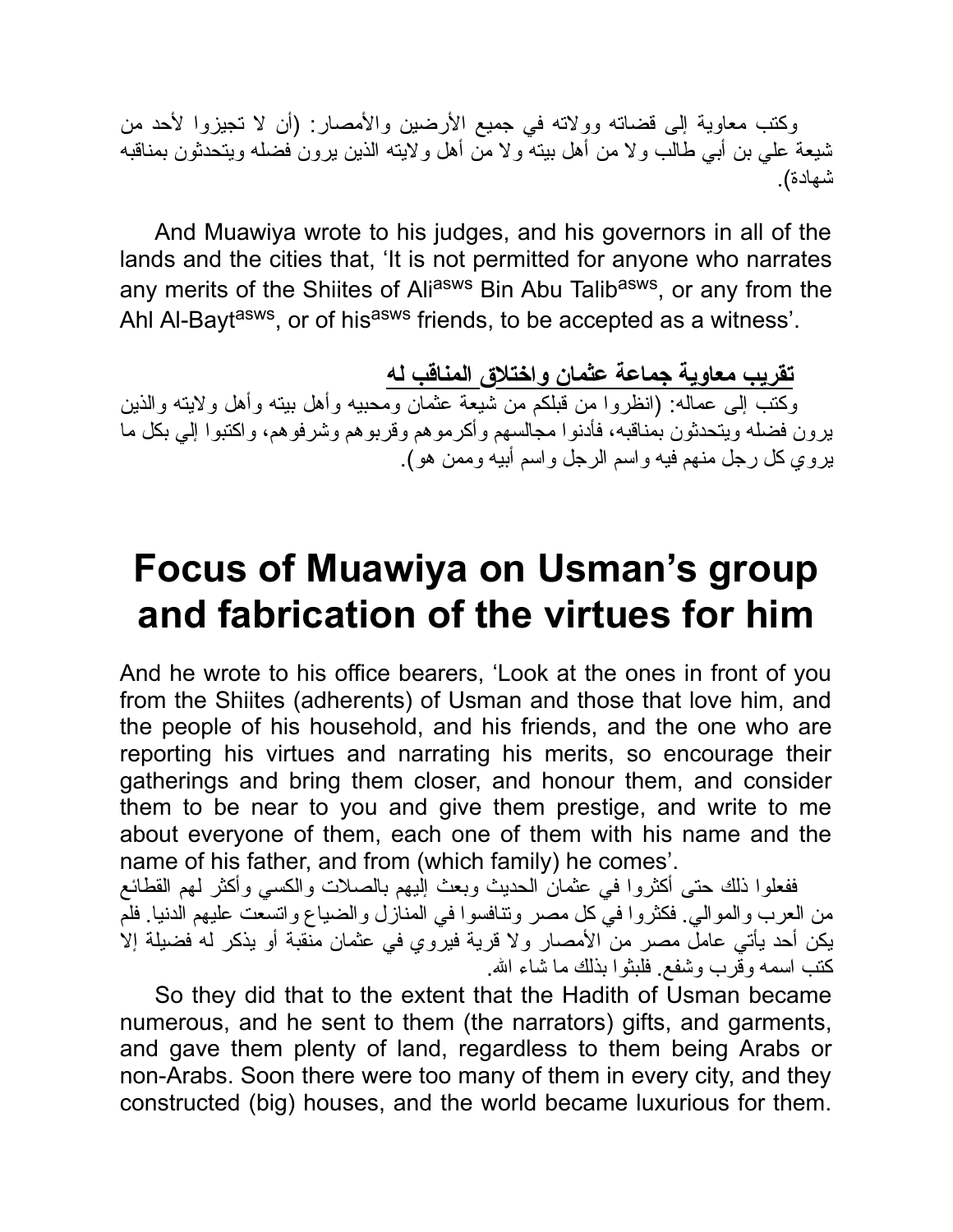وكتب معاوية إلى قضاته وولاته في جميع الأرضين والأمصار: (أن لا تجيزوا لأحد من شيعة علي بن أبي طالب ولا من أهل بيته ولا من أهل ولايته الذين يرون فضله ويتحدثون بمناقبه شهادة).

And Muawiya wrote to his judges, and his governors in all of the lands and the cities that, 'It is not permitted for anyone who narrates any merits of the Shiites of Ali[asws] Bin Abu Talib[asws], or any from the Ahl Al-Bayt[asws], or of his[asws] friends, to be accepted as a witness'.

**تقريب معاوية جماعة عثمان واختلاق المناقب له**

وكتب إلى عماله: (انظروا من قبلكم من شيعة عثمان ومحبيه وأهل بيته وأهل ولايته والذين يرون فضله ويتحدثون بمناقبه، فأدنوا مجالسهم وأكرموهم وقربوهم وشرفوهم، واكتبوا إلي بكل ما يروي كل رجل منهم فيه واسم الرجل واسم أبيه وممن هو).

# Focus of Muawiya on Usman's group and fabrication of the virtues for him

And he wrote to his office bearers, 'Look at the ones in front of you from the Shiites (adherents) of Usman and those that love him, and the people of his household, and his friends, and the one who are reporting his virtues and narrating his merits, so encourage their gatherings and bring them closer, and honour them, and consider them to be near to you and give them prestige, and write to me about everyone of them, each one of them with his name and the name of his father, and from (which family) he comes'.

ففعلوا ذلك حتى أكثروا في عثمان الحديث وبعث إليهم بالصلات والكسي وأكثر لهم القطائع من العرب والموالي. فكثروا في كل مصر وتنافسوا في المنازل والضياع واتسعت عليهم الدنيا. فلم يكن أحد يأتي عامل مصر من الأمصار ولا قرية فيروي في عثمان منقبة أو يذكر له فضيلة إلا كتب اسمه وقرب وشفع. فلبثوا بذلك ما شاء الله.

So they did that to the extent that the Hadith of Usman became numerous, and he sent to them (the narrators) gifts, and garments, and gave them plenty of land, regardless to them being Arabs or non-Arabs. Soon there were too many of them in every city, and they constructed (big) houses, and the world became luxurious for them.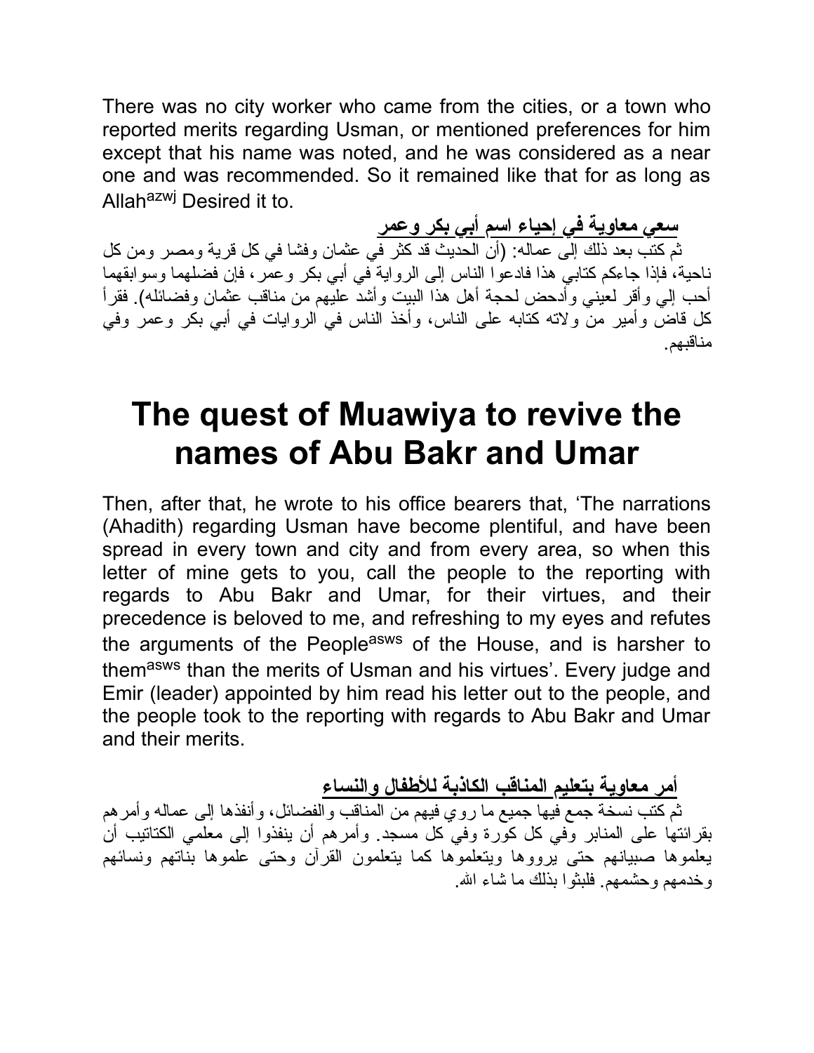There was no city worker who came from the cities, or a town who reported merits regarding Usman, or mentioned preferences for him except that his name was noted, and he was considered as a near one and was recommended. So it remained like that for as long as Allah[azwj] Desired it to.

**سعي معاوية في إحياء اسم أبي بكر وعمر**

ثم كتب بعد ذلك إلى عماله: (أن الحديث قد كثر في عثمان وفشا في كل قرية ومصر ومن كل ناحية، فإذا جاءكم كتابي هذا فادعوا الناس إلى الرواية في أبي بكر وعمر، فإن فضلهما وسوابقهما أحب إلي وأقر لعيني وأدحض لحجة أهل هذا البيت وأشد عليهم من مناقب عثمان وفضائله). فقرأ كل قاض وأمير من ولاته كتابه على الناس، وأخذ الناس في الروايات في أبي بكر وعمر وفي مناقبهم.

# The quest of Muawiya to revive the names of Abu Bakr and Umar

Then, after that, he wrote to his office bearers that, 'The narrations (Ahadith) regarding Usman have become plentiful, and have been spread in every town and city and from every area, so when this letter of mine gets to you, call the people to the reporting with regards to Abu Bakr and Umar, for their virtues, and their precedence is beloved to me, and refreshing to my eyes and refutes the arguments of the People[asws] of the House, and is harsher to them[asws] than the merits of Usman and his virtues'. Every judge and Emir (leader) appointed by him read his letter out to the people, and the people took to the reporting with regards to Abu Bakr and Umar and their merits.

**أمر معاوية بتعليم المناقب الكاذبة للأطفال والنساء**

ثم كتب نسخة جمع فيها جميع ما روي فيهم من المناقب والفضائل، وأنفذها إلى عماله وأمرهم بقرائتها على المنابر وفي كل كورة وفي كل مسجد. وأمرهم أن ينفذوا إلى معلمي الكتاتيب أن يعلموها صبيانهم حتى يرووها ويتعلموها كما يتعلمون القرآن وحتى علموها بناتهم ونسائهم وخدمهم وحشمهم. فلبثوا بذلك ما شاء الله.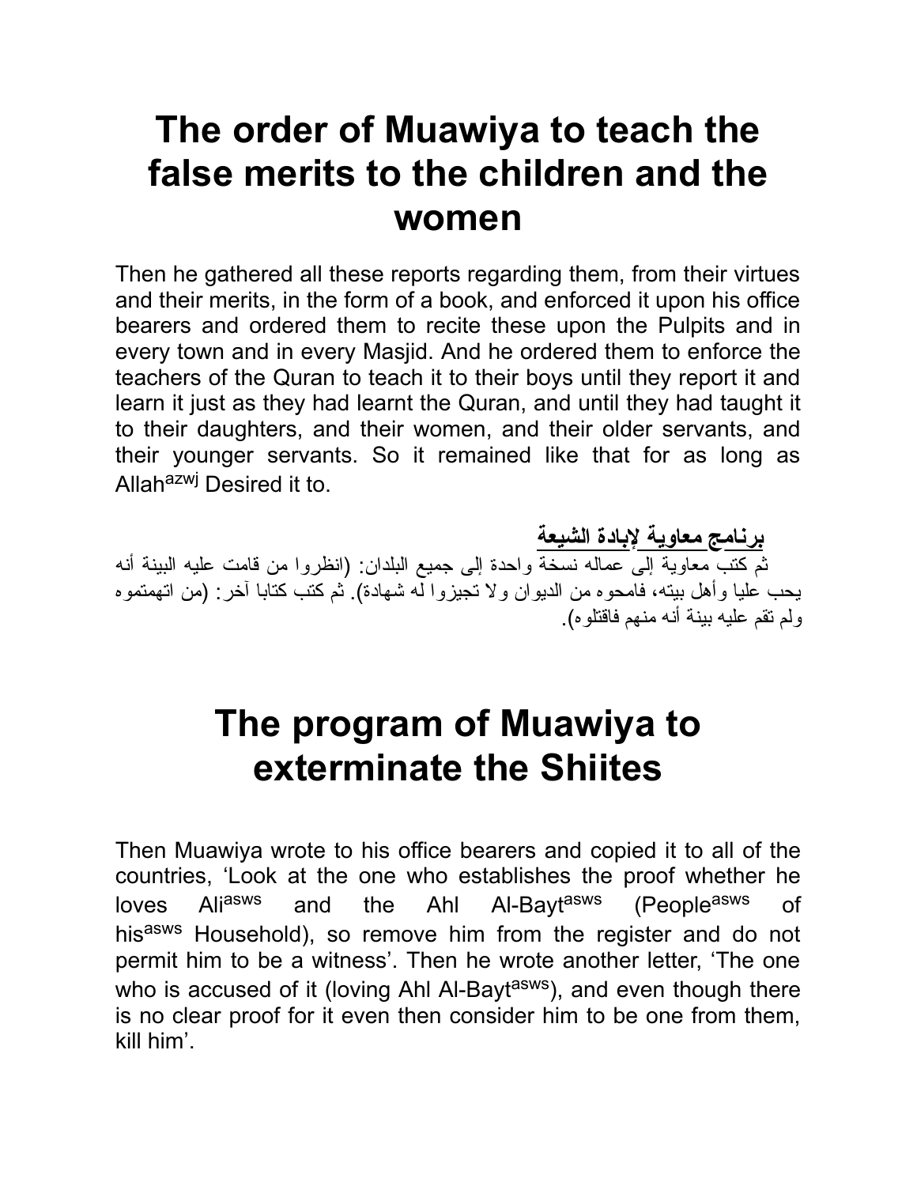# The order of Muawiya to teach the false merits to the children and the women

Then he gathered all these reports regarding them, from their virtues and their merits, in the form of a book, and enforced it upon his office bearers and ordered them to recite these upon the Pulpits and in every town and in every Masjid. And he ordered them to enforce the teachers of the Quran to teach it to their boys until they report it and learn it just as they had learnt the Quran, and until they had taught it to their daughters, and their women, and their older servants, and their younger servants. So it remained like that for as long as Allah[azwj] Desired it to.

**برنامج معاوية لإبادة الشيعة**

ثم كتب معاوية إلى عماله نسخة واحدة إلى جميع البلدان: (انظروا من قامت عليه البينة أنه يحب عليا وأهل بيته، فامحوه من الديوان ولا تجيزوا له شهادة). ثم كتب كتابا آخر: (من اتهمتموه ولم تقم عليه بينة أنه منهم فاقتلوه).

# The program of Muawiya to exterminate the Shiites

Then Muawiya wrote to his office bearers and copied it to all of the countries, 'Look at the one who establishes the proof whether he loves Ali[asws] and the Ahl Al-Bayt[asws] (People[asws] of his[asws] Household), so remove him from the register and do not permit him to be a witness'. Then he wrote another letter, 'The one who is accused of it (loving Ahl Al-Bayt[asws]), and even though there is no clear proof for it even then consider him to be one from them, kill him'.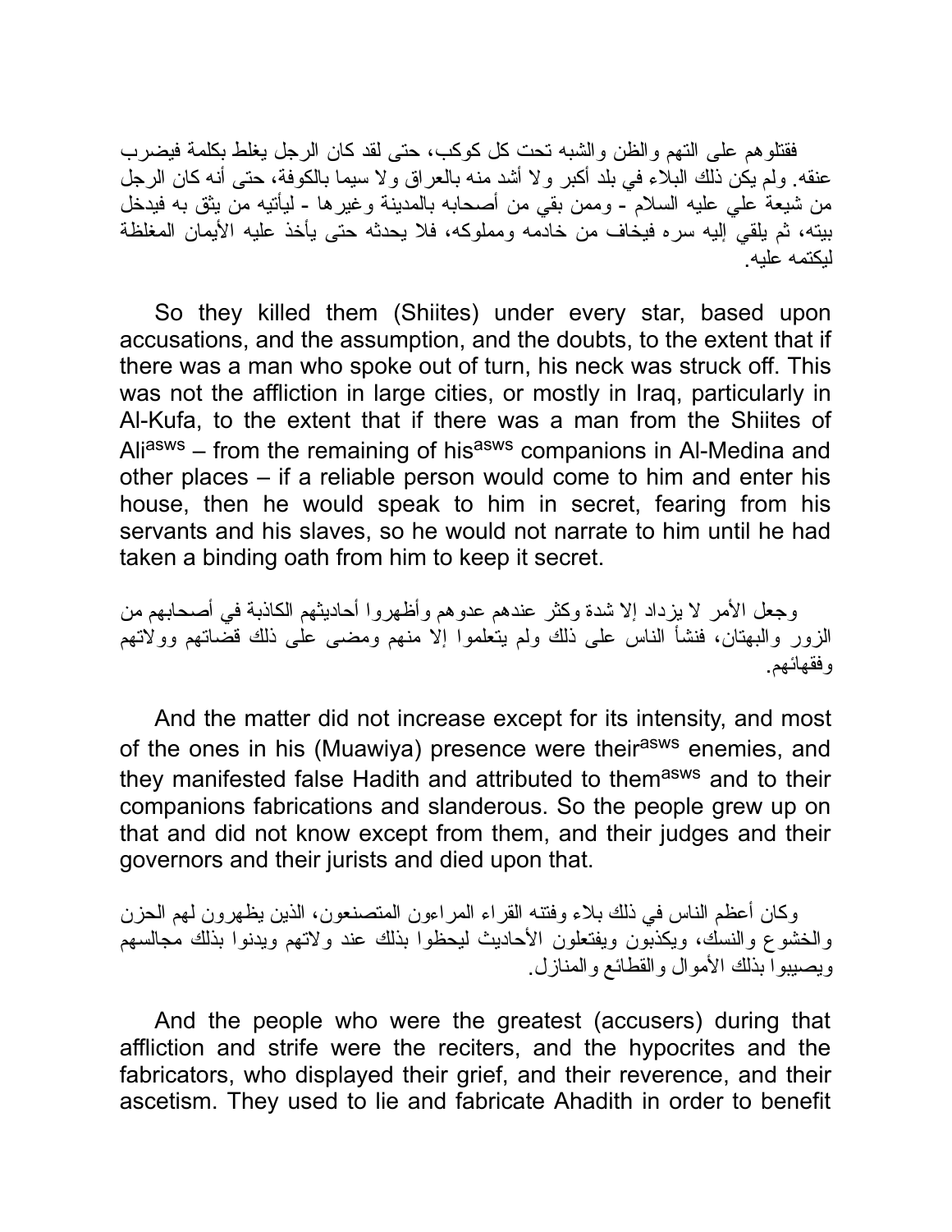فقتلوهم على التهم والظن والشبه تحت كل كوكب، حتى لقد كان الرجل يغلط بكلمة فيضرب عنقه. ولم يكن ذلك البلاء في بلد أكبر ولا أشد منه بالعراق ولا سيما بالكوفة، حتى أنه كان الرجل من شيعة علي عليه السلام - وممن بقي من أصحابه بالمدينة وغيرها - ليأتيه من يثق به فيدخل بيته، ثم يلقي إليه سره فيخاف من خادمه ومملوكه، فلا يحدثه حتى يأخذ عليه الأيمان المغلظة ليكتمه عليه.

So they killed them (Shiites) under every star, based upon accusations, and the assumption, and the doubts, to the extent that if there was a man who spoke out of turn, his neck was struck off. This was not the affliction in large cities, or mostly in Iraq, particularly in Al-Kufa, to the extent that if there was a man from the Shiites of Ali[asws] – from the remaining of his[asws] companions in Al-Medina and other places – if a reliable person would come to him and enter his house, then he would speak to him in secret, fearing from his servants and his slaves, so he would not narrate to him until he had taken a binding oath from him to keep it secret.

وجعل الأمر لا يزداد إلا شدة وكثر عندهم عدوهم وأظهروا أحاديثهم الكاذبة في أصحابهم من الزور والبهتان، فنشأ الناس على ذلك ولم يتعلموا إلا منهم ومضى على ذلك قضاتهم وولاتهم وفقهائهم.

And the matter did not increase except for its intensity, and most of the ones in his (Muawiya) presence were their[asws] enemies, and they manifested false Hadith and attributed to them[asws] and to their companions fabrications and slanderous. So the people grew up on that and did not know except from them, and their judges and their governors and their jurists and died upon that.

وكان أعظم الناس في ذلك بلاء وفتنه القراء المراءون المتصنعون، الذين يظهرون لهم الحزن والخشوع والنسك، ويكذبون ويفتعلون الأحاديث ليحظوا بذلك عند ولاتهم ويدنوا بذلك مجالسهم ويصيبوا بذلك الأموال والقطائع والمنازل.

And the people who were the greatest (accusers) during that affliction and strife were the reciters, and the hypocrites and the fabricators, who displayed their grief, and their reverence, and their ascetism. They used to lie and fabricate Ahadith in order to benefit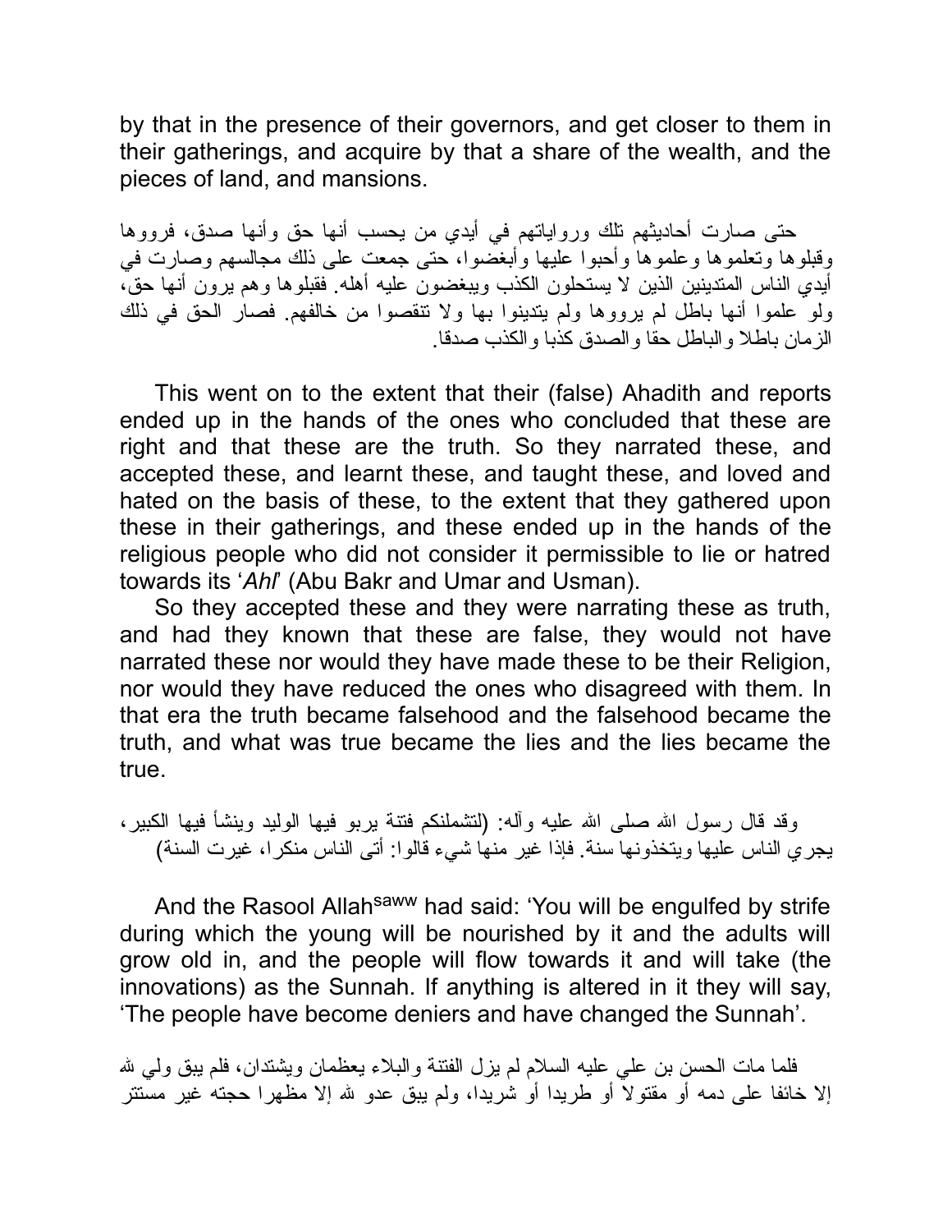by that in the presence of their governors, and get closer to them in their gatherings, and acquire by that a share of the wealth, and the pieces of land, and mansions.

حتى صارت أحاديثهم تلك ورواياتهم في أيدي من يحسب أنها حق وأنها صدق، فرووها وقبلوها وتعلموها وعلموها وأحبوا عليها وأبغضوا، حتى جمعت على ذلك مجالسهم وصارت في أيدي الناس المتدينين الذين لا يستحلون الكذب ويبغضون عليه أهله. فقبلوها وهم يرون أنها حق، ولو علموا أنها باطل لم يرووها ولم يتدينوا بها ولا تنقصوا من خالفهم. فصار الحق في ذلك الزمان باطلا والباطل حقا والصدق كذبا والكذب صدقا.

This went on to the extent that their (false) Ahadith and reports ended up in the hands of the ones who concluded that these are right and that these are the truth. So they narrated these, and accepted these, and learnt these, and taught these, and loved and hated on the basis of these, to the extent that they gathered upon these in their gatherings, and these ended up in the hands of the religious people who did not consider it permissible to lie or hatred towards its '*Ahl*' (Abu Bakr and Umar and Usman).

So they accepted these and they were narrating these as truth, and had they known that these are false, they would not have narrated these nor would they have made these to be their Religion, nor would they have reduced the ones who disagreed with them. In that era the truth became falsehood and the falsehood became the truth, and what was true became the lies and the lies became the true.

وقد قال رسول الله صلى الله عليه وآله: (لتشملنكم فتنة يربو فيها الوليد وينشأ فيها الكبير، يجري الناس عليها ويتخذونها سنة. فإذا غير منها شيء قالوا: أتى الناس منكرا، غيرت السنة)

And the Rasool Allah[saww] had said: 'You will be engulfed by strife during which the young will be nourished by it and the adults will grow old in, and the people will flow towards it and will take (the innovations) as the Sunnah. If anything is altered in it they will say, 'The people have become deniers and have changed the Sunnah'.

فلما مات الحسن بن علي عليه السلام لم يزل الفتنة والبلاء يعظمان ويشتدان، فلم يبق ولي لله إلا خائفا على دمه أو مقتولا أو طريدا أو شريدا، ولم يبق عدو لله إلا مظهرا حجته غير مستتر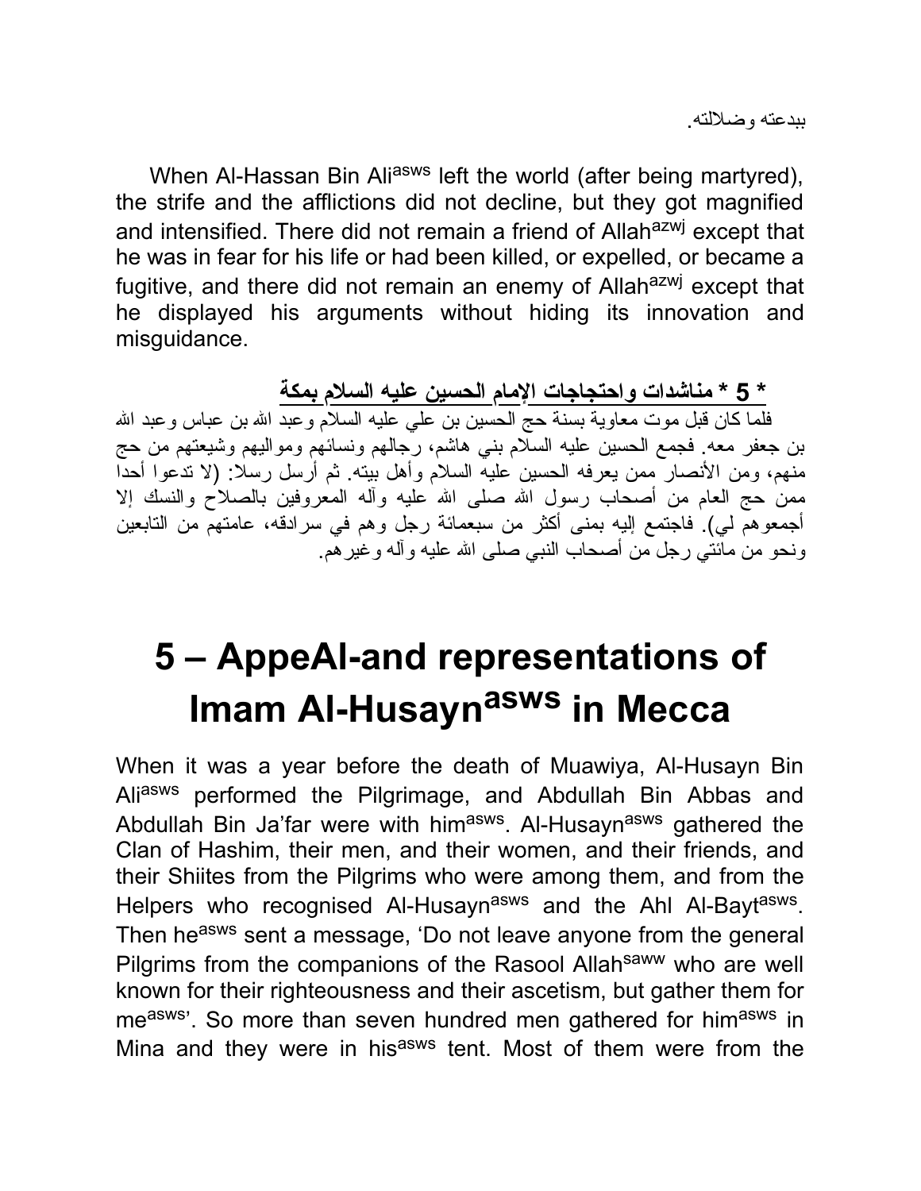ببدعته وضلالته.

When Al-Hassan Bin Ali[asws] left the world (after being martyred), the strife and the afflictions did not decline, but they got magnified and intensified. There did not remain a friend of Allah[azwj] except that he was in fear for his life or had been killed, or expelled, or became a fugitive, and there did not remain an enemy of Allah[azwj] except that he displayed his arguments without hiding its innovation and misguidance.

**<u>* 5 * مناشدات واحتجاجات الإمام الحسين عليه السلام بمكة</u>**

فلما كان قبل موت معاوية بسنة حج الحسين بن علي عليه السلام وعبد الله بن عباس وعبد الله بن جعفر معه. فجمع الحسين عليه السلام بني هاشم، رجالهم ونسائهم ومواليهم وشيعتهم من حج منهم، ومن الأنصار ممن يعرفه الحسين عليه السلام وأهل بيته. ثم أرسل رسلا: (لا تدعوا أحدا ممن حج العام من أصحاب رسول الله صلى الله عليه وآله المعروفين بالصلاح والنسك إلا أجمعوهم لي). فاجتمع إليه بمنى أكثر من سبعمائة رجل وهم في سرادقه، عامتهم من التابعين ونحو من مائتي رجل من أصحاب النبي صلى الله عليه وآله وغيرهم.

# 5 – AppeAl-and representations of Imam Al-Husayn[asws] in Mecca

When it was a year before the death of Muawiya, Al-Husayn Bin Ali[asws] performed the Pilgrimage, and Abdullah Bin Abbas and Abdullah Bin Ja'far were with him[asws]. Al-Husayn[asws] gathered the Clan of Hashim, their men, and their women, and their friends, and their Shiites from the Pilgrims who were among them, and from the Helpers who recognised Al-Husayn[asws] and the Ahl Al-Bayt[asws]. Then he[asws] sent a message, 'Do not leave anyone from the general Pilgrims from the companions of the Rasool Allah[saww] who are well known for their righteousness and their ascetism, but gather them for me[asws]'. So more than seven hundred men gathered for him[asws] in Mina and they were in his[asws] tent. Most of them were from the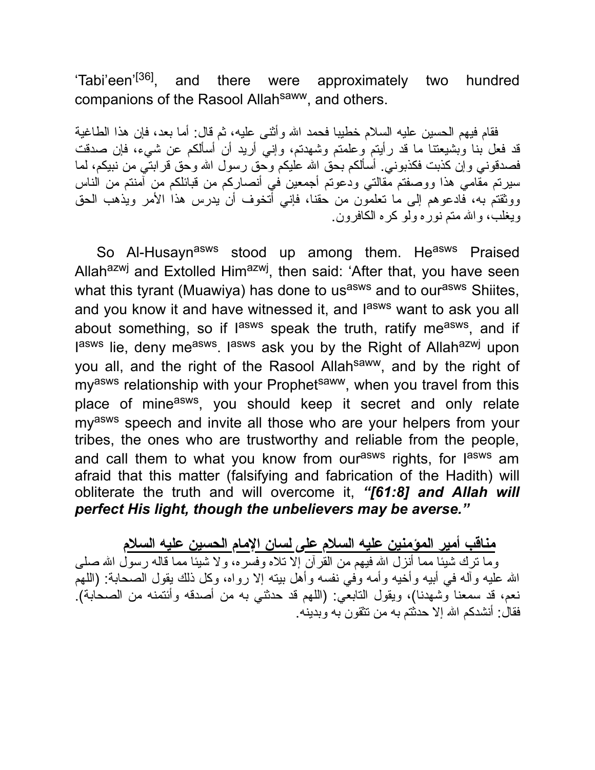'Tabi'een'[36], and there were approximately two hundred companions of the Rasool Allah[saww], and others.

فقام فيهم الحسين عليه السلام خطيبا فحمد الله وأثنى عليه، ثم قال: أما بعد، فإن هذا الطاغية قد فعل بنا وبشيعتنا ما قد رأيتم وعلمتم وشهدتم، وإني أريد أن أسألكم عن شيء، فإن صدقت فصدقوني وإن كذبت فكذبوني. أسألكم بحق الله عليكم وحق رسول الله وحق قرابتي من نبيكم، لما سيرتم مقامي هذا ووصفتم مقالتي ودعوتم أجمعين في أنصاركم من قبائلكم من آمنتم من الناس ووثقتم به، فادعوهم إلى ما تعلمون من حقنا، فإني أتخوف أن يدرس هذا الأمر ويذهب الحق ويغلب، والله متم نوره ولو كره الكافرون.

So Al-Husayn[asws] stood up among them. He[asws] Praised Allah[azwj] and Extolled Him[azwj], then said: 'After that, you have seen what this tyrant (Muawiya) has done to us[asws] and to our[asws] Shiites, and you know it and have witnessed it, and I[asws] want to ask you all about something, so if I[asws] speak the truth, ratify me[asws], and if I[asws] lie, deny me[asws]. I[asws] ask you by the Right of Allah[azwj] upon you all, and the right of the Rasool Allah[saww], and by the right of my[asws] relationship with your Prophet[saww], when you travel from this place of mine[asws], you should keep it secret and only relate my[asws] speech and invite all those who are your helpers from your tribes, the ones who are trustworthy and reliable from the people, and call them to what you know from our[asws] rights, for I[asws] am afraid that this matter (falsifying and fabrication of the Hadith) will obliterate the truth and will overcome it, ***"[61:8] and Allah will perfect His light, though the unbelievers may be averse."***

**مناقب أمير المؤمنين عليه السلام على لسان الإمام الحسين عليه السلام**

وما ترك شيئا مما أنزل الله فيهم من القرآن إلا تلاه وفسره، ولا شيئا مما قاله رسول الله صلى الله عليه وآله في أبيه وأخيه وأمه وفي نفسه وأهل بيته إلا رواه، وكل ذلك يقول الصحابة: (اللهم نعم، قد سمعنا وشهدنا)، ويقول التابعي: (اللهم قد حدثني به من أصدقه وأئتمنه من الصحابة). فقال: أنشدكم الله إلا حدثتم به من تثقون به وبدينه.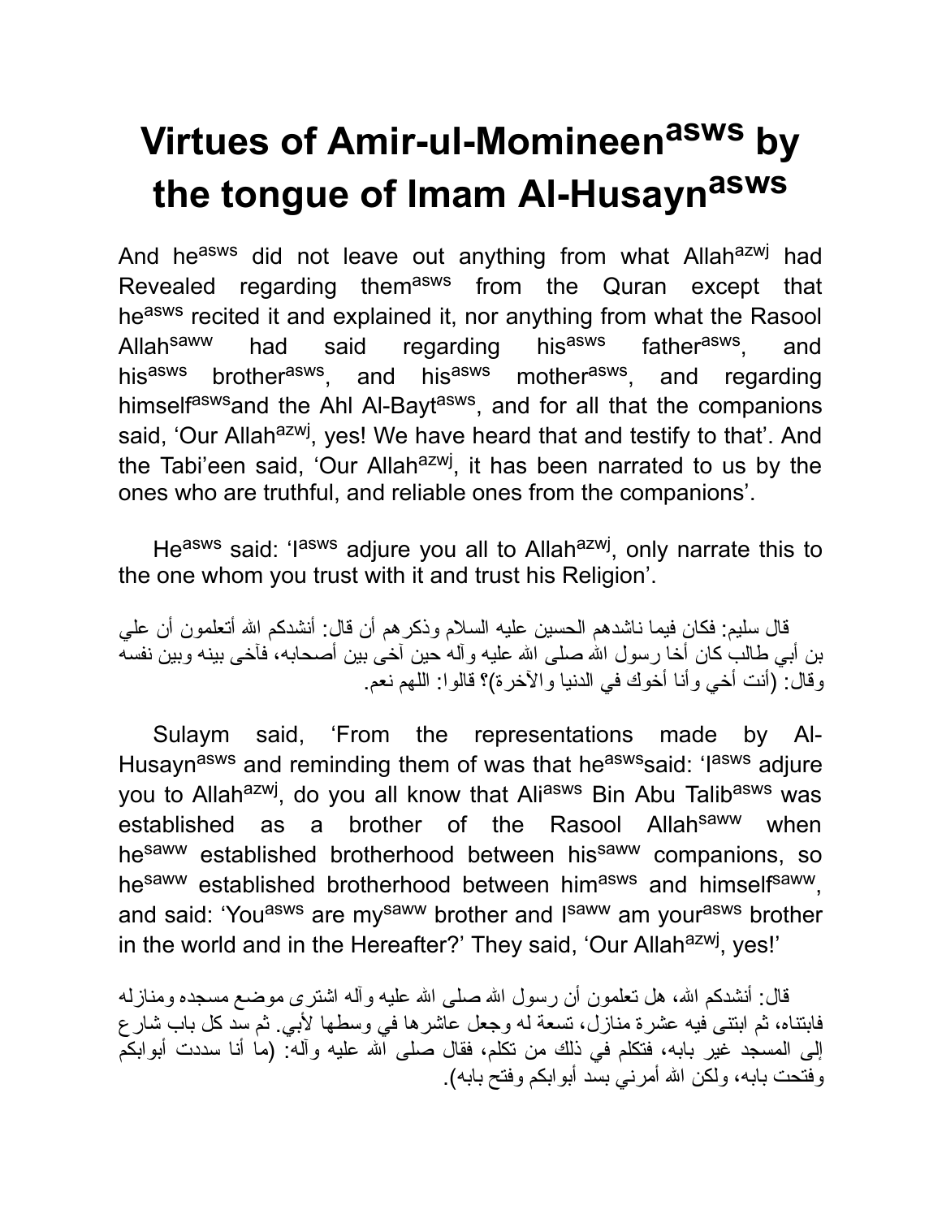# Virtues of Amir-ul-Momineen[asws] by the tongue of Imam Al-Husayn[asws]

And he[asws] did not leave out anything from what Allah[azwj] had Revealed regarding them[asws] from the Quran except that he[asws] recited it and explained it, nor anything from what the Rasool Allah[saww] had said regarding his[asws] father[asws], and his[asws] brother[asws], and his[asws] mother[asws], and regarding himself[asws]and the Ahl Al-Bayt[asws], and for all that the companions said, 'Our Allah[azwj], yes! We have heard that and testify to that'. And the Tabi'een said, 'Our Allah[azwj], it has been narrated to us by the ones who are truthful, and reliable ones from the companions'.

He[asws] said: 'I[asws] adjure you all to Allah[azwj], only narrate this to the one whom you trust with it and trust his Religion'.

قال سليم: فكان فيما ناشدهم الحسين عليه السلام وذكرهم أن قال: أنشدكم الله أتعلمون أن علي بن أبي طالب كان أخا رسول الله صلى الله عليه وآله حين آخى بين أصحابه، فآخى بينه وبين نفسه وقال: (أنت أخي وأنا أخوك في الدنيا والآخرة)؟ قالوا: اللهم نعم.

Sulaym said, 'From the representations made by Al-Husayn[asws] and reminding them of was that he[asws]said: 'I[asws] adjure you to Allah[azwj], do you all know that Ali[asws] Bin Abu Talib[asws] was established as a brother of the Rasool Allah[saww] when he[saww] established brotherhood between his[saww] companions, so he[saww] established brotherhood between him[asws] and himself[saww], and said: 'You[asws] are my[saww] brother and I[saww] am your[asws] brother in the world and in the Hereafter?' They said, 'Our Allah[azwj], yes!'

قال: أنشدكم الله، هل تعلمون أن رسول الله صلى الله عليه وآله اشترى موضع مسجده ومنازله فابتناه، ثم ابتنى فيه عشرة منازل، تسعة له وجعل عاشرها في وسطها لأبي. ثم سد كل باب شارع إلى المسجد غير بابه، فتكلم في ذلك من تكلم، فقال صلى الله عليه وآله: (ما أنا سددت أبوابكم وفتحت بابه، ولكن الله أمرني بسد أبوابكم وفتح بابه).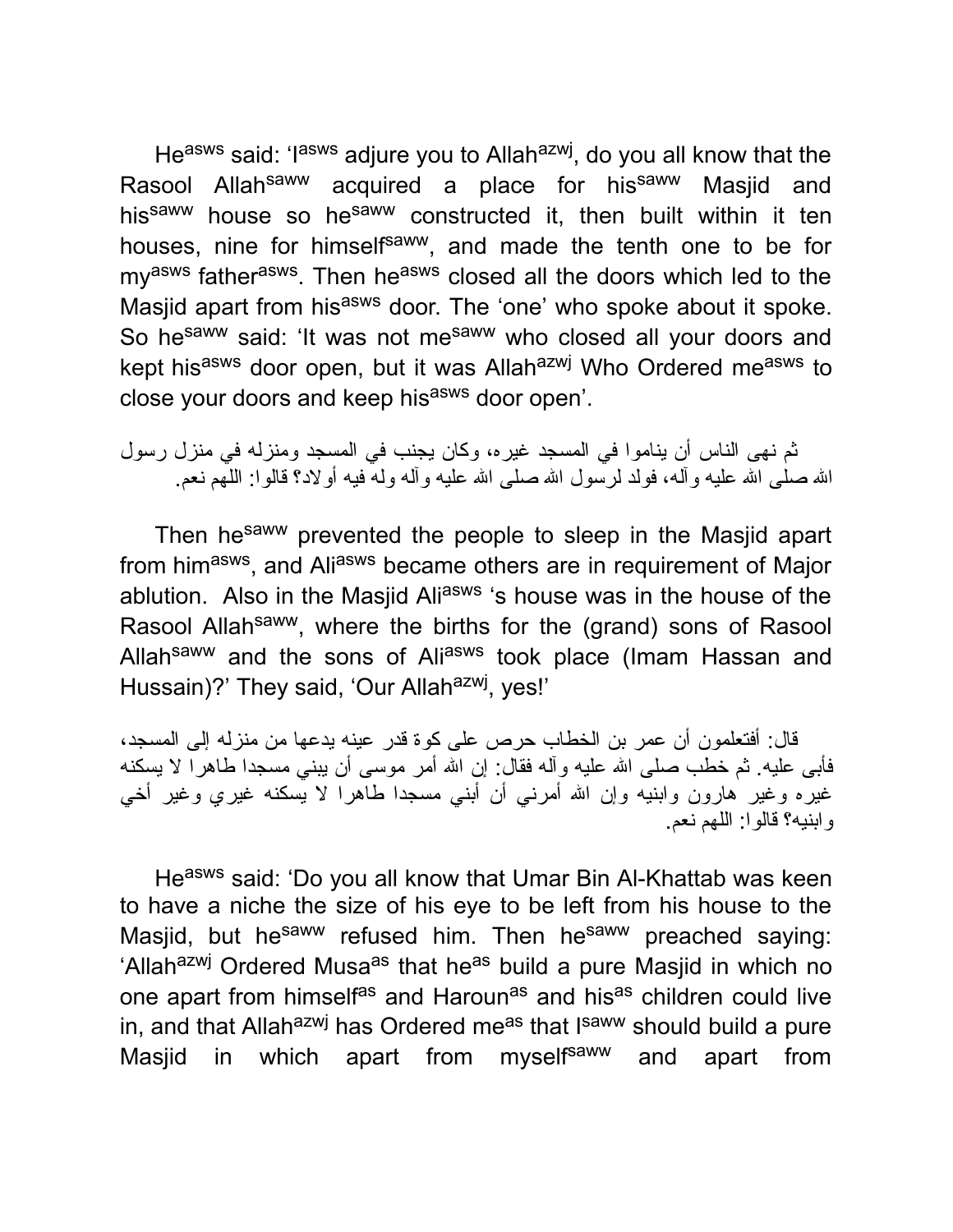He[asws] said: 'I[asws] adjure you to Allah[azwj], do you all know that the Rasool Allah[saww] acquired a place for his[saww] Masjid and his[saww] house so he[saww] constructed it, then built within it ten houses, nine for himself[saww], and made the tenth one to be for my[asws] father[asws]. Then he[asws] closed all the doors which led to the Masjid apart from his[asws] door. The 'one' who spoke about it spoke. So he[saww] said: 'It was not me[saww] who closed all your doors and kept his[asws] door open, but it was Allah[azwj] Who Ordered me[asws] to close your doors and keep his[asws] door open'.

ثم نهى الناس أن يناموا في المسجد غيره، وكان يجنب في المسجد ومنزله في منزل رسول الله صلى الله عليه وآله، فولد لرسول الله صلى الله عليه وآله وله فيه أولاد؟ قالوا: اللهم نعم.

Then he[saww] prevented the people to sleep in the Masjid apart from him[asws], and Ali[asws] became others are in requirement of Major ablution. Also in the Masjid Ali[asws] 's house was in the house of the Rasool Allah[saww], where the births for the (grand) sons of Rasool Allah[saww] and the sons of Ali[asws] took place (Imam Hassan and Hussain)?' They said, 'Our Allah[azwj], yes!'

قال: أفتعلمون أن عمر بن الخطاب حرص على كوة قدر عينه يدعها من منزله إلى المسجد، فأبى عليه. ثم خطب صلى الله عليه وآله فقال: إن الله أمر موسى أن يبني مسجدا طاهرا لا يسكنه غيره وغير هارون وابنيه وإن الله أمرني أن أبني مسجدا طاهرا لا يسكنه غيري وغير أخي وابنيه؟ قالوا: اللهم نعم.

He[asws] said: 'Do you all know that Umar Bin Al-Khattab was keen to have a niche the size of his eye to be left from his house to the Masjid, but he[saww] refused him. Then he[saww] preached saying: 'Allah[azwj] Ordered Musa[as] that he[as] build a pure Masjid in which no one apart from himself[as] and Haroun[as] and his[as] children could live in, and that Allah[azwj] has Ordered me[as] that I[saww] should build a pure Masjid in which apart from myself[saww] and apart from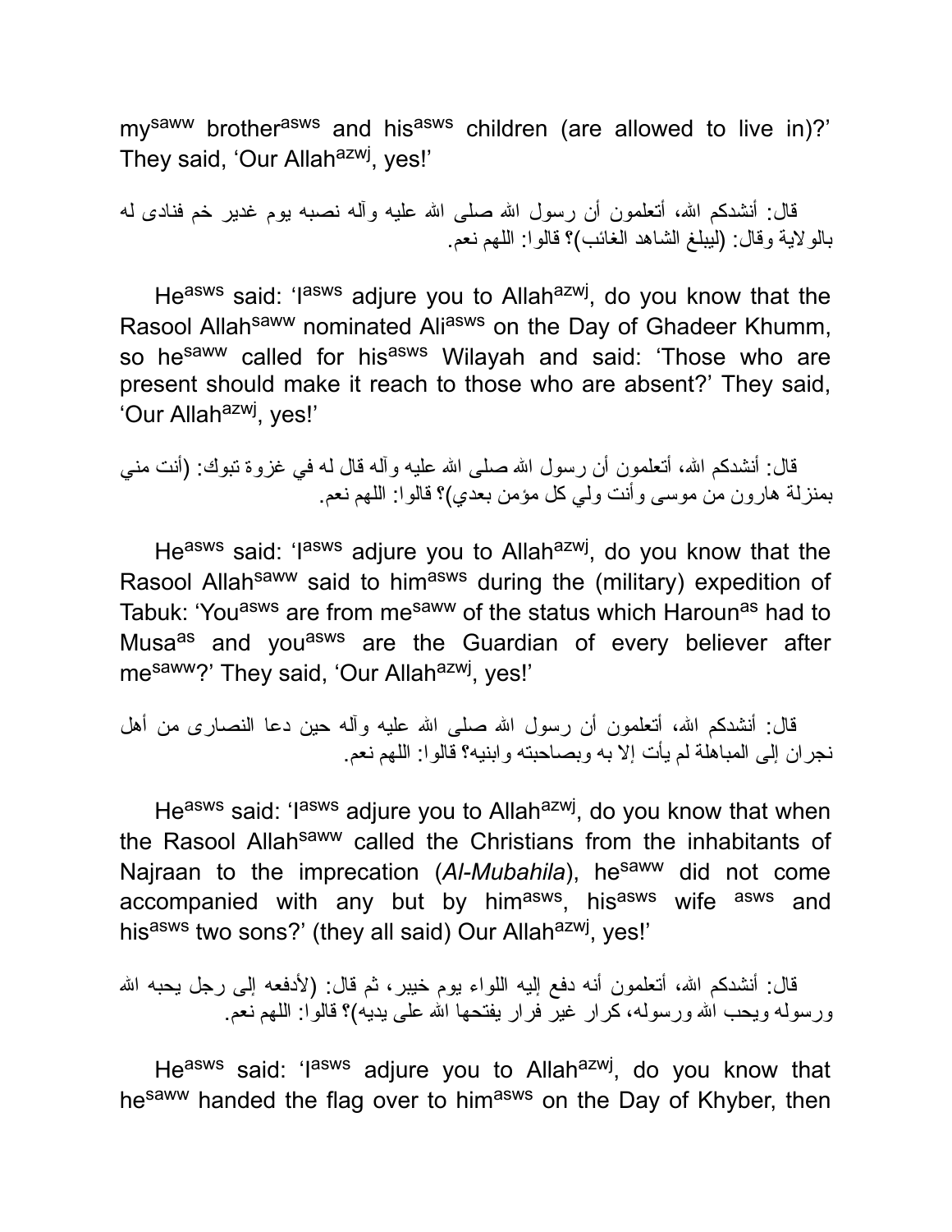my[saww] brother[asws] and his[asws] children (are allowed to live in)?' They said, 'Our Allah[azwj], yes!'

قال: أنشدكم الله، أتعلمون أن رسول الله صلى الله عليه وآله نصبه يوم غدير خم فنادى له بالولاية وقال: (ليبلغ الشاهد الغائب)؟ قالوا: اللهم نعم.

He[asws] said: 'I[asws] adjure you to Allah[azwj], do you know that the Rasool Allah[saww] nominated Ali[asws] on the Day of Ghadeer Khumm, so he[saww] called for his[asws] Wilayah and said: 'Those who are present should make it reach to those who are absent?' They said, 'Our Allah[azwj], yes!'

قال: أنشدكم الله، أتعلمون أن رسول الله صلى الله عليه وآله قال له في غزوة تبوك: (أنت مني بمنزلة هارون من موسى وأنت ولي كل مؤمن بعدي)؟ قالوا: اللهم نعم.

He[asws] said: 'I[asws] adjure you to Allah[azwj], do you know that the Rasool Allah[saww] said to him[asws] during the (military) expedition of Tabuk: 'You[asws] are from me[saww] of the status which Haroun[as] had to Musa[as] and you[asws] are the Guardian of every believer after me[saww]?' They said, 'Our Allah[azwj], yes!'

قال: أنشدكم الله، أتعلمون أن رسول الله صلى الله عليه وآله حين دعا النصارى من أهل نجران إلى المباهلة لم يأت إلا به وبصاحبته وابنيه؟ قالوا: اللهم نعم.

He[asws] said: 'I[asws] adjure you to Allah[azwj], do you know that when the Rasool Allah[saww] called the Christians from the inhabitants of Najraan to the imprecation (*Al-Mubahila*), he[saww] did not come accompanied with any but by him[asws], his[asws] wife [asws] and his[asws] two sons?' (they all said) Our Allah[azwj], yes!'

قال: أنشدكم الله، أتعلمون أنه دفع إليه اللواء يوم خيبر، ثم قال: (لأدفعه إلى رجل يحبه الله ورسوله ويحب الله ورسوله، كرار غير فرار يفتحها الله على يديه)؟ قالوا: اللهم نعم.

He[asws] said: 'I[asws] adjure you to Allah[azwj], do you know that he[saww] handed the flag over to him[asws] on the Day of Khyber, then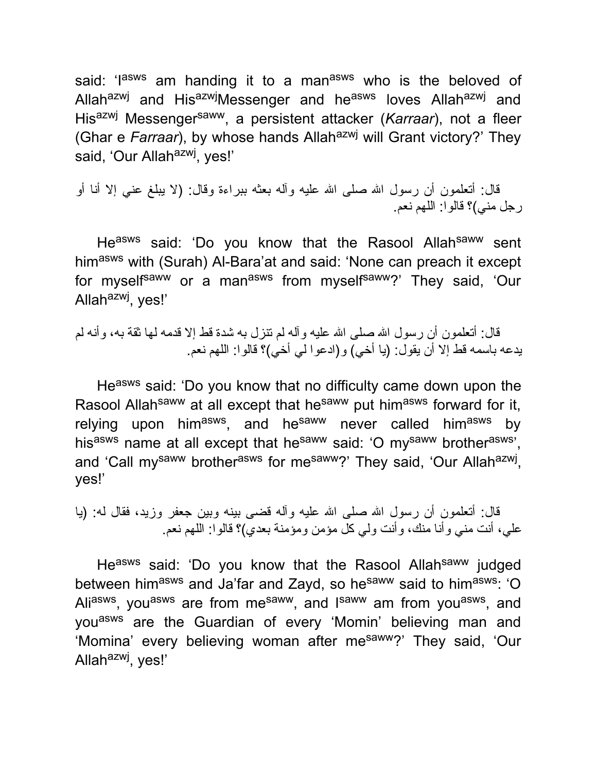said: 'I[asws] am handing it to a man[asws] who is the beloved of Allah[azwj] and His[azwj]Messenger and he[asws] loves Allah[azwj] and His[azwj] Messenger[saww], a persistent attacker (*Karraar*), not a fleer (Ghar e *Farraar*), by whose hands Allah[azwj] will Grant victory?' They said, 'Our Allah[azwj], yes!'

قال: أتعلمون أن رسول الله صلى الله عليه وآله بعثه ببراءة وقال: (لا يبلغ عني إلا أنا أو رجل مني)؟ قالوا: اللهم نعم.

He[asws] said: 'Do you know that the Rasool Allah[saww] sent him[asws] with (Surah) Al-Bara'at and said: 'None can preach it except for myself[saww] or a man[asws] from myself[saww]?' They said, 'Our Allah[azwj], yes!'

قال: أتعلمون أن رسول الله صلى الله عليه وآله لم تنزل به شدة قط إلا قدمه لها ثقة به، وأنه لم يدعه باسمه قط إلا أن يقول: (يا أخي) و(ادعوا لي أخي)؟ قالوا: اللهم نعم.

He[asws] said: 'Do you know that no difficulty came down upon the Rasool Allah[saww] at all except that he[saww] put him[asws] forward for it, relying upon him[asws], and he[saww] never called him[asws] by his[asws] name at all except that he[saww] said: 'O my[saww] brother[asws]', and 'Call my[saww] brother[asws] for me[saww]?' They said, 'Our Allah[azwj], yes!'

قال: أتعلمون أن رسول الله صلى الله عليه وآله قضى بينه وبين جعفر وزيد، فقال له: (يا علي، أنت مني وأنا منك، وأنت ولي كل مؤمن ومؤمنة بعدي)؟ قالوا: اللهم نعم.

He[asws] said: 'Do you know that the Rasool Allah[saww] judged between him[asws] and Ja'far and Zayd, so he[saww] said to him[asws]: 'O Ali[asws], you[asws] are from me[saww], and I[saww] am from you[asws], and you[asws] are the Guardian of every 'Momin' believing man and 'Momina' every believing woman after me[saww]?' They said, 'Our Allah[azwj], yes!'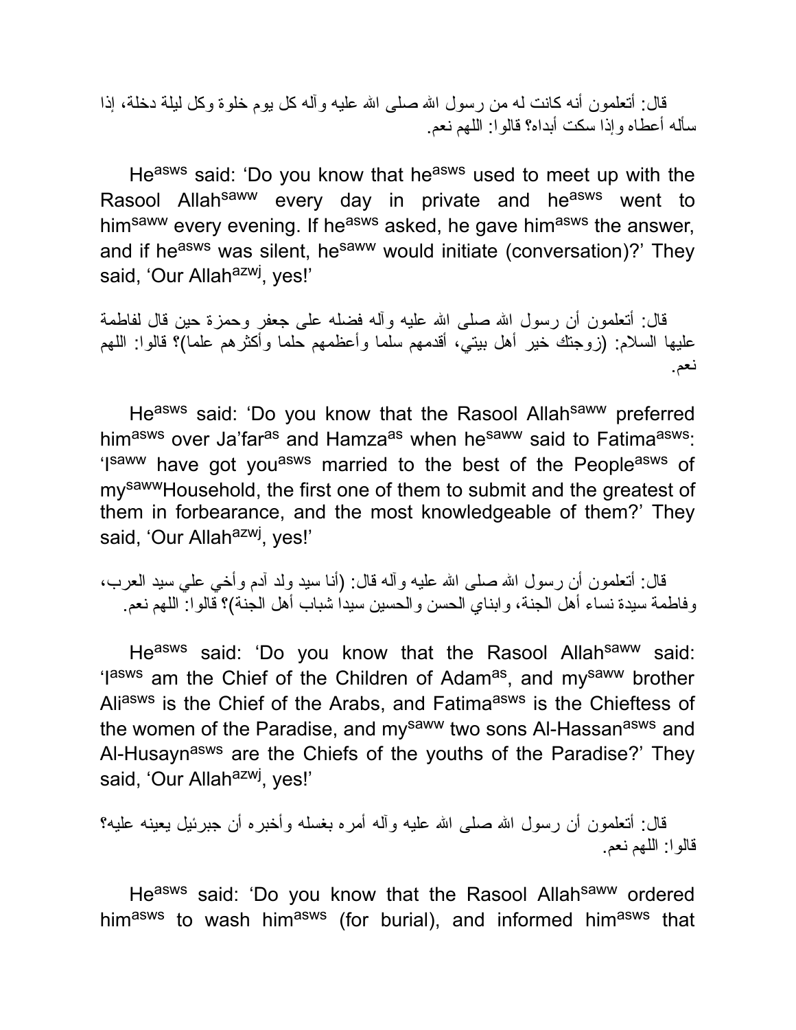قال: أتعلمون أنه كانت له من رسول الله صلى الله عليه وآله كل يوم خلوة وكل ليلة دخلة، إذا سأله أعطاه وإذا سكت أبداه؟ قالوا: اللهم نعم.

He[asws] said: 'Do you know that he[asws] used to meet up with the Rasool Allah[saww] every day in private and he[asws] went to him[saww] every evening. If he[asws] asked, he gave him[asws] the answer, and if he[asws] was silent, he[saww] would initiate (conversation)?' They said, 'Our Allah[azwj], yes!'

قال: أتعلمون أن رسول الله صلى الله عليه وآله فضله على جعفر وحمزة حين قال لفاطمة عليها السلام: (زوجتك خير أهل بيتي، أقدمهم سلما وأعظمهم حلما وأكثرهم علما)؟ قالوا: اللهم نعم.

He[asws] said: 'Do you know that the Rasool Allah[saww] preferred him[asws] over Ja'far[as] and Hamza[as] when he[saww] said to Fatima[asws]: 'I[saww] have got you[asws] married to the best of the People[asws] of my[saww]Household, the first one of them to submit and the greatest of them in forbearance, and the most knowledgeable of them?' They said, 'Our Allah[azwj], yes!'

قال: أتعلمون أن رسول الله صلى الله عليه وآله قال: (أنا سيد ولد آدم وأخي علي سيد العرب، وفاطمة سيدة نساء أهل الجنة، وابناي الحسن والحسين سيدا شباب أهل الجنة)؟ قالوا: اللهم نعم.

He[asws] said: 'Do you know that the Rasool Allah[saww] said: 'I[asws] am the Chief of the Children of Adam[as], and my[saww] brother Ali[asws] is the Chief of the Arabs, and Fatima[asws] is the Chieftess of the women of the Paradise, and my[saww] two sons Al-Hassan[asws] and Al-Husayn[asws] are the Chiefs of the youths of the Paradise?' They said, 'Our Allah[azwj], yes!'

قال: أتعلمون أن رسول الله صلى الله عليه وآله أمره بغسله وأخبره أن جبرئيل يعينه عليه؟ قالوا: اللهم نعم.

He[asws] said: 'Do you know that the Rasool Allah[saww] ordered him[asws] to wash him[asws] (for burial), and informed him[asws] that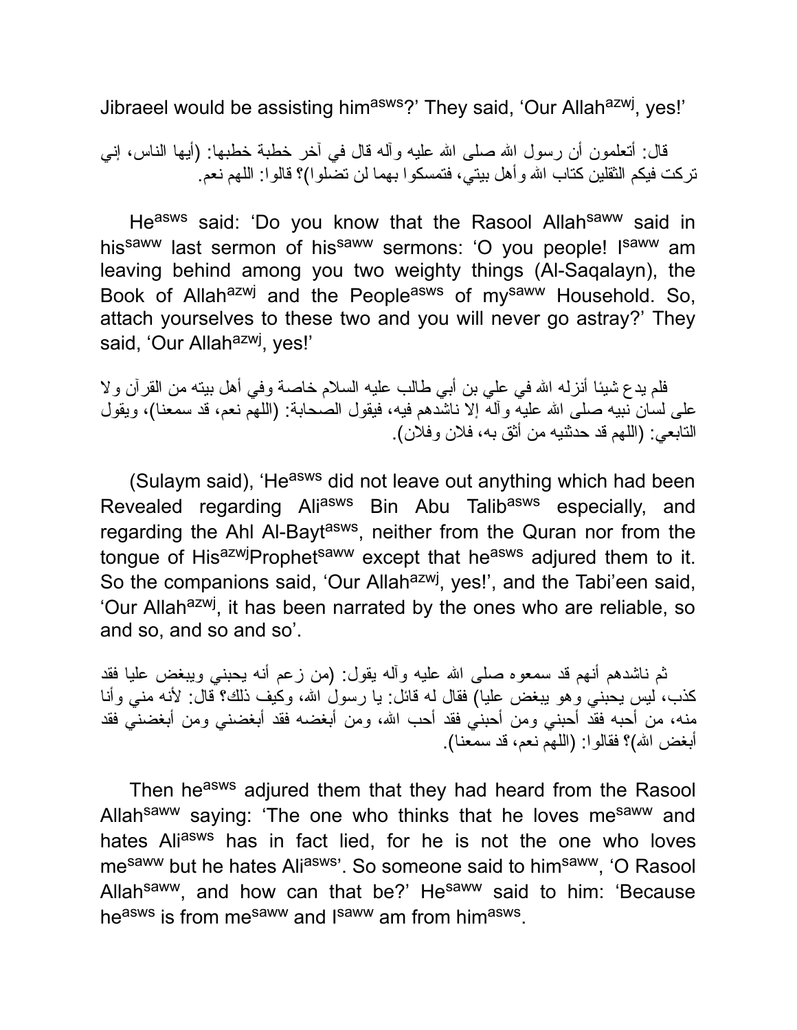Jibraeel would be assisting him[asws]?' They said, 'Our Allah[azwj], yes!'

قال: أتعلمون أن رسول الله صلى الله عليه وآله قال في آخر خطبة خطبها: (أيها الناس، إني تركت فيكم الثقلين كتاب الله وأهل بيتي، فتمسكوا بهما لن تضلوا)؟ قالوا: اللهم نعم.

He[asws] said: 'Do you know that the Rasool Allah[saww] said in his[saww] last sermon of his[saww] sermons: 'O you people! I[saww] am leaving behind among you two weighty things (Al-Saqalayn), the Book of Allah[azwj] and the People[asws] of my[saww] Household. So, attach yourselves to these two and you will never go astray?' They said, 'Our Allah[azwj], yes!'

فلم يدع شيئا أنزله الله في علي بن أبي طالب عليه السلام خاصة وفي أهل بيته من القرآن ولا على لسان نبيه صلى الله عليه وآله إلا ناشدهم فيه، فيقول الصحابة: (اللهم نعم، قد سمعنا)، ويقول التابعي: (اللهم قد حدثنيه من أثق به، فلان وفلان).

(Sulaym said), 'He[asws] did not leave out anything which had been Revealed regarding Ali[asws] Bin Abu Talib[asws] especially, and regarding the Ahl Al-Bayt[asws], neither from the Quran nor from the tongue of His[azwj]Prophet[saww] except that he[asws] adjured them to it. So the companions said, 'Our Allah[azwj], yes!', and the Tabi'een said, 'Our Allah[azwj], it has been narrated by the ones who are reliable, so and so, and so and so'.

ثم ناشدهم أنهم قد سمعوه صلى الله عليه وآله يقول: (من زعم أنه يحبني ويبغض عليا فقد كذب، ليس يحبني وهو يبغض عليا) فقال له قائل: يا رسول الله، وكيف ذلك؟ قال: لأنه مني وأنا منه، من أحبه فقد أحبني ومن أحبني فقد أحب الله، ومن أبغضه فقد أبغضني ومن أبغضني فقد أبغض الله)؟ فقالوا: (اللهم نعم، قد سمعنا).

Then he[asws] adjured them that they had heard from the Rasool Allah[saww] saying: 'The one who thinks that he loves me[saww] and hates Ali[asws] has in fact lied, for he is not the one who loves me[saww] but he hates Ali[asws]'. So someone said to him[saww], 'O Rasool Allah[saww], and how can that be?' He[saww] said to him: 'Because he[asws] is from me[saww] and I[saww] am from him[asws].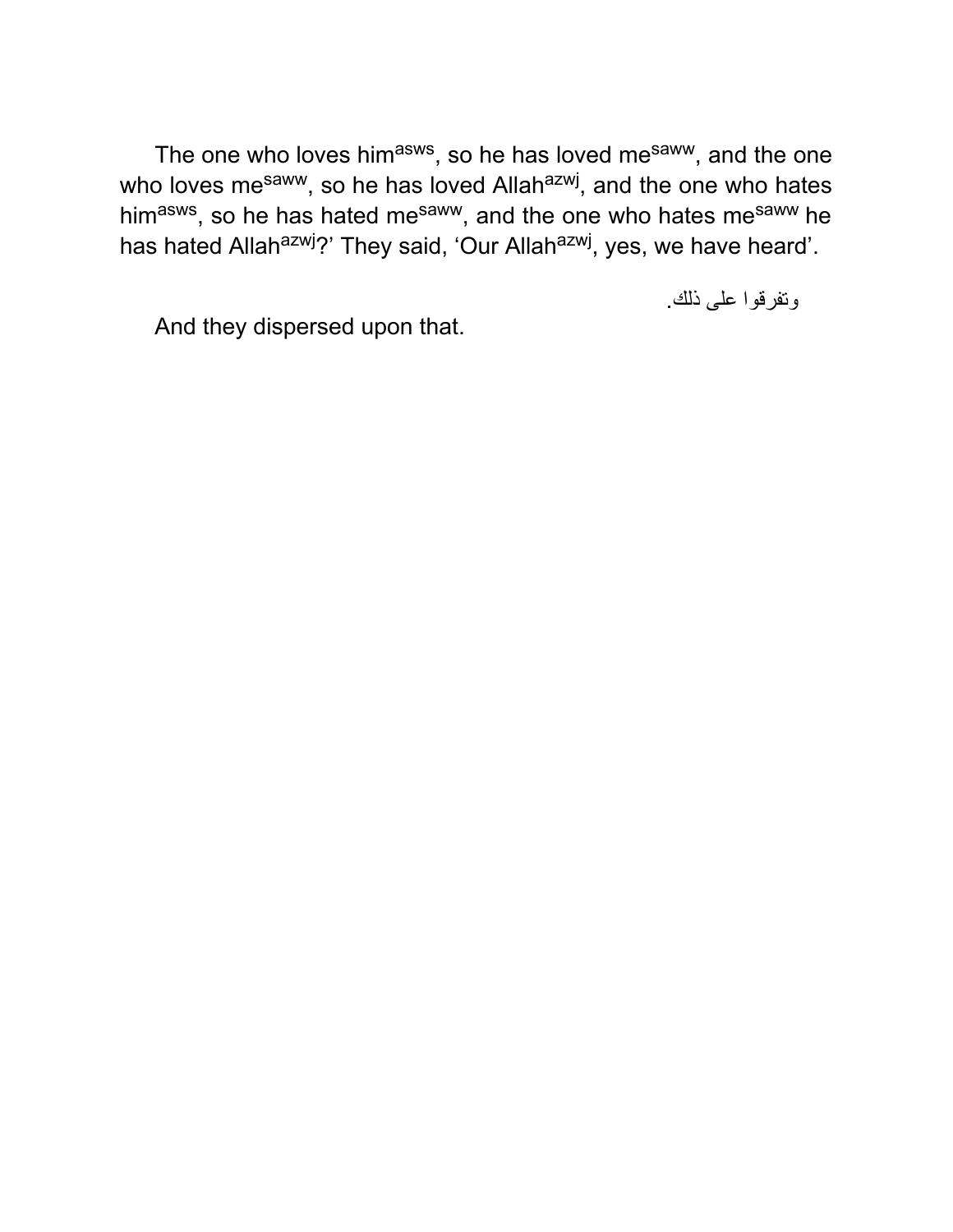The one who loves him[asws], so he has loved me[saww], and the one who loves me[saww], so he has loved Allah[azwj], and the one who hates him[asws], so he has hated me[saww], and the one who hates me[saww] he has hated Allah[azwj]?' They said, 'Our Allah[azwj], yes, we have heard'.

وتفرقوا على ذلك.

And they dispersed upon that.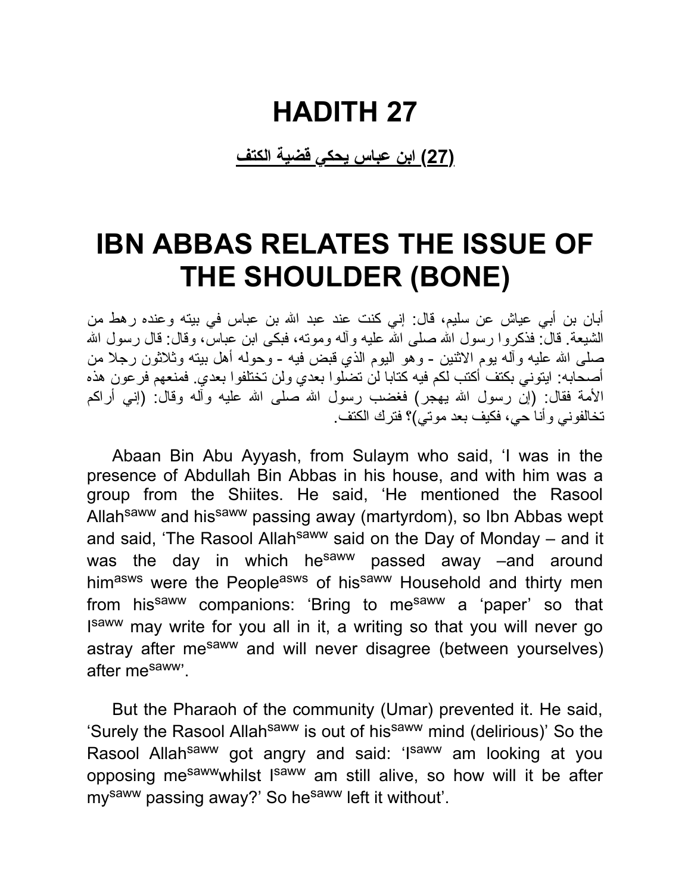# HADITH 27

**(27) ابن عباس يحكي قضية الكتف**

# IBN ABBAS RELATES THE ISSUE OF THE SHOULDER (BONE)

أبان بن أبي عياش عن سليم، قال: إني كنت عند عبد الله بن عباس في بيته وعنده رهط من الشيعة. قال: فذكروا رسول الله صلى الله عليه وآله وموته، فبكى ابن عباس، وقال: قال رسول الله صلى الله عليه وآله يوم الاثنين - وهو اليوم الذي قبض فيه - وحوله أهل بيته وثلاثون رجلا من أصحابه: ايتوني بكتف أكتب لكم فيه كتابا لن تضلوا بعدي ولن تختلفوا بعدي. فمنعهم فرعون هذه الأمة فقال: (إن رسول الله يهجر) فغضب رسول الله صلى الله عليه وآله وقال: (إني أراكم تخالفوني وأنا حي، فكيف بعد موتي)؟ فترك الكتف.

Abaan Bin Abu Ayyash, from Sulaym who said, 'I was in the presence of Abdullah Bin Abbas in his house, and with him was a group from the Shiites. He said, 'He mentioned the Rasool Allah^saww and his^saww passing away (martyrdom), so Ibn Abbas wept and said, 'The Rasool Allah^saww said on the Day of Monday – and it was the day in which he^saww passed away –and around him^asws were the People^asws of his^saww Household and thirty men from his^saww companions: 'Bring to me^saww a 'paper' so that I^saww may write for you all in it, a writing so that you will never go astray after me^saww and will never disagree (between yourselves) after me^saww'.

But the Pharaoh of the community (Umar) prevented it. He said, 'Surely the Rasool Allah^saww is out of his^saww mind (delirious)' So the Rasool Allah^saww got angry and said: 'I^saww am looking at you opposing me^saww whilst I^saww am still alive, so how will it be after my^saww passing away?' So he^saww left it without'.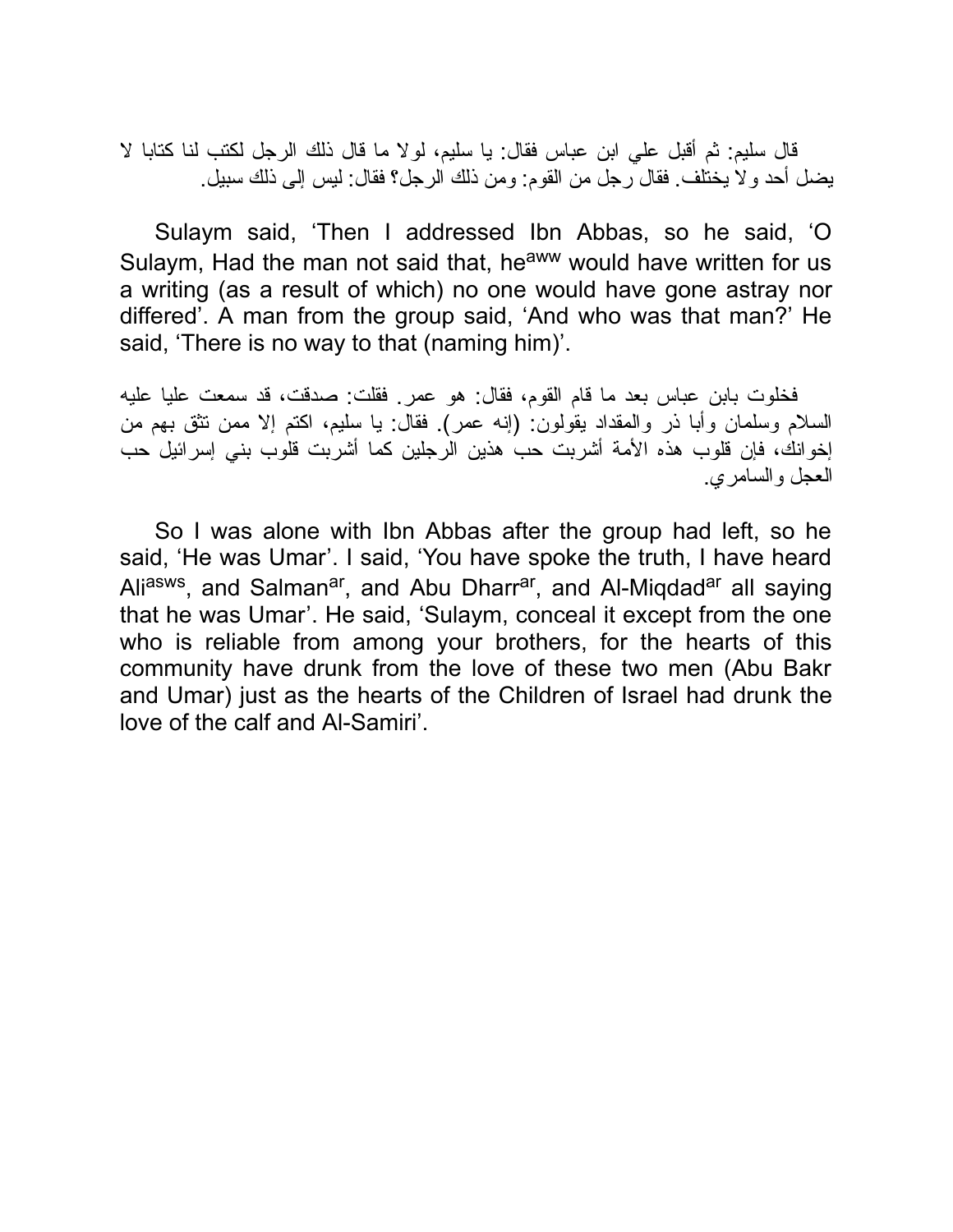قال سليم: ثم أقبل علي ابن عباس فقال: يا سليم، لولا ما قال ذلك الرجل لكتب لنا كتابا لا يضل أحد ولا يختلف. فقال رجل من القوم: ومن ذلك الرجل؟ فقال: ليس إلى ذلك سبيل.

Sulaym said, 'Then I addressed Ibn Abbas, so he said, 'O Sulaym, Had the man not said that, he[aww] would have written for us a writing (as a result of which) no one would have gone astray nor differed'. A man from the group said, 'And who was that man?' He said, 'There is no way to that (naming him)'.

فخلوت بابن عباس بعد ما قام القوم، فقال: هو عمر. فقلت: صدقت، قد سمعت عليا عليه السلام وسلمان وأبا ذر والمقداد يقولون: (إنه عمر). فقال: يا سليم، اكتم إلا ممن تثق بهم من إخوانك، فإن قلوب هذه الأمة أشربت حب هذين الرجلين كما أشربت قلوب بني إسرائيل حب العجل والسامري.

So I was alone with Ibn Abbas after the group had left, so he said, 'He was Umar'. I said, 'You have spoke the truth, I have heard Ali[asws], and Salman[ar], and Abu Dharr[ar], and Al-Miqdad[ar] all saying that he was Umar'. He said, 'Sulaym, conceal it except from the one who is reliable from among your brothers, for the hearts of this community have drunk from the love of these two men (Abu Bakr and Umar) just as the hearts of the Children of Israel had drunk the love of the calf and Al-Samiri'.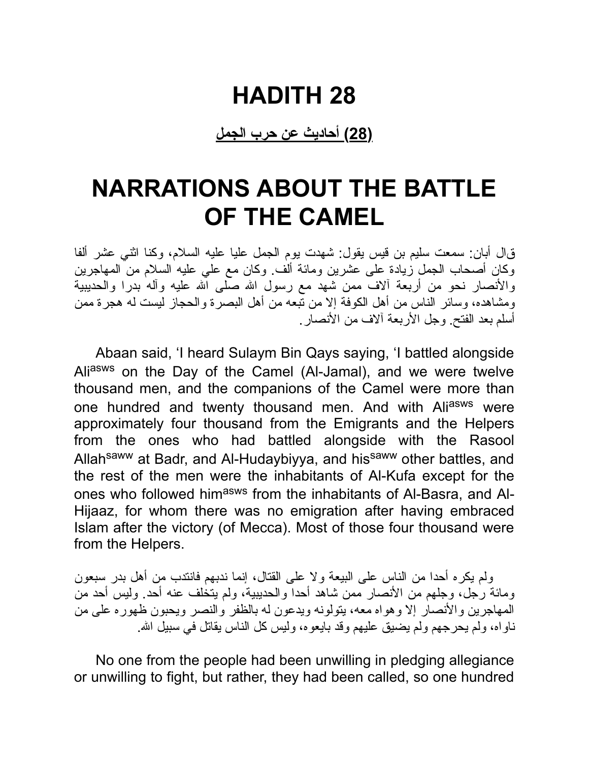# HADITH 28

**(28) أحاديث عن حرب الجمل**

# NARRATIONS ABOUT THE BATTLE OF THE CAMEL

قال أبان: سمعت سليم بن قيس يقول: شهدت يوم الجمل عليا عليه السلام، وكنا اثني عشر ألفا وكان أصحاب الجمل زيادة على عشرين ومائة ألف. وكان مع علي عليه السلام من المهاجرين والأنصار نحو من أربعة آلاف ممن شهد مع رسول الله صلى الله عليه وآله بدرا والحديبية ومشاهده، وسائر الناس من أهل الكوفة إلا من تبعه من أهل البصرة والحجاز ليست له هجرة ممن أسلم بعد الفتح. وجل الأربعة آلاف من الأنصار.

Abaan said, 'I heard Sulaym Bin Qays saying, 'I battled alongside Ali[asws] on the Day of the Camel (Al-Jamal), and we were twelve thousand men, and the companions of the Camel were more than one hundred and twenty thousand men. And with Ali[asws] were approximately four thousand from the Emigrants and the Helpers from the ones who had battled alongside with the Rasool Allah[saww] at Badr, and Al-Hudaybiyya, and his[saww] other battles, and the rest of the men were the inhabitants of Al-Kufa except for the ones who followed him[asws] from the inhabitants of Al-Basra, and Al-Hijaaz, for whom there was no emigration after having embraced Islam after the victory (of Mecca). Most of those four thousand were from the Helpers.

ولم يكره أحدا من الناس على البيعة ولا على القتال، إنما ندبهم فانتدب من أهل بدر سبعون ومائة رجل، وجلهم من الأنصار ممن شاهد أحدا والحديبية، ولم يتخلف عنه أحد. وليس أحد من المهاجرين والأنصار إلا وهواه معه، يتولونه ويدعون له بالظفر والنصر ويحبون ظهوره على من ناواه، ولم يحرجهم ولم يضيق عليهم وقد بايعوه، وليس كل الناس يقاتل في سبيل الله.

No one from the people had been unwilling in pledging allegiance or unwilling to fight, but rather, they had been called, so one hundred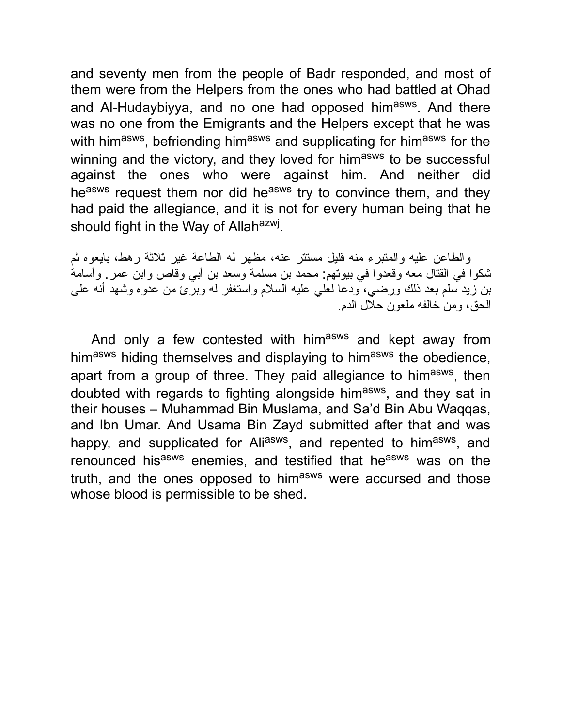and seventy men from the people of Badr responded, and most of them were from the Helpers from the ones who had battled at Ohad and Al-Hudaybiyya, and no one had opposed him[asws]. And there was no one from the Emigrants and the Helpers except that he was with him[asws], befriending him[asws] and supplicating for him[asws] for the winning and the victory, and they loved for him[asws] to be successful against the ones who were against him. And neither did he[asws] request them nor did he[asws] try to convince them, and they had paid the allegiance, and it is not for every human being that he should fight in the Way of Allah[azwj].

والطاعن عليه والمتبرء منه قليل مستتر عنه، مظهر له الطاعة غير ثلاثة رهط، بايعوه ثم شكوا في القتال معه وقعدوا في بيوتهم: محمد بن مسلمة وسعد بن أبي وقاص وابن عمر. وأسامة بن زيد سلم بعد ذلك ورضي، ودعا لعلي عليه السلام واستغفر له وبرئ من عدوه وشهد أنه على الحق، ومن خالفه ملعون حلال الدم.

And only a few contested with him[asws] and kept away from him[asws] hiding themselves and displaying to him[asws] the obedience, apart from a group of three. They paid allegiance to him[asws], then doubted with regards to fighting alongside him[asws], and they sat in their houses – Muhammad Bin Muslama, and Sa'd Bin Abu Waqqas, and Ibn Umar. And Usama Bin Zayd submitted after that and was happy, and supplicated for Ali[asws], and repented to him[asws], and renounced his[asws] enemies, and testified that he[asws] was on the truth, and the ones opposed to him[asws] were accursed and those whose blood is permissible to be shed.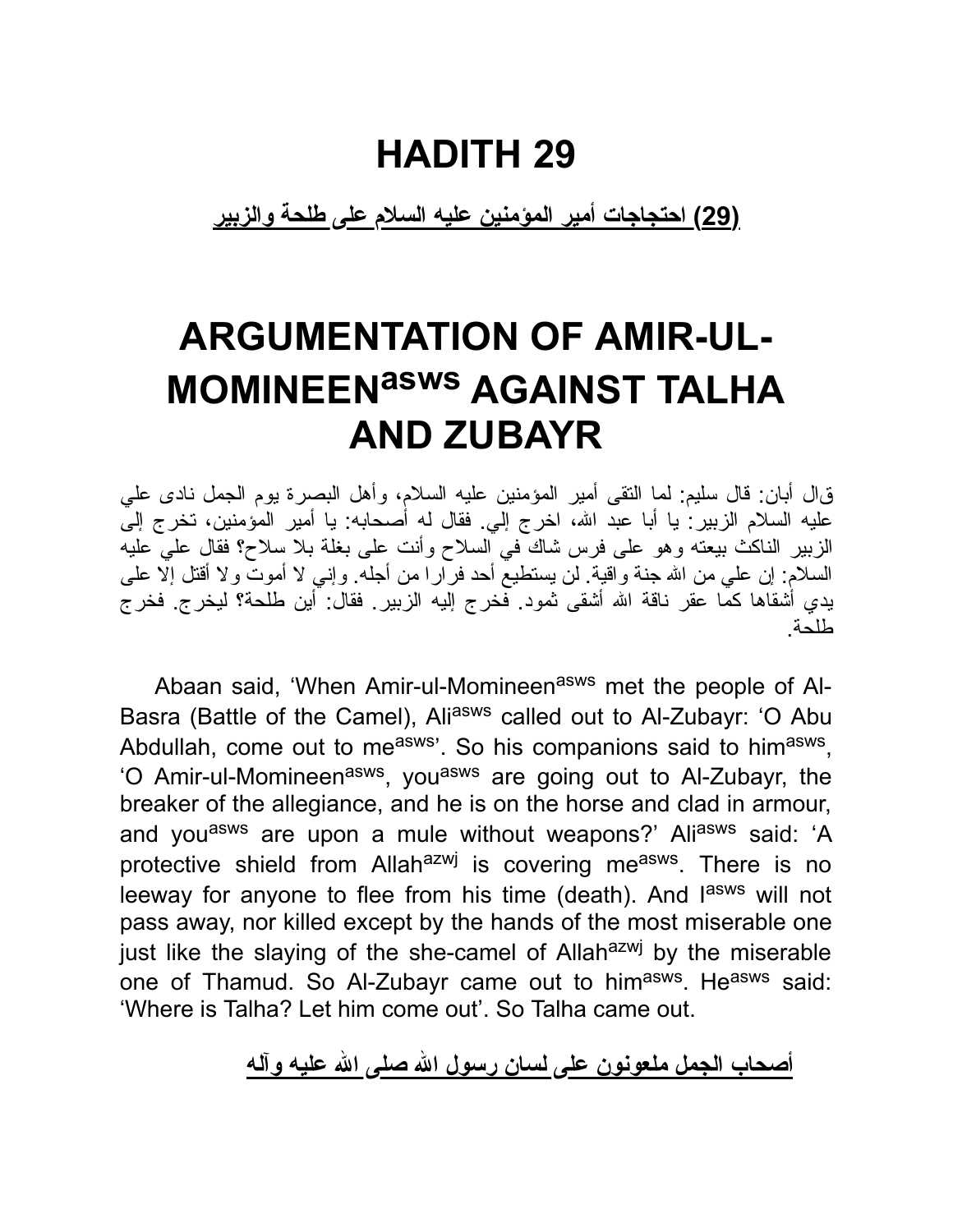# HADITH 29

**(29) احتجاجات أمير المؤمنين عليه السلام على طلحة والزبير**

# ARGUMENTATION OF AMIR-UL-MOMINEEN[asws] AGAINST TALHA AND ZUBAYR

قال أبان: قال سليم: لما التقى أمير المؤمنين عليه السلام، وأهل البصرة يوم الجمل نادى علي عليه السلام الزبير: يا أبا عبد الله، اخرج إلي. فقال له أصحابه: يا أمير المؤمنين، تخرج إلى الزبير الناكث بيعته وهو على فرس شاك في السلاح وأنت على بغلة بلا سلاح؟ فقال علي عليه السلام: إن علي من الله جنة واقية. لن يستطيع أحد فرارا من أجله. وإني لا أموت ولا أقتل إلا على يدي أشقاها كما عقر ناقة الله أشقى ثمود. فخرج إليه الزبير. فقال: أين طلحة؟ ليخرج. فخرج طلحة.

Abaan said, 'When Amir-ul-Momineen[asws] met the people of Al-Basra (Battle of the Camel), Ali[asws] called out to Al-Zubayr: 'O Abu Abdullah, come out to me[asws]'. So his companions said to him[asws], 'O Amir-ul-Momineen[asws], you[asws] are going out to Al-Zubayr, the breaker of the allegiance, and he is on the horse and clad in armour, and you[asws] are upon a mule without weapons?' Ali[asws] said: 'A protective shield from Allah[azwj] is covering me[asws]. There is no leeway for anyone to flee from his time (death). And I[asws] will not pass away, nor killed except by the hands of the most miserable one just like the slaying of the she-camel of Allah[azwj] by the miserable one of Thamud. So Al-Zubayr came out to him[asws]. He[asws] said: 'Where is Talha? Let him come out'. So Talha came out.

**أصحاب الجمل ملعونون على لسان رسول الله صلى الله عليه وآله**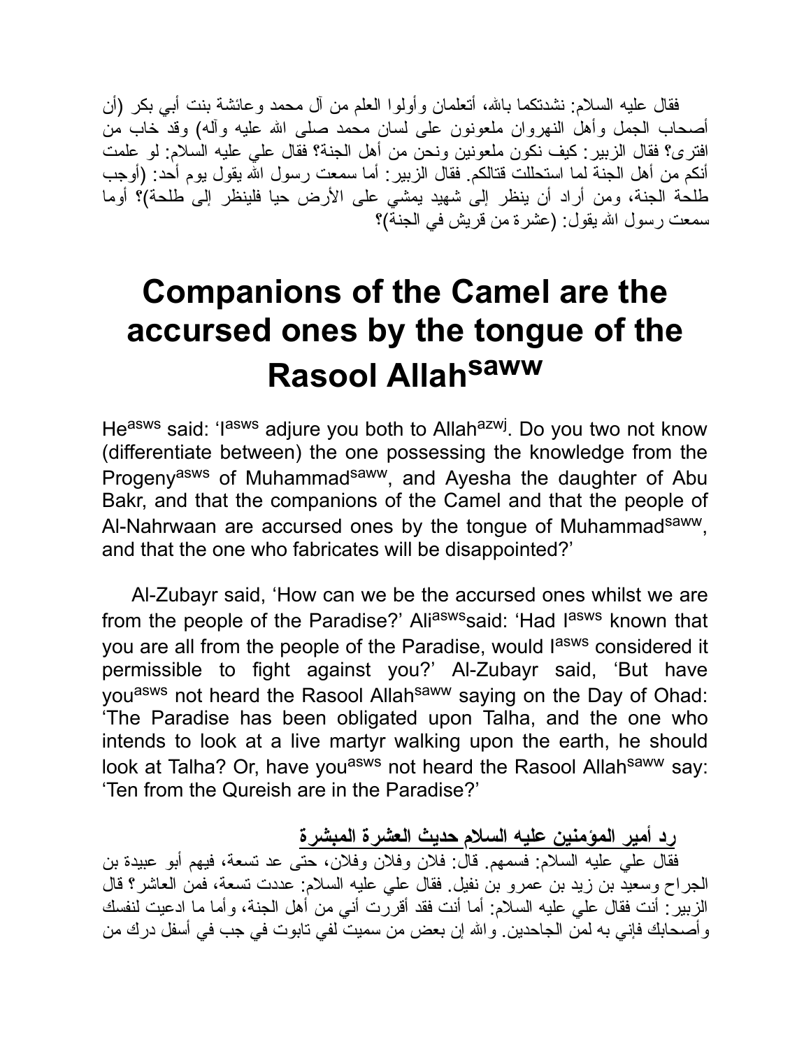فقال عليه السلام: نشدتكما بالله، أتعلمان وأولوا العلم من آل محمد وعائشة بنت أبي بكر (أن أصحاب الجمل وأهل النهروان ملعونون على لسان محمد صلى الله عليه وآله) وقد خاب من افترى؟ فقال الزبير: كيف نكون ملعونين ونحن من أهل الجنة؟ فقال علي عليه السلام: لو علمت أنكم من أهل الجنة لما استحللت قتالكم. فقال الزبير: أما سمعت رسول الله يقول يوم أحد: (أوجب طلحة الجنة، ومن أراد أن ينظر إلى شهيد يمشي على الأرض حيا فلينظر إلى طلحة)؟ أوما سمعت رسول الله يقول: (عشرة من قريش في الجنة)؟

# Companions of the Camel are the accursed ones by the tongue of the Rasool Allah[saww]

He[asws] said: 'I[asws] adjure you both to Allah[azwj]. Do you two not know (differentiate between) the one possessing the knowledge from the Progeny[asws] of Muhammad[saww], and Ayesha the daughter of Abu Bakr, and that the companions of the Camel and that the people of Al-Nahrwaan are accursed ones by the tongue of Muhammad[saww], and that the one who fabricates will be disappointed?'

Al-Zubayr said, 'How can we be the accursed ones whilst we are from the people of the Paradise?' Ali[asws]said: 'Had I[asws] known that you are all from the people of the Paradise, would I[asws] considered it permissible to fight against you?' Al-Zubayr said, 'But have you[asws] not heard the Rasool Allah[saww] saying on the Day of Ohad: 'The Paradise has been obligated upon Talha, and the one who intends to look at a live martyr walking upon the earth, he should look at Talha? Or, have you[asws] not heard the Rasool Allah[saww] say: 'Ten from the Qureish are in the Paradise?'

**رد أمير المؤمنين عليه السلام حديث العشرة المبشرة**

فقال علي عليه السلام: فسمهم. قال: فلان وفلان وفلان، حتى عد تسعة، فيهم أبو عبيدة بن الجراح وسعيد بن زيد بن عمرو بن نفيل. فقال علي عليه السلام: عددت تسعة، فمن العاشر؟ قال الزبير: أنت فقال علي عليه السلام: أما أنت فقد أقررت أني من أهل الجنة، وأما ما ادعيت لنفسك وأصحابك فإني به لمن الجاحدين. والله إن بعض من سميت لفي تابوت في جب في أسفل درك من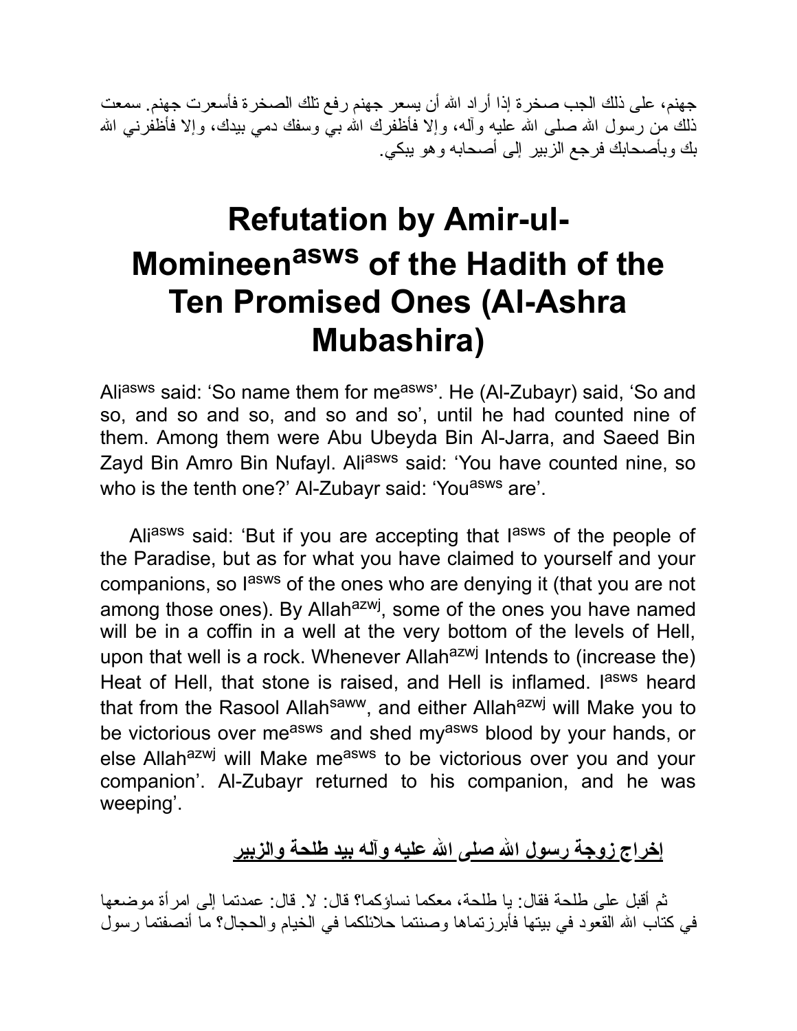جهنم، على ذلك الجب صخرة إذا أراد الله أن يسعر جهنم رفع تلك الصخرة فأسعرت جهنم. سمعت ذلك من رسول الله صلى الله عليه وآله، وإلا فأظفرك الله بي وسفك دمي بيدك، وإلا فأظفرني الله بك وبأصحابك فرجع الزبير إلى أصحابه وهو يبكي.

# Refutation by Amir-ul-Momineen[asws] of the Hadith of the Ten Promised Ones (Al-Ashra Mubashira)

Ali[asws] said: 'So name them for me[asws]'. He (Al-Zubayr) said, 'So and so, and so and so, and so and so', until he had counted nine of them. Among them were Abu Ubeyda Bin Al-Jarra, and Saeed Bin Zayd Bin Amro Bin Nufayl. Ali[asws] said: 'You have counted nine, so who is the tenth one?' Al-Zubayr said: 'You[asws] are'.

Ali[asws] said: 'But if you are accepting that I[asws] of the people of the Paradise, but as for what you have claimed to yourself and your companions, so I[asws] of the ones who are denying it (that you are not among those ones). By Allah[azwj], some of the ones you have named will be in a coffin in a well at the very bottom of the levels of Hell, upon that well is a rock. Whenever Allah[azwj] Intends to (increase the) Heat of Hell, that stone is raised, and Hell is inflamed. I[asws] heard that from the Rasool Allah[saww], and either Allah[azwj] will Make you to be victorious over me[asws] and shed my[asws] blood by your hands, or else Allah[azwj] will Make me[asws] to be victorious over you and your companion'. Al-Zubayr returned to his companion, and he was weeping'.

**إخراج زوجة رسول الله صلى الله عليه وآله بيد طلحة والزبير**

ثم أقبل على طلحة فقال: يا طلحة، معكما نساؤكما؟ قال: لا. قال: عمدتما إلى امرأة موضعها في كتاب الله القعود في بيتها فأبرزتماها وصنتما حلائلكما في الخيام والحجال؟ ما أنصفتما رسول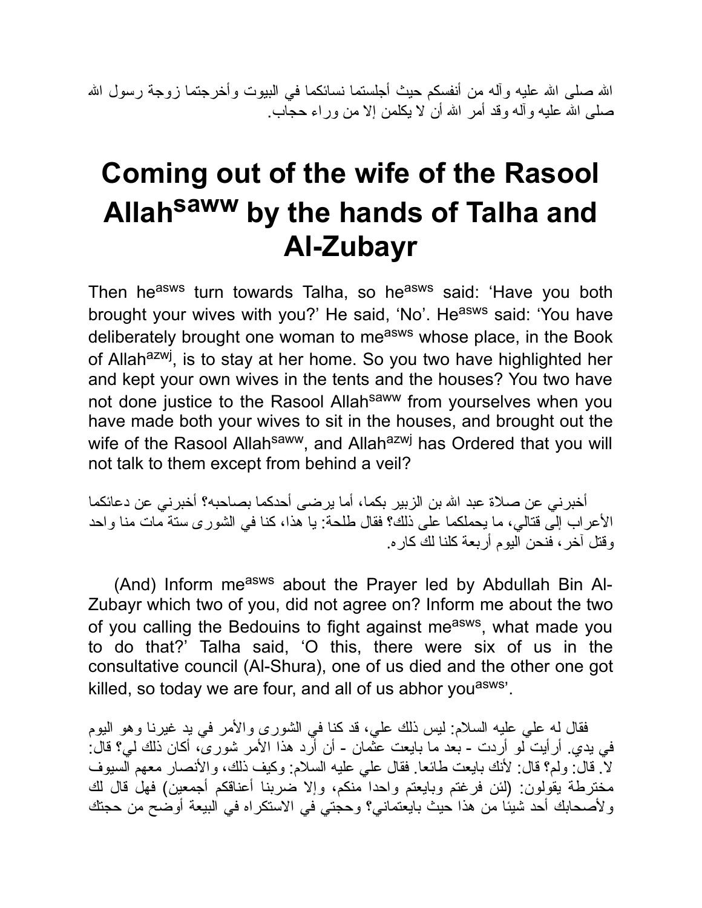الله صلى الله عليه وآله من أنفسكم حيث أجلستما نسائكما في البيوت وأخرجتما زوجة رسول الله صلى الله عليه وآله وقد أمر الله أن لا يكلمن إلا من وراء حجاب.

# Coming out of the wife of the Rasool Allah[saww] by the hands of Talha and Al-Zubayr

Then he[asws] turn towards Talha, so he[asws] said: 'Have you both brought your wives with you?' He said, 'No'. He[asws] said: 'You have deliberately brought one woman to me[asws] whose place, in the Book of Allah[azwj], is to stay at her home. So you two have highlighted her and kept your own wives in the tents and the houses? You two have not done justice to the Rasool Allah[saww] from yourselves when you have made both your wives to sit in the houses, and brought out the wife of the Rasool Allah[saww], and Allah[azwj] has Ordered that you will not talk to them except from behind a veil?

أخبرني عن صلاة عبد الله بن الزبير بكما، أما يرضى أحدكما بصاحبه؟ أخبرني عن دعائكما الأعراب إلى قتالي، ما يحملكما على ذلك؟ فقال طلحة: يا هذا، كنا في الشورى ستة مات منا واحد وقتل آخر، فنحن اليوم أربعة كلنا لك كاره.

(And) Inform me[asws] about the Prayer led by Abdullah Bin Al-Zubayr which two of you, did not agree on? Inform me about the two of you calling the Bedouins to fight against me[asws], what made you to do that?' Talha said, 'O this, there were six of us in the consultative council (Al-Shura), one of us died and the other one got killed, so today we are four, and all of us abhor you[asws]'.

فقال له علي عليه السلام: ليس ذلك علي، قد كنا في الشورى والأمر في يد غيرنا وهو اليوم في يدي. أرأيت لو أردت - بعد ما بايعت عثمان - أن أرد هذا الأمر شورى، أكان ذلك لي؟ قال: لا. قال: ولم؟ قال: لأنك بايعت طائعا. فقال علي عليه السلام: وكيف ذلك، والأنصار معهم السيوف مخترطة يقولون: (لئن فرغتم وبايعتم واحدا منكم، وإلا ضربنا أعناقكم أجمعين) فهل قال لك ولأصحابك أحد شيئا من هذا حيث بايعتماني؟ وحجتي في الاستكراه في البيعة أوضح من حجتك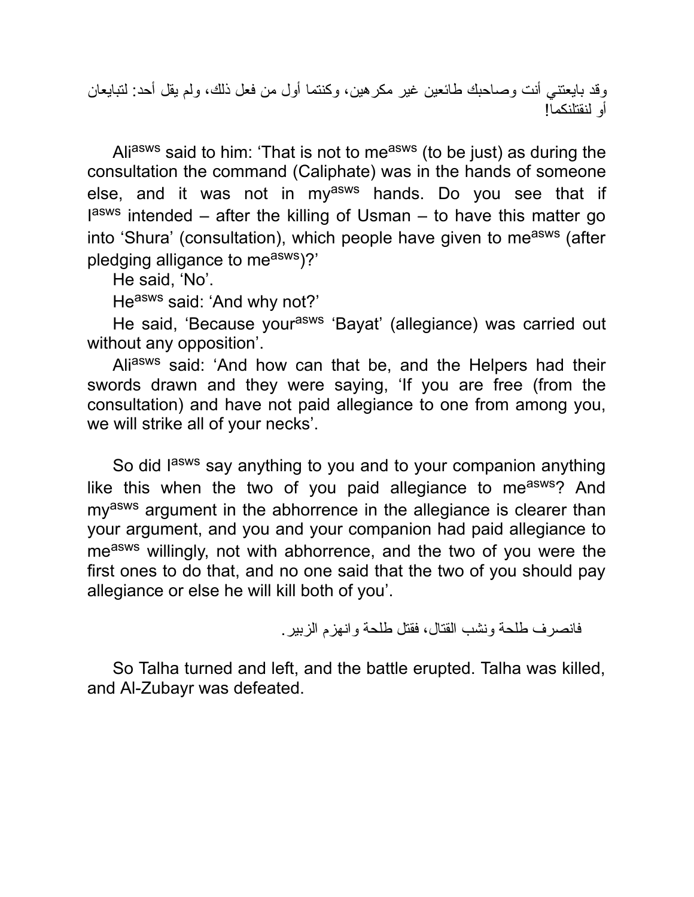وقد بايعتني أنت وصاحبك طائعين غير مكرهين، وكنتما أول من فعل ذلك، ولم يقل أحد: لتبايعان أو لنقتلنكما!

Ali[asws] said to him: 'That is not to me[asws] (to be just) as during the consultation the command (Caliphate) was in the hands of someone else, and it was not in my[asws] hands. Do you see that if I[asws] intended – after the killing of Usman – to have this matter go into 'Shura' (consultation), which people have given to me[asws] (after pledging alligance to me[asws])?'

He said, 'No'.

He[asws] said: 'And why not?'

He said, 'Because your[asws] 'Bayat' (allegiance) was carried out without any opposition'.

Ali[asws] said: 'And how can that be, and the Helpers had their swords drawn and they were saying, 'If you are free (from the consultation) and have not paid allegiance to one from among you, we will strike all of your necks'.

So did I[asws] say anything to you and to your companion anything like this when the two of you paid allegiance to me[asws]? And my[asws] argument in the abhorrence in the allegiance is clearer than your argument, and you and your companion had paid allegiance to me[asws] willingly, not with abhorrence, and the two of you were the first ones to do that, and no one said that the two of you should pay allegiance or else he will kill both of you'.

فانصرف طلحة ونشب القتال، فقتل طلحة وانهزم الزبير.

So Talha turned and left, and the battle erupted. Talha was killed, and Al-Zubayr was defeated.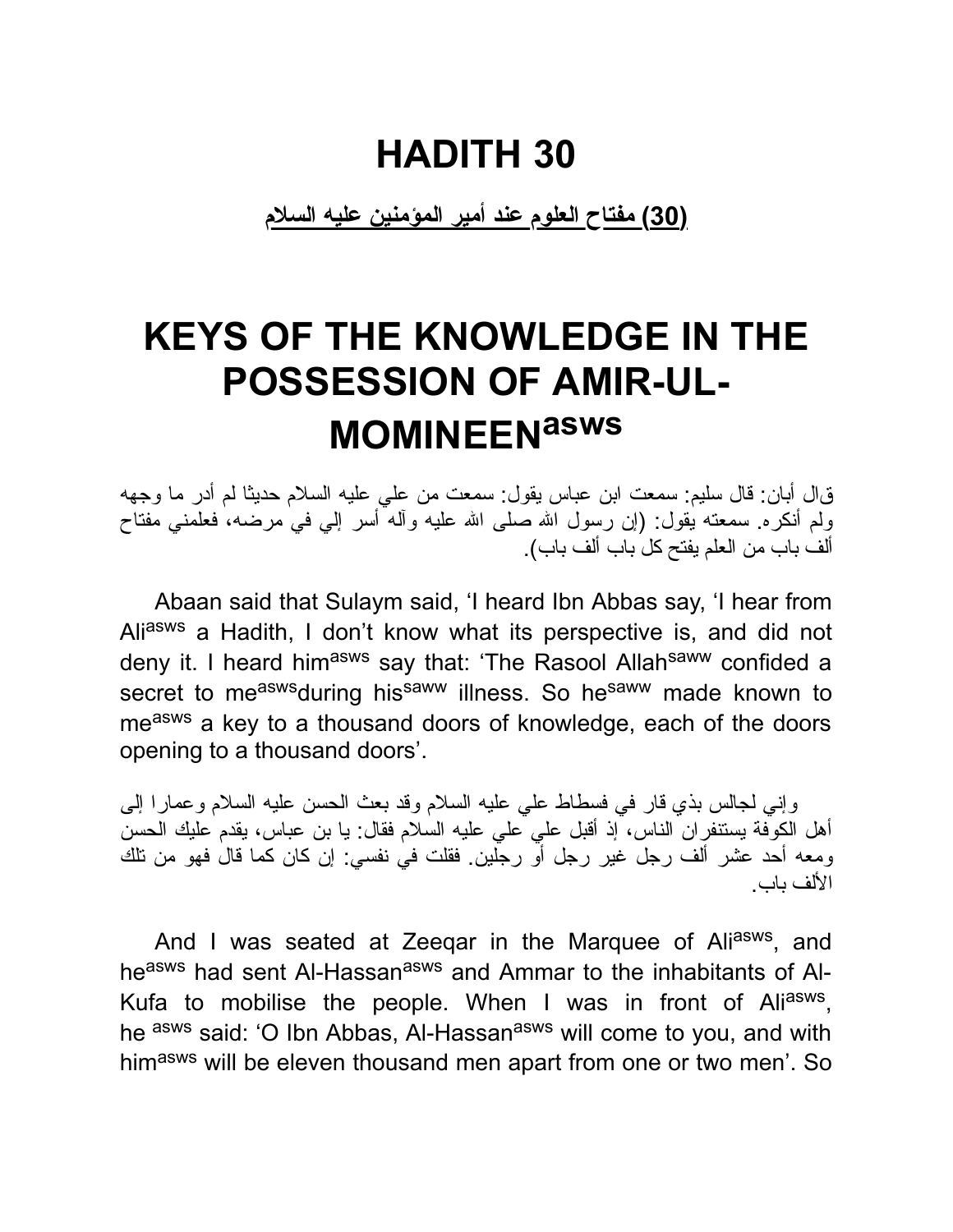# HADITH 30

**(30) مفتاح العلوم عند أمير المؤمنين عليه السلام**

# KEYS OF THE KNOWLEDGE IN THE POSSESSION OF AMIR-UL-MOMINEEN[asws]

قال أبان: قال سليم: سمعت ابن عباس يقول: سمعت من علي عليه السلام حديثا لم أدر ما وجهه ولم أنكره. سمعته يقول: (إن رسول الله صلى الله عليه وآله أسر إلي في مرضه، فعلمني مفتاح ألف باب من العلم يفتح كل باب ألف باب).

Abaan said that Sulaym said, 'I heard Ibn Abbas say, 'I hear from Ali[asws] a Hadith, I don't know what its perspective is, and did not deny it. I heard him[asws] say that: 'The Rasool Allah[saww] confided a secret to me[asws]during his[saww] illness. So he[saww] made known to me[asws] a key to a thousand doors of knowledge, each of the doors opening to a thousand doors'.

وإني لجالس بذي قار في فسطاط علي عليه السلام وقد بعث الحسن عليه السلام وعمارا إلى أهل الكوفة يستنفران الناس، إذ أقبل علي عليه السلام فقال: يا بن عباس، يقدم عليك الحسن ومعه أحد عشر ألف رجل غير رجل أو رجلين. فقلت في نفسي: إن كان كما قال فهو من تلك الألف باب.

And I was seated at Zeeqar in the Marquee of Ali[asws], and he[asws] had sent Al-Hassan[asws] and Ammar to the inhabitants of Al-Kufa to mobilise the people. When I was in front of Ali[asws], he [asws] said: 'O Ibn Abbas, Al-Hassan[asws] will come to you, and with him[asws] will be eleven thousand men apart from one or two men'. So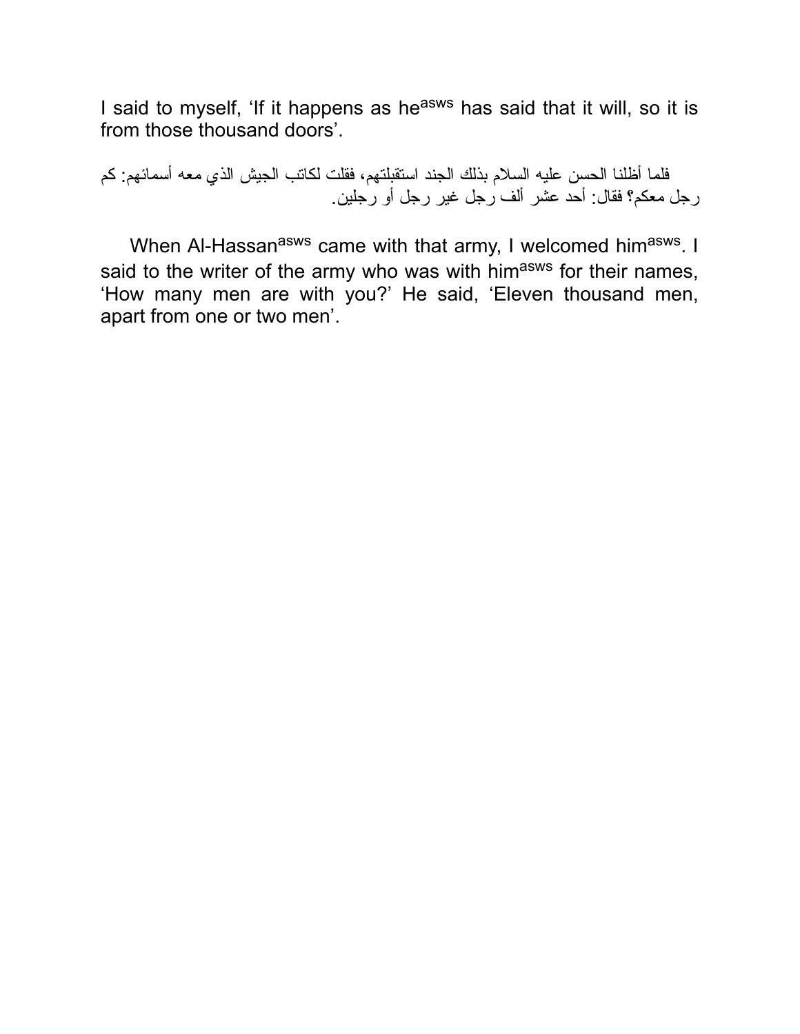I said to myself, 'If it happens as he[asws] has said that it will, so it is from those thousand doors'.

فلما أظلنا الحسن عليه السلام بذلك الجند استقبلتهم، فقلت لكاتب الجيش الذي معه أسمائهم: كم رجل معكم؟ فقال: أحد عشر ألف رجل غير رجل أو رجلين.

When Al-Hassan[asws] came with that army, I welcomed him[asws]. I said to the writer of the army who was with him[asws] for their names, 'How many men are with you?' He said, 'Eleven thousand men, apart from one or two men'.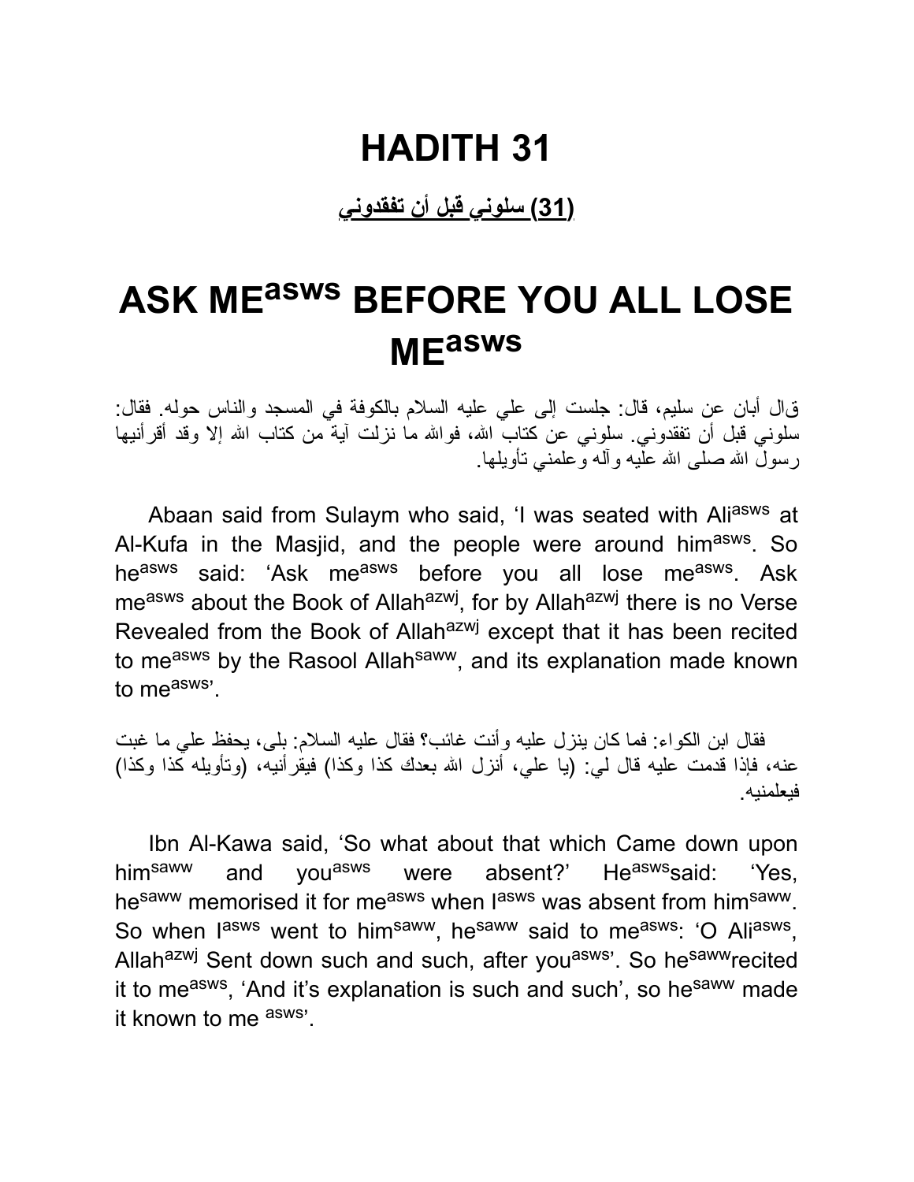# HADITH 31

**(31) سلوني قبل أن تفقدوني**

# ASK ME[asws] BEFORE YOU ALL LOSE ME[asws]

قال أبان عن سليم، قال: جلست إلى علي عليه السلام بالكوفة في المسجد والناس حوله. فقال: سلوني قبل أن تفقدوني. سلوني عن كتاب الله، فوالله ما نزلت آية من كتاب الله إلا وقد أقرأنيها رسول الله صلى الله عليه وآله وعلمني تأويلها.

Abaan said from Sulaym who said, 'I was seated with Ali[asws] at Al-Kufa in the Masjid, and the people were around him[asws]. So he[asws] said: 'Ask me[asws] before you all lose me[asws]. Ask me[asws] about the Book of Allah[azwj], for by Allah[azwj] there is no Verse Revealed from the Book of Allah[azwj] except that it has been recited to me[asws] by the Rasool Allah[saww], and its explanation made known to me[asws]'.

فقال ابن الكواء: فما كان ينزل عليه وأنت غائب؟ فقال عليه السلام: بلى، يحفظ علي ما غبت عنه، فإذا قدمت عليه قال لي: (يا علي، أنزل الله بعدك كذا وكذا) فيقرأنيه، (وتأويله كذا وكذا) فيعلمنيه.

Ibn Al-Kawa said, 'So what about that which Came down upon him[saww] and you[asws] were absent?' He[asws] said: 'Yes, he[saww] memorised it for me[asws] when I[asws] was absent from him[saww]. So when I[asws] went to him[saww], he[saww] said to me[asws]: 'O Ali[asws], Allah[azwj] Sent down such and such, after you[asws]'. So he[saww] recited it to me[asws], 'And it's explanation is such and such', so he[saww] made it known to me [asws]'.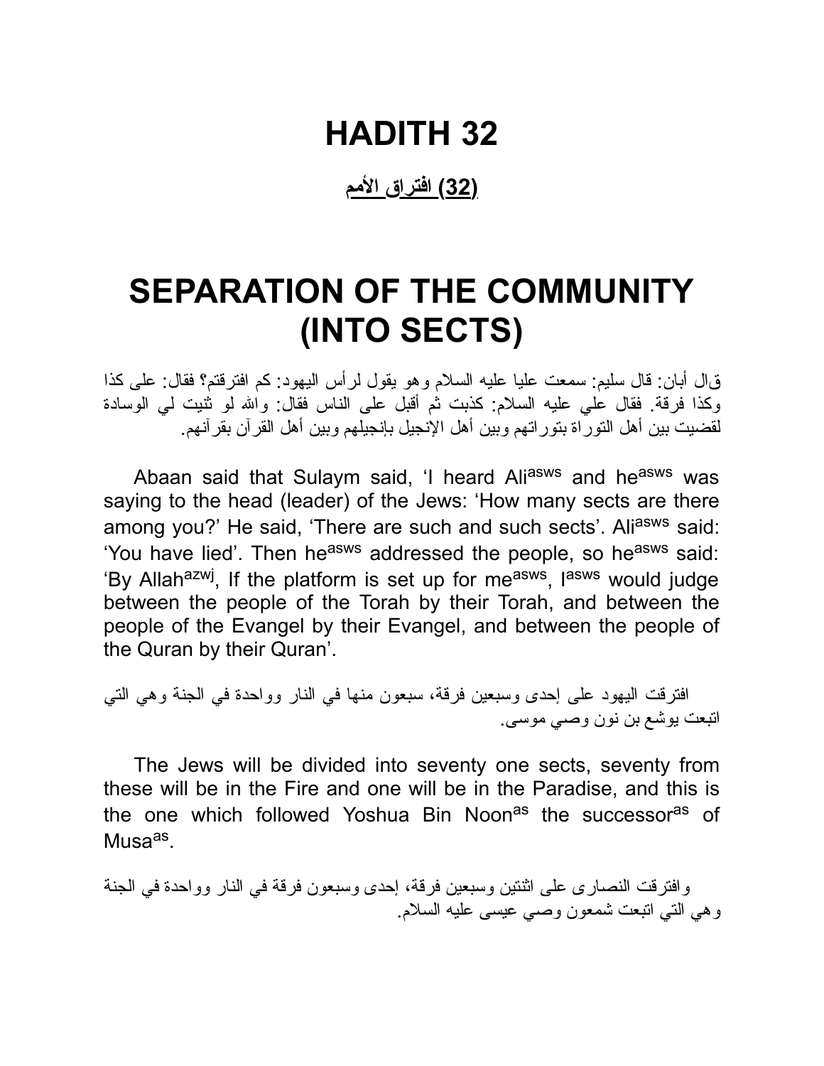# HADITH 32

**(32) افتراق الأمم**

# SEPARATION OF THE COMMUNITY (INTO SECTS)

قال أبان: قال سليم: سمعت عليا عليه السلام وهو يقول لرأس اليهود: كم افترقتم؟ فقال: على كذا وكذا فرقة. فقال علي عليه السلام: كذبت ثم أقبل على الناس فقال: والله لو ثنيت لي الوسادة لقضيت بين أهل التوراة بتوراتهم وبين أهل الإنجيل بإنجيلهم وبين أهل القرآن بقرآنهم.

Abaan said that Sulaym said, 'I heard Ali[asws] and he[asws] was saying to the head (leader) of the Jews: 'How many sects are there among you?' He said, 'There are such and such sects'. Ali[asws] said: 'You have lied'. Then he[asws] addressed the people, so he[asws] said: 'By Allah[azwj], If the platform is set up for me[asws], I[asws] would judge between the people of the Torah by their Torah, and between the people of the Evangel by their Evangel, and between the people of the Quran by their Quran'.

افترقت اليهود على إحدى وسبعين فرقة، سبعون منها في النار وواحدة في الجنة وهي التي اتبعت يوشع بن نون وصي موسى.

The Jews will be divided into seventy one sects, seventy from these will be in the Fire and one will be in the Paradise, and this is the one which followed Yoshua Bin Noon[as] the successor[as] of Musa[as].

وافترقت النصارى على اثنتين وسبعين فرقة، إحدى وسبعون فرقة في النار وواحدة في الجنة وهي التي اتبعت شمعون وصي عيسى عليه السلام.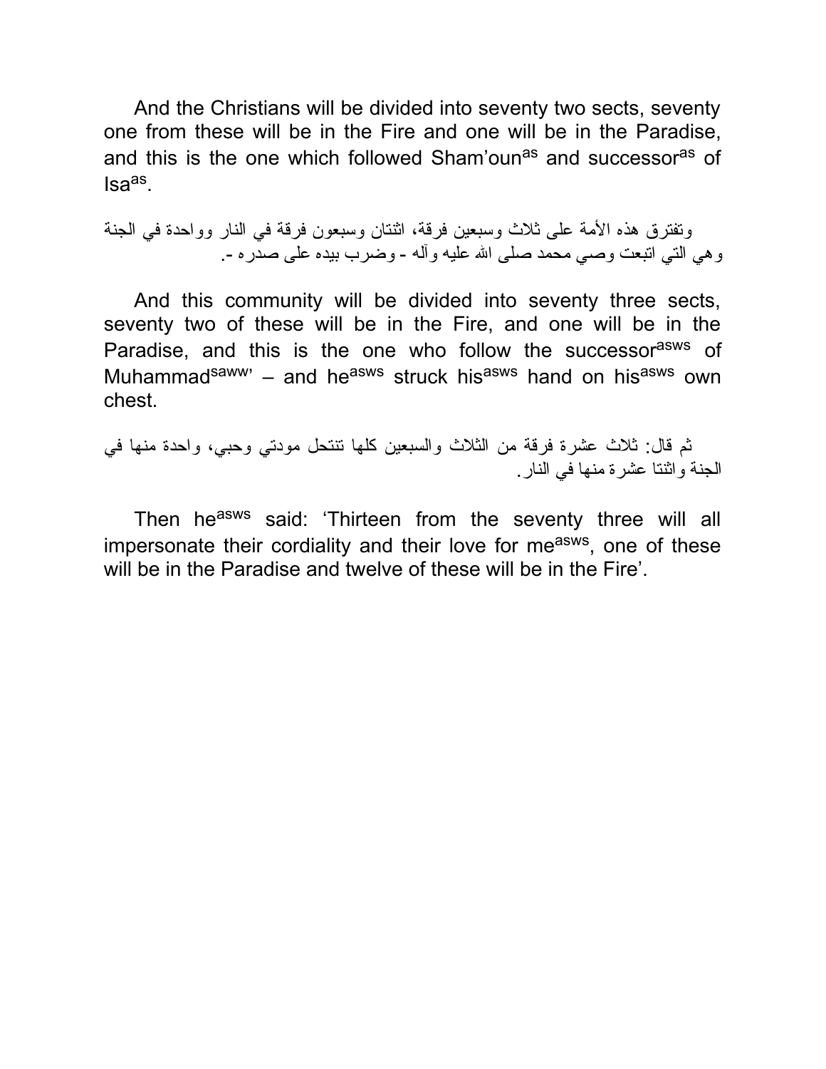And the Christians will be divided into seventy two sects, seventy one from these will be in the Fire and one will be in the Paradise, and this is the one which followed Sham'oun[as] and successor[as] of Isa[as].

وتفترق هذه الأمة على ثلاث وسبعين فرقة، اثنتان وسبعون فرقة في النار وواحدة في الجنة وهي التي اتبعت وصي محمد صلى الله عليه وآله - وضرب بيده على صدره -.

And this community will be divided into seventy three sects, seventy two of these will be in the Fire, and one will be in the Paradise, and this is the one who follow the successor[asws] of Muhammad[saww] – and he[asws] struck his[asws] hand on his[asws] own chest.

ثم قال: ثلاث عشرة فرقة من الثلاث والسبعين كلها تنتحل مودتي وحبي، واحدة منها في الجنة واثنتا عشرة منها في النار.

Then he[asws] said: 'Thirteen from the seventy three will all impersonate their cordiality and their love for me[asws], one of these will be in the Paradise and twelve of these will be in the Fire'.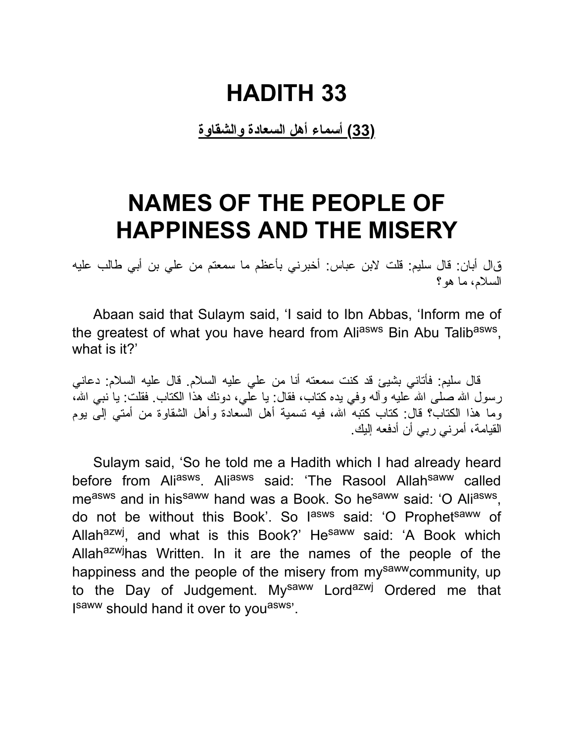# HADITH 33

**(33) أسماء أهل السعادة والشقاوة**

# NAMES OF THE PEOPLE OF HAPPINESS AND THE MISERY

قال أبان: قال سليم: قلت لابن عباس: أخبرني بأعظم ما سمعتم من علي بن أبي طالب عليه السلام، ما هو؟

Abaan said that Sulaym said, 'I said to Ibn Abbas, 'Inform me of the greatest of what you have heard from Ali[asws] Bin Abu Talib[asws], what is it?'

قال سليم: فأتاني بشيئ قد كنت سمعته أنا من علي عليه السلام. قال عليه السلام: دعاني رسول الله صلى الله عليه وآله وفي يده كتاب، فقال: يا علي، دونك هذا الكتاب. فقلت: يا نبي الله، وما هذا الكتاب؟ قال: كتاب كتبه الله، فيه تسمية أهل السعادة وأهل الشقاوة من أمتي إلى يوم القيامة، أمرني ربي أن أدفعه إليك.

Sulaym said, 'So he told me a Hadith which I had already heard before from Ali[asws]. Ali[asws] said: 'The Rasool Allah[saww] called me[asws] and in his[saww] hand was a Book. So he[saww] said: 'O Ali[asws], do not be without this Book'. So I[asws] said: 'O Prophet[saww] of Allah[azwj], and what is this Book?' He[saww] said: 'A Book which Allah[azwj]has Written. In it are the names of the people of the happiness and the people of the misery from my[saww]community, up to the Day of Judgement. My[saww] Lord[azwj] Ordered me that I[saww] should hand it over to you[asws]'.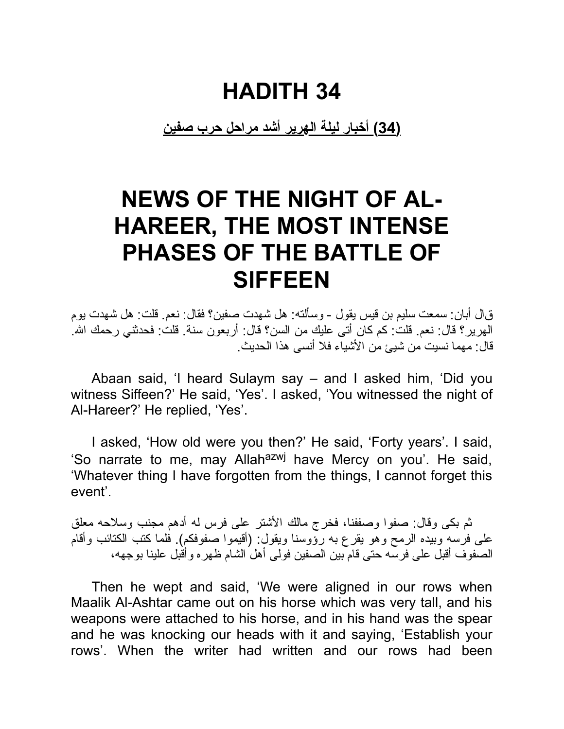# HADITH 34

**(34) أخبار ليلة الهرير أشد مراحل حرب صفين**

# NEWS OF THE NIGHT OF AL-HAREER, THE MOST INTENSE PHASES OF THE BATTLE OF SIFFEEN

قال أبان: سمعت سليم بن قيس يقول - وسألته: هل شهدت صفين؟ فقال: نعم. قلت: هل شهدت يوم الهرير؟ قال: نعم. قلت: كم كان أتى عليك من السن؟ قال: أربعون سنة. قلت: فحدثني رحمك الله. قال: مهما نسيت من شيئ من الأشياء فلا أنسى هذا الحديث.

Abaan said, 'I heard Sulaym say – and I asked him, 'Did you witness Siffeen?' He said, 'Yes'. I asked, 'You witnessed the night of Al-Hareer?' He replied, 'Yes'.

I asked, 'How old were you then?' He said, 'Forty years'. I said, 'So narrate to me, may Allah[azwj] have Mercy on you'. He said, 'Whatever thing I have forgotten from the things, I cannot forget this event'.

ثم بكى وقال: صفوا وصففنا، فخرج مالك الأشتر على فرس له أدهم مجنب وسلاحه معلق على فرسه وبيده الرمح وهو يقرع به رؤوسنا ويقول: (أقيموا صفوفكم). فلما كتب الكتائب وأقام الصفوف أقبل على فرسه حتى قام بين الصفين فولى أهل الشام ظهره وأقبل علينا بوجهه،

Then he wept and said, 'We were aligned in our rows when Maalik Al-Ashtar came out on his horse which was very tall, and his weapons were attached to his horse, and in his hand was the spear and he was knocking our heads with it and saying, 'Establish your rows'. When the writer had written and our rows had been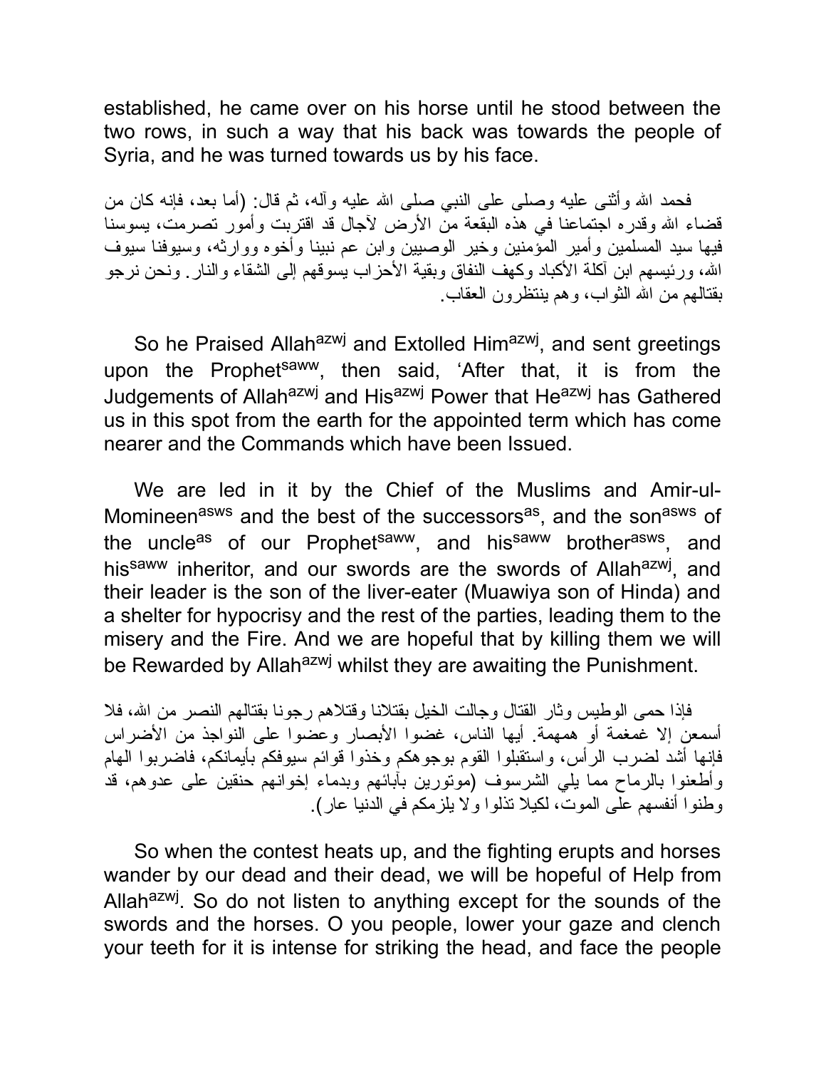established, he came over on his horse until he stood between the two rows, in such a way that his back was towards the people of Syria, and he was turned towards us by his face.

فحمد الله وأثنى عليه وصلى على النبي صلى الله عليه وآله، ثم قال: (أما بعد، فإنه كان من قضاء الله وقدره اجتماعنا في هذه البقعة من الأرض لآجال قد اقتربت وأمور تصرمت، يسوسنا فيها سيد المسلمين وأمير المؤمنين وخير الوصيين وابن عم نبينا وأخوه ووارثه، وسيوفنا سيوف الله، ورئيسهم ابن آكلة الأكباد وكهف النفاق وبقية الأحزاب يسوقهم إلى الشقاء والنار. ونحن نرجو بقتالهم من الله الثواب، وهم ينتظرون العقاب.

So he Praised Allah^azwj and Extolled Him^azwj, and sent greetings upon the Prophet^saww, then said, 'After that, it is from the Judgements of Allah^azwj and His^azwj Power that He^azwj has Gathered us in this spot from the earth for the appointed term which has come nearer and the Commands which have been Issued.

We are led in it by the Chief of the Muslims and Amir-ul-Momineen^asws and the best of the successors^as, and the son^asws of the uncle^as of our Prophet^saww, and his^saww brother^asws, and his^saww inheritor, and our swords are the swords of Allah^azwj, and their leader is the son of the liver-eater (Muawiya son of Hinda) and a shelter for hypocrisy and the rest of the parties, leading them to the misery and the Fire. And we are hopeful that by killing them we will be Rewarded by Allah^azwj whilst they are awaiting the Punishment.

فإذا حمى الوطيس وثار القتال وجالت الخيل بقتلانا وقتلاهم رجونا بقتالهم النصر من الله، فلا أسمعن إلا غمغمة أو همهمة. أيها الناس، غضوا الأبصار وعضوا على النواجذ من الأضراس فإنها أشد لضرب الرأس، واستقبلوا القوم بوجوهكم وخذوا قوائم سيوفكم بأيمانكم، فاضربوا الهام وأطعنوا بالرماح مما يلي الشرسوف (موتورين بآبائهم وبدماء إخوانهم حنقين على عدوهم، قد وطنوا أنفسهم على الموت، لكيلا تذلوا ولا يلزمكم في الدنيا عار).

So when the contest heats up, and the fighting erupts and horses wander by our dead and their dead, we will be hopeful of Help from Allah^azwj. So do not listen to anything except for the sounds of the swords and the horses. O you people, lower your gaze and clench your teeth for it is intense for striking the head, and face the people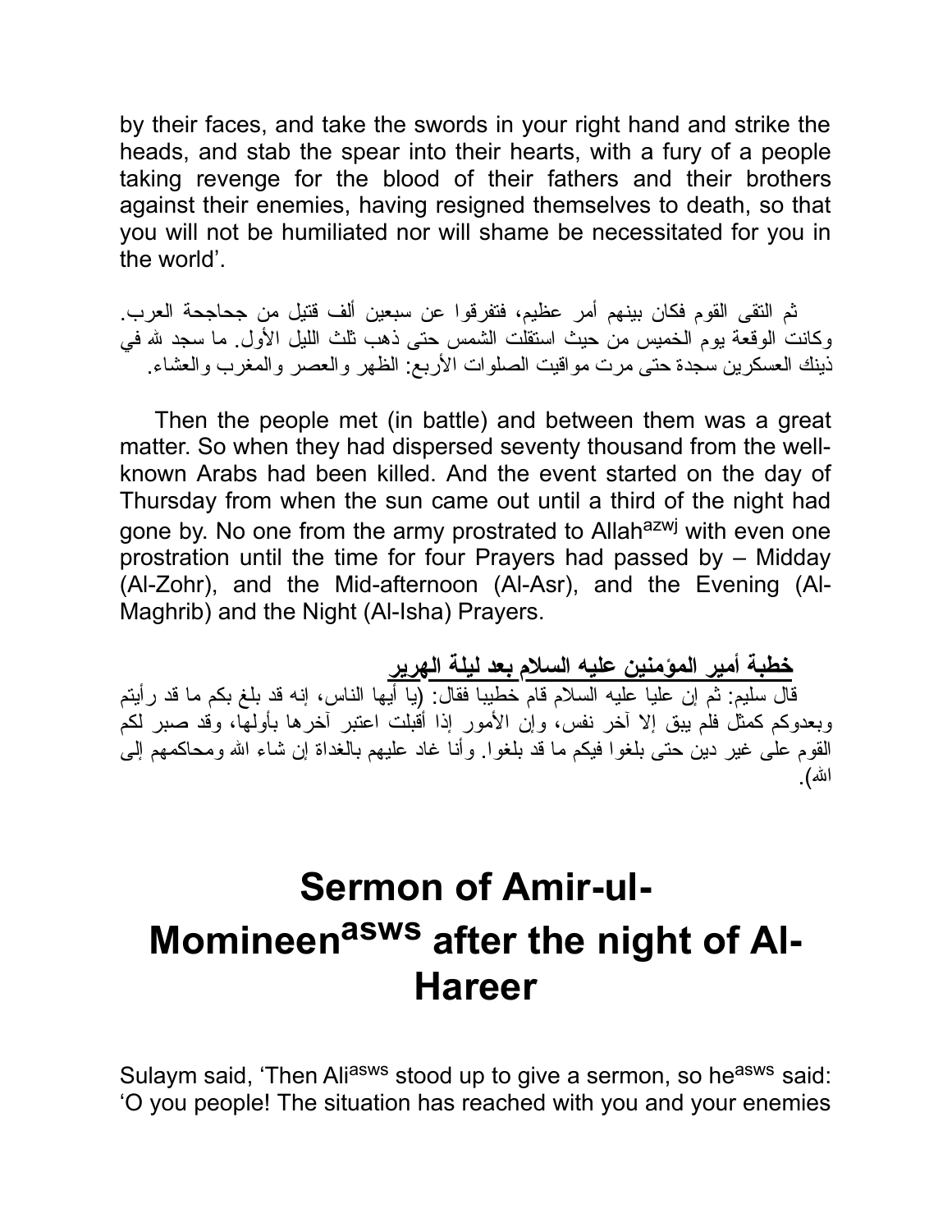by their faces, and take the swords in your right hand and strike the heads, and stab the spear into their hearts, with a fury of a people taking revenge for the blood of their fathers and their brothers against their enemies, having resigned themselves to death, so that you will not be humiliated nor will shame be necessitated for you in the world'.

ثم التقى القوم فكان بينهم أمر عظيم، فتفرقوا عن سبعين ألف قتيل من جحاجحة العرب. وكانت الوقعة يوم الخميس من حيث استقلت الشمس حتى ذهب ثلث الليل الأول. ما سجد لله في ذينك العسكرين سجدة حتى مرت مواقيت الصلوات الأربع: الظهر والعصر والمغرب والعشاء.

Then the people met (in battle) and between them was a great matter. So when they had dispersed seventy thousand from the well-known Arabs had been killed. And the event started on the day of Thursday from when the sun came out until a third of the night had gone by. No one from the army prostrated to Allah[azwj] with even one prostration until the time for four Prayers had passed by – Midday (Al-Zohr), and the Mid-afternoon (Al-Asr), and the Evening (Al-Maghrib) and the Night (Al-Isha) Prayers.

**خطبة أمير المؤمنين عليه السلام بعد ليلة الهرير**

قال سليم: ثم إن عليا عليه السلام قام خطيبا فقال: (يا أيها الناس، إنه قد بلغ بكم ما قد رأيتم وبعدوكم كمثل فلم يبق إلا آخر نفس، وإن الأمور إذا أقبلت اعتبر آخرها بأولها، وقد صبر لكم القوم على غير دين حتى بلغوا فيكم ما قد بلغوا. وأنا غاد عليهم بالغداة إن شاء الله ومحاكمهم إلى الله).

# Sermon of Amir-ul-Momineen[asws] after the night of Al-Hareer

Sulaym said, 'Then Ali[asws] stood up to give a sermon, so he[asws] said: 'O you people! The situation has reached with you and your enemies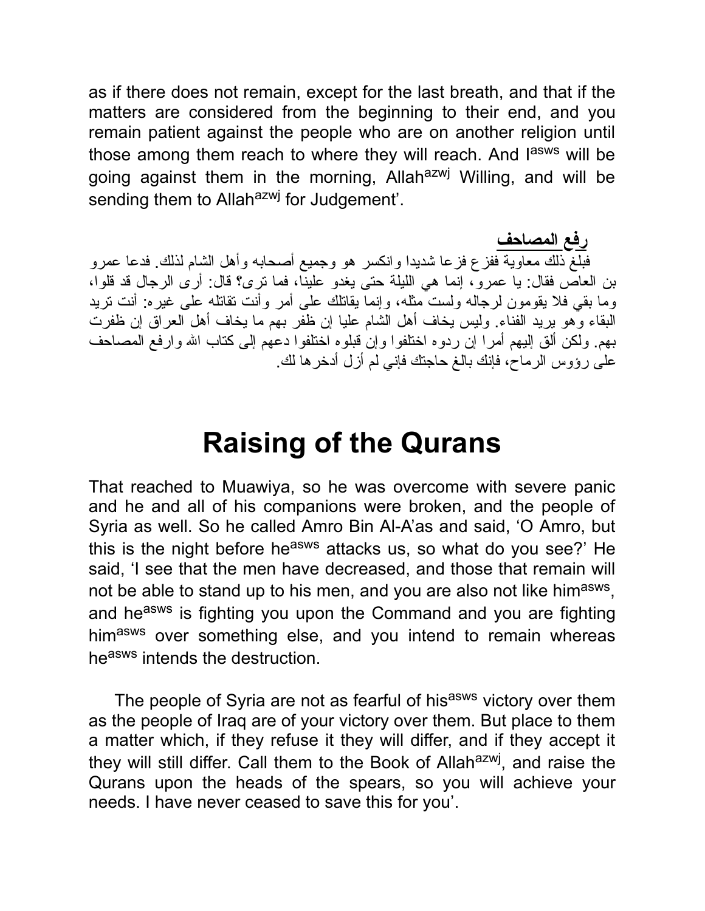as if there does not remain, except for the last breath, and that if the matters are considered from the beginning to their end, and you remain patient against the people who are on another religion until those among them reach to where they will reach. And I[asws] will be going against them in the morning, Allah[azwj] Willing, and will be sending them to Allah[azwj] for Judgement'.

**رفع المصاحف**

فبلغ ذلك معاوية ففزع فزعا شديدا وانكسر هو وجميع أصحابه وأهل الشام لذلك. فدعا عمرو بن العاص فقال: يا عمرو، إنما هي الليلة حتى يغدو علينا، فما ترى؟ قال: أرى الرجال قد قلوا، وما بقي فلا يقومون لرجاله ولست مثله، وإنما يقاتلك على أمر وأنت تقاتله على غيره: أنت تريد البقاء وهو يريد الفناء. وليس يخاف أهل الشام عليا إن ظفر بهم ما يخاف أهل العراق إن ظفرت بهم. ولكن ألق إليهم أمرا إن ردوه اختلفوا وإن قبلوه اختلفوا دعهم إلى كتاب الله وارفع المصاحف على رؤوس الرماح، فإنك بالغ حاجتك فإني لم أزل أدخرها لك.

# Raising of the Qurans

That reached to Muawiya, so he was overcome with severe panic and he and all of his companions were broken, and the people of Syria as well. So he called Amro Bin Al-A'as and said, 'O Amro, but this is the night before he[asws] attacks us, so what do you see?' He said, 'I see that the men have decreased, and those that remain will not be able to stand up to his men, and you are also not like him[asws], and he[asws] is fighting you upon the Command and you are fighting him[asws] over something else, and you intend to remain whereas he[asws] intends the destruction.

The people of Syria are not as fearful of his[asws] victory over them as the people of Iraq are of your victory over them. But place to them a matter which, if they refuse it they will differ, and if they accept it they will still differ. Call them to the Book of Allah[azwj], and raise the Qurans upon the heads of the spears, so you will achieve your needs. I have never ceased to save this for you'.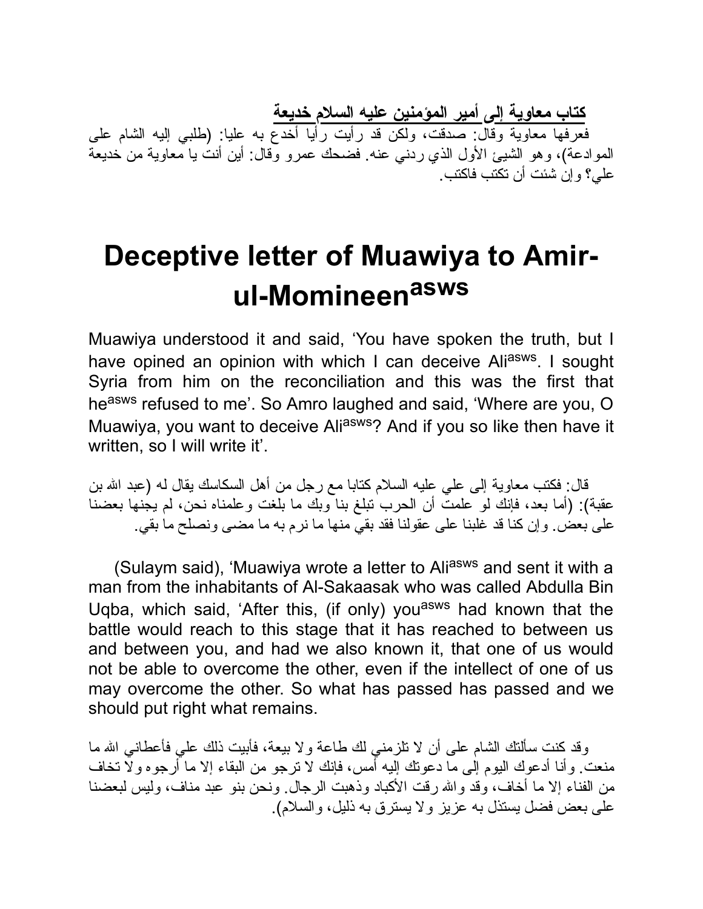**كتاب معاوية إلى أمير المؤمنين عليه السلام خديعة**

فعرفها معاوية وقال: صدقت، ولكن قد رأيت رأيا أخدع به عليا: (طلبي إليه الشام على الموادعة)، وهو الشيئ الأول الذي ردني عنه. فضحك عمرو وقال: أين أنت يا معاوية من خديعة علي؟ وإن شئت أن تكتب فاكتب.

# Deceptive letter of Muawiya to Amir-ul-Momineen[asws]

Muawiya understood it and said, 'You have spoken the truth, but I have opined an opinion with which I can deceive Ali[asws]. I sought Syria from him on the reconciliation and this was the first that he[asws] refused to me'. So Amro laughed and said, 'Where are you, O Muawiya, you want to deceive Ali[asws]? And if you so like then have it written, so I will write it'.

قال: فكتب معاوية إلى علي عليه السلام كتابا مع رجل من أهل السكاسك يقال له (عبد الله بن عقبة): (أما بعد، فإنك لو علمت أن الحرب تبلغ بنا وبك ما بلغت وعلمناه نحن، لم يجنها بعضنا على بعض. وإن كنا قد غلبنا على عقولنا فقد بقي منها ما نرم به ما مضى ونصلح ما بقي.

(Sulaym said), 'Muawiya wrote a letter to Ali[asws] and sent it with a man from the inhabitants of Al-Sakaasak who was called Abdulla Bin Uqba, which said, 'After this, (if only) you[asws] had known that the battle would reach to this stage that it has reached to between us and between you, and had we also known it, that one of us would not be able to overcome the other, even if the intellect of one of us may overcome the other. So what has passed has passed and we should put right what remains.

وقد كنت سألتك الشام على أن لا تلزمني لك طاعة ولا بيعة، فأبيت ذلك علي فأعطاني الله ما منعت. وأنا أدعوك اليوم إلى ما دعوتك إليه أمس، فإنك لا ترجو من البقاء إلا ما أرجوه ولا تخاف من الفناء إلا ما أخاف، وقد والله رقت الأكباد وذهبت الرجال. ونحن بنو عبد مناف، وليس لبعضنا على بعض فضل يستذل به عزيز ولا يسترق به ذليل، والسلام).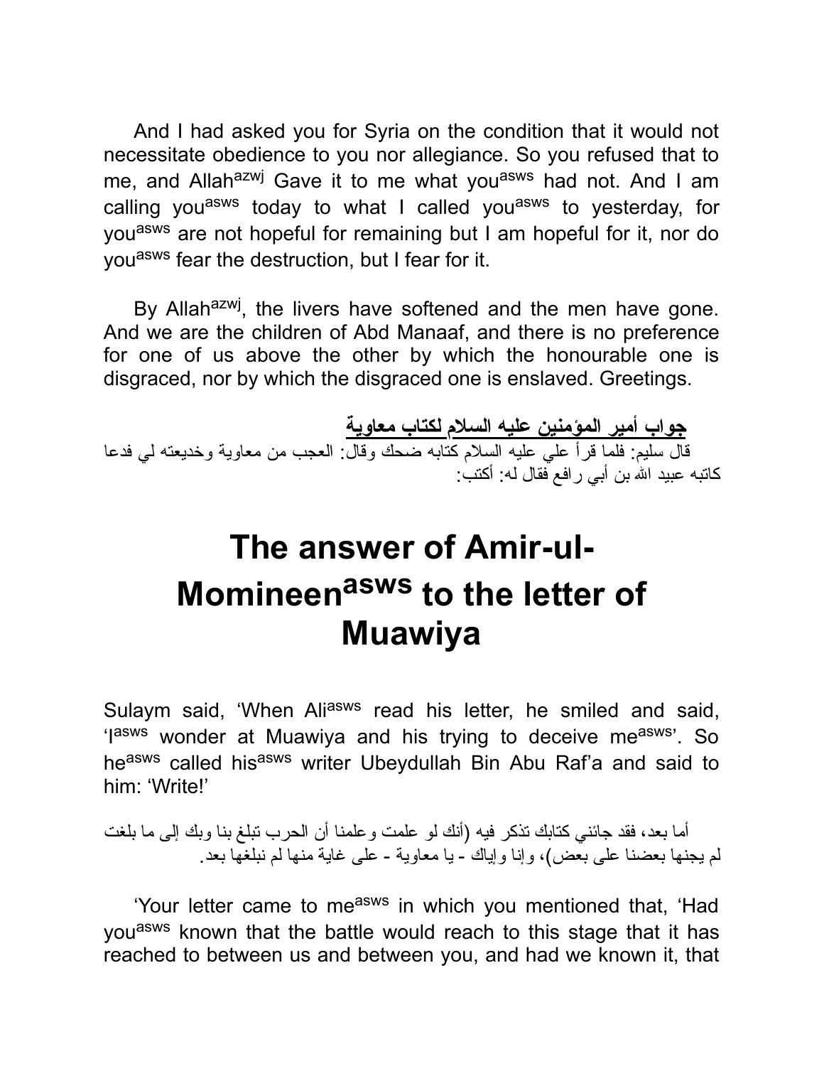And I had asked you for Syria on the condition that it would not necessitate obedience to you nor allegiance. So you refused that to me, and Allah[azwj] Gave it to me what you[asws] had not. And I am calling you[asws] today to what I called you[asws] to yesterday, for you[asws] are not hopeful for remaining but I am hopeful for it, nor do you[asws] fear the destruction, but I fear for it.

By Allah[azwj], the livers have softened and the men have gone. And we are the children of Abd Manaaf, and there is no preference for one of us above the other by which the honourable one is disgraced, nor by which the disgraced one is enslaved. Greetings.

**<u>جواب أمير المؤمنين عليه السلام لكتاب معاوية</u>**

قال سليم: فلما قرأ علي عليه السلام كتابه ضحك وقال: العجب من معاوية وخديعته لي فدعا كاتبه عبيد الله بن أبي رافع فقال له: أكتب:

# The answer of Amir-ul-Momineen[asws] to the letter of Muawiya

Sulaym said, 'When Ali[asws] read his letter, he smiled and said, 'I[asws] wonder at Muawiya and his trying to deceive me[asws]'. So he[asws] called his[asws] writer Ubeydullah Bin Abu Raf'a and said to him: 'Write!'

أما بعد، فقد جائني كتابك تذكر فيه (أنك لو علمت وعلمنا أن الحرب تبلغ بنا وبك إلى ما بلغت لم يجنها بعضنا على بعض)، وإنا وإياك - يا معاوية - على غاية منها لم نبلغها بعد.

'Your letter came to me[asws] in which you mentioned that, 'Had you[asws] known that the battle would reach to this stage that it has reached to between us and between you, and had we known it, that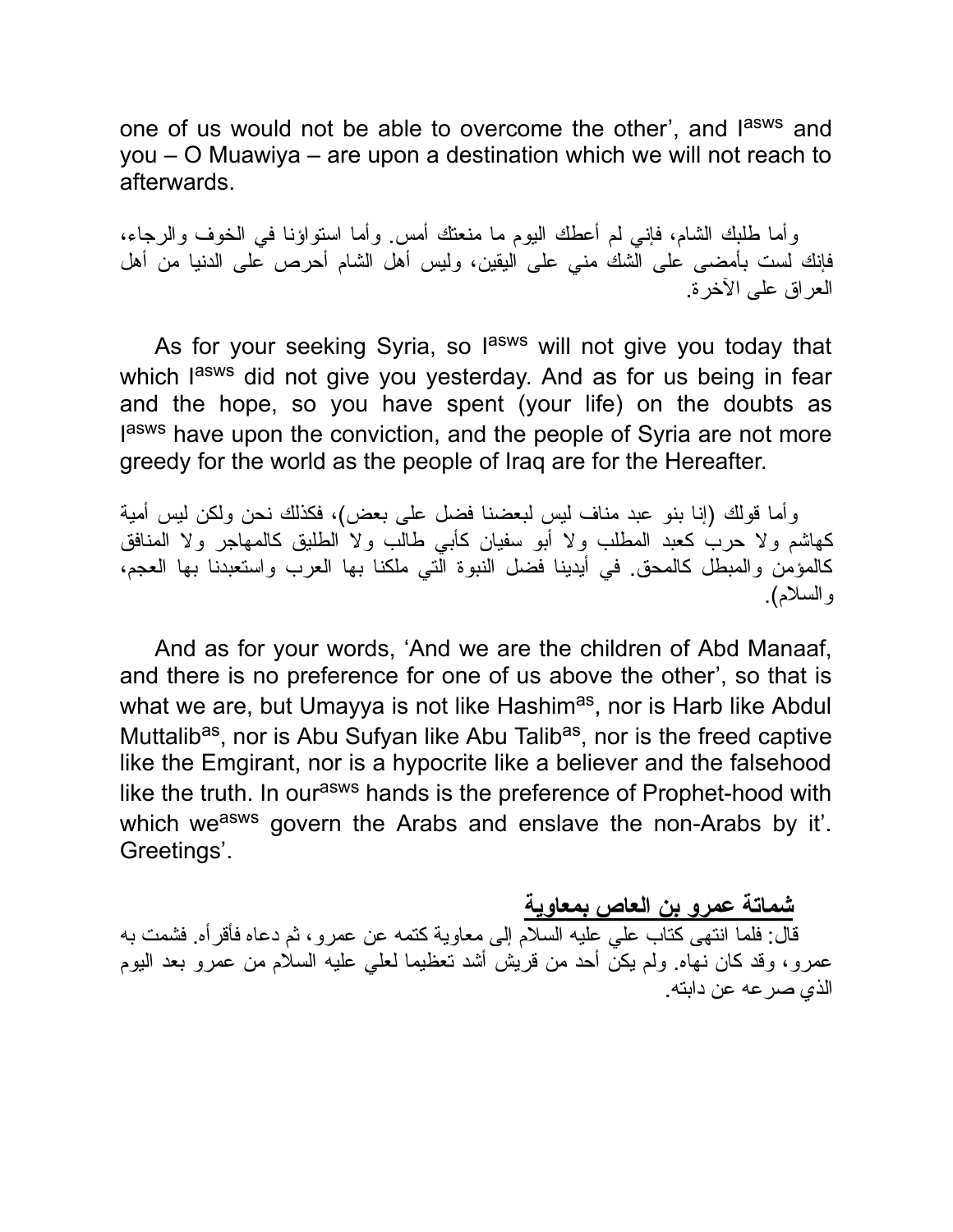one of us would not be able to overcome the other', and I[asws] and you – O Muawiya – are upon a destination which we will not reach to afterwards.

وأما طلبك الشام، فإني لم أعطك اليوم ما منعتك أمس. وأما استواؤنا في الخوف والرجاء، فإنك لست بأمضى على الشك مني على اليقين، وليس أهل الشام أحرص على الدنيا من أهل العراق على الآخرة.

As for your seeking Syria, so I[asws] will not give you today that which I[asws] did not give you yesterday. And as for us being in fear and the hope, so you have spent (your life) on the doubts as I[asws] have upon the conviction, and the people of Syria are not more greedy for the world as the people of Iraq are for the Hereafter.

وأما قولك (إنا بنو عبد مناف ليس لبعضنا فضل على بعض)، فكذلك نحن ولكن ليس أمية كهاشم ولا حرب كعبد المطلب ولا أبو سفيان كأبي طالب ولا الطليق كالمهاجر ولا المنافق كالمؤمن والمبطل كالمحق. في أيدينا فضل النبوة التي ملكنا بها العرب واستعبدنا بها العجم، والسلام).

And as for your words, 'And we are the children of Abd Manaaf, and there is no preference for one of us above the other', so that is what we are, but Umayya is not like Hashim[as], nor is Harb like Abdul Muttalib[as], nor is Abu Sufyan like Abu Talib[as], nor is the freed captive like the Emgirant, nor is a hypocrite like a believer and the falsehood like the truth. In our[asws] hands is the preference of Prophet-hood with which we[asws] govern the Arabs and enslave the non-Arabs by it'. Greetings'.

**شماتة عمرو بن العاص بمعاوية**

قال: فلما انتهى كتاب علي عليه السلام إلى معاوية كتمه عن عمرو، ثم دعاه فأقرأه. فشمت به عمرو، وقد كان نهاه. ولم يكن أحد من قريش أشد تعظيما لعلي عليه السلام من عمرو بعد اليوم الذي صرعه عن دابته.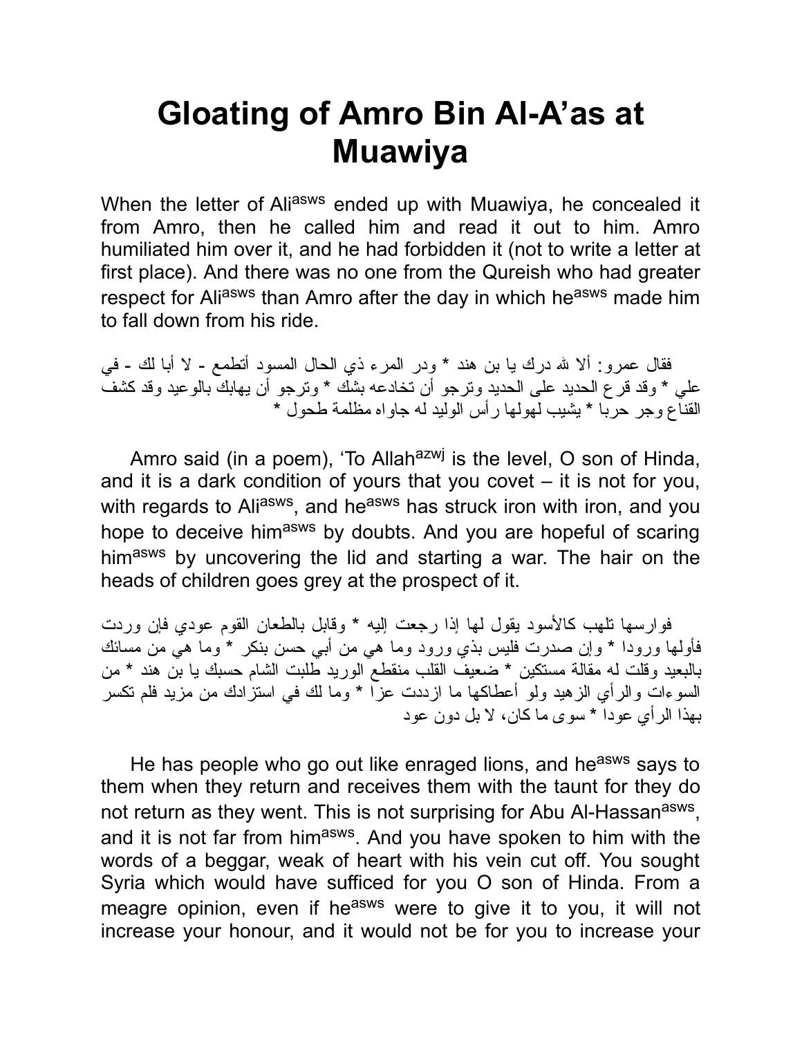# Gloating of Amro Bin Al-A'as at Muawiya

When the letter of Ali[asws] ended up with Muawiya, he concealed it from Amro, then he called him and read it out to him. Amro humiliated him over it, and he had forbidden it (not to write a letter at first place). And there was no one from the Qureish who had greater respect for Ali[asws] than Amro after the day in which he[asws] made him to fall down from his ride.

فقال عمرو: ألا لله درك يا بن هند * ودر المرء ذي الحال المسود أتطمع - لا أبا لك - في علي * وقد قرع الحديد على الحديد وترجو أن تخادعه بشك * وترجو أن يهابك بالوعيد وقد كشف القناع وجر حربا * يشيب لهولها رأس الوليد له جاواه مظلمة طحول *

Amro said (in a poem), 'To Allah[azwj] is the level, O son of Hinda, and it is a dark condition of yours that you covet – it is not for you, with regards to Ali[asws], and he[asws] has struck iron with iron, and you hope to deceive him[asws] by doubts. And you are hopeful of scaring him[asws] by uncovering the lid and starting a war. The hair on the heads of children goes grey at the prospect of it.

فوارسها تلهب كالأسود يقول لها إذا رجعت إليه * وقابل بالطعان القوم عودي فإن وردت فأولها ورودا * وإن صدرت فليس بذي ورود وما هي من أبي حسن بنكر * وما هي من مسائك بالبعيد وقلت له مقالة مستكين * ضعيف القلب منقطع الوريد طلبت الشام حسبك يا بن هند * من السوءات والرأي الزهيد ولو أعطاكها ما ازددت عزا * وما لك في استزادك من مزيد فلم تكسر بهذا الرأي عودا * سوى ما كان، لا بل دون عود

He has people who go out like enraged lions, and he[asws] says to them when they return and receives them with the taunt for they do not return as they went. This is not surprising for Abu Al-Hassan[asws], and it is not far from him[asws]. And you have spoken to him with the words of a beggar, weak of heart with his vein cut off. You sought Syria which would have sufficed for you O son of Hinda. From a meagre opinion, even if he[asws] were to give it to you, it will not increase your honour, and it would not be for you to increase your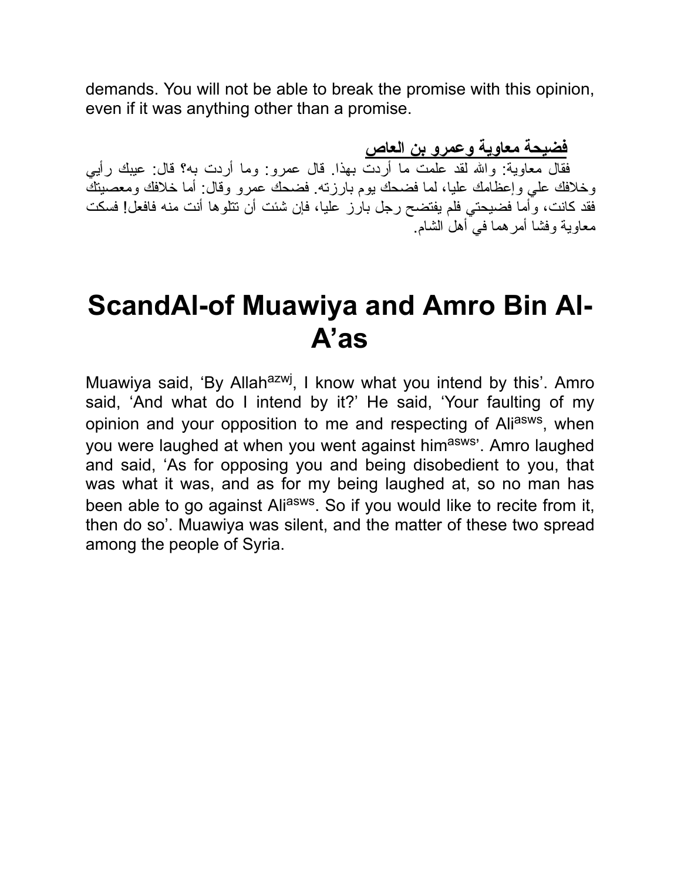demands. You will not be able to break the promise with this opinion, even if it was anything other than a promise.

**فضيحة معاوية وعمرو بن العاص**

فقال معاوية: والله لقد علمت ما أردت بهذا. قال عمرو: وما أردت به؟ قال: عيبك رأيي وخلافك علي وإعظامك عليا، لما فضحك يوم بارزته. فضحك عمرو وقال: أما خلافك ومعصيتك فقد كانت، وأما فضيحتي فلم يفتضح رجل بارز عليا، فإن شئت أن تتلوها أنت منه فافعل! فسكت معاوية وفشا أمرهما في أهل الشام.

# ScandAl-of Muawiya and Amro Bin Al-A'as

Muawiya said, 'By Allah[azwj], I know what you intend by this'. Amro said, 'And what do I intend by it?' He said, 'Your faulting of my opinion and your opposition to me and respecting of Ali[asws], when you were laughed at when you went against him[asws]'. Amro laughed and said, 'As for opposing you and being disobedient to you, that was what it was, and as for my being laughed at, so no man has been able to go against Ali[asws]. So if you would like to recite from it, then do so'. Muawiya was silent, and the matter of these two spread among the people of Syria.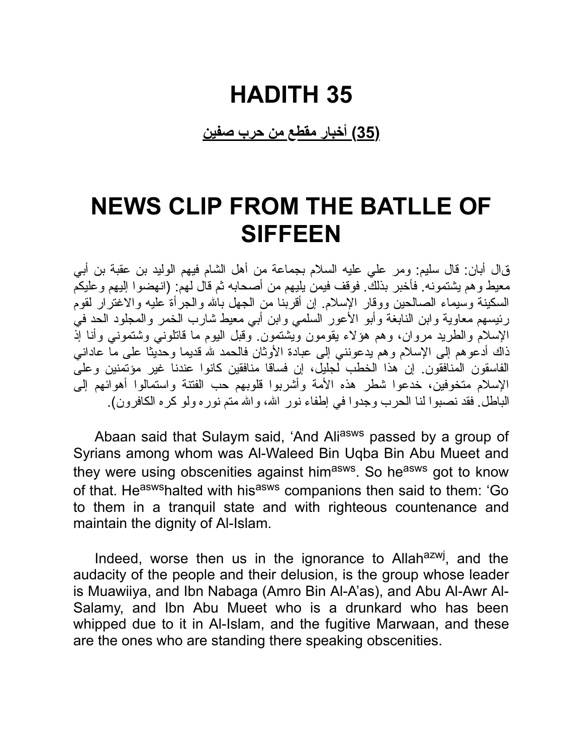# HADITH 35

**(35) أخبار مقطع من حرب صفين**

# NEWS CLIP FROM THE BATLLE OF SIFFEEN

قال أبان: قال سليم: ومر علي عليه السلام بجماعة من أهل الشام فيهم الوليد بن عقبة بن أبي معيط وهم يشتمونه. فأخبر بذلك. فوقف فيمن يليهم من أصحابه ثم قال لهم: (انهضوا إليهم وعليكم السكينة وسيماء الصالحين ووقار الإسلام. إن أقربنا من الجهل بالله والجرأة عليه والاغترار لقوم رئيسهم معاوية وابن النابغة وأبو الأعور السلمي وابن أبي معيط شارب الخمر والمجلود الحد في الإسلام والطريد مروان، وهم هؤلاء يقومون ويشتمون. وقبل اليوم ما قاتلوني وشتموني وأنا إذ ذاك أدعوهم إلى الإسلام وهم يدعونني إلى عبادة الأوثان فالحمد لله قديما وحديثا على ما عاداني الفاسقون المنافقون. إن هذا الخطب لجليل، إن فساقا منافقين كانوا عندنا غير مؤتمنين وعلى الإسلام متخوفين، خدعوا شطر هذه الأمة وأشربوا قلوبهم حب الفتنة واستمالوا أهوائهم إلى الباطل. فقد نصبوا لنا الحرب وجدوا في إطفاء نور الله، والله متم نوره ولو كره الكافرون).

Abaan said that Sulaym said, 'And Ali[asws] passed by a group of Syrians among whom was Al-Waleed Bin Uqba Bin Abu Mueet and they were using obscenities against him[asws]. So he[asws] got to know of that. He[asws]halted with his[asws] companions then said to them: 'Go to them in a tranquil state and with righteous countenance and maintain the dignity of Al-Islam.

Indeed, worse then us in the ignorance to Allah[azwj], and the audacity of the people and their delusion, is the group whose leader is Muawiiya, and Ibn Nabaga (Amro Bin Al-A'as), and Abu Al-Awr Al-Salamy, and Ibn Abu Mueet who is a drunkard who has been whipped due to it in Al-Islam, and the fugitive Marwaan, and these are the ones who are standing there speaking obscenities.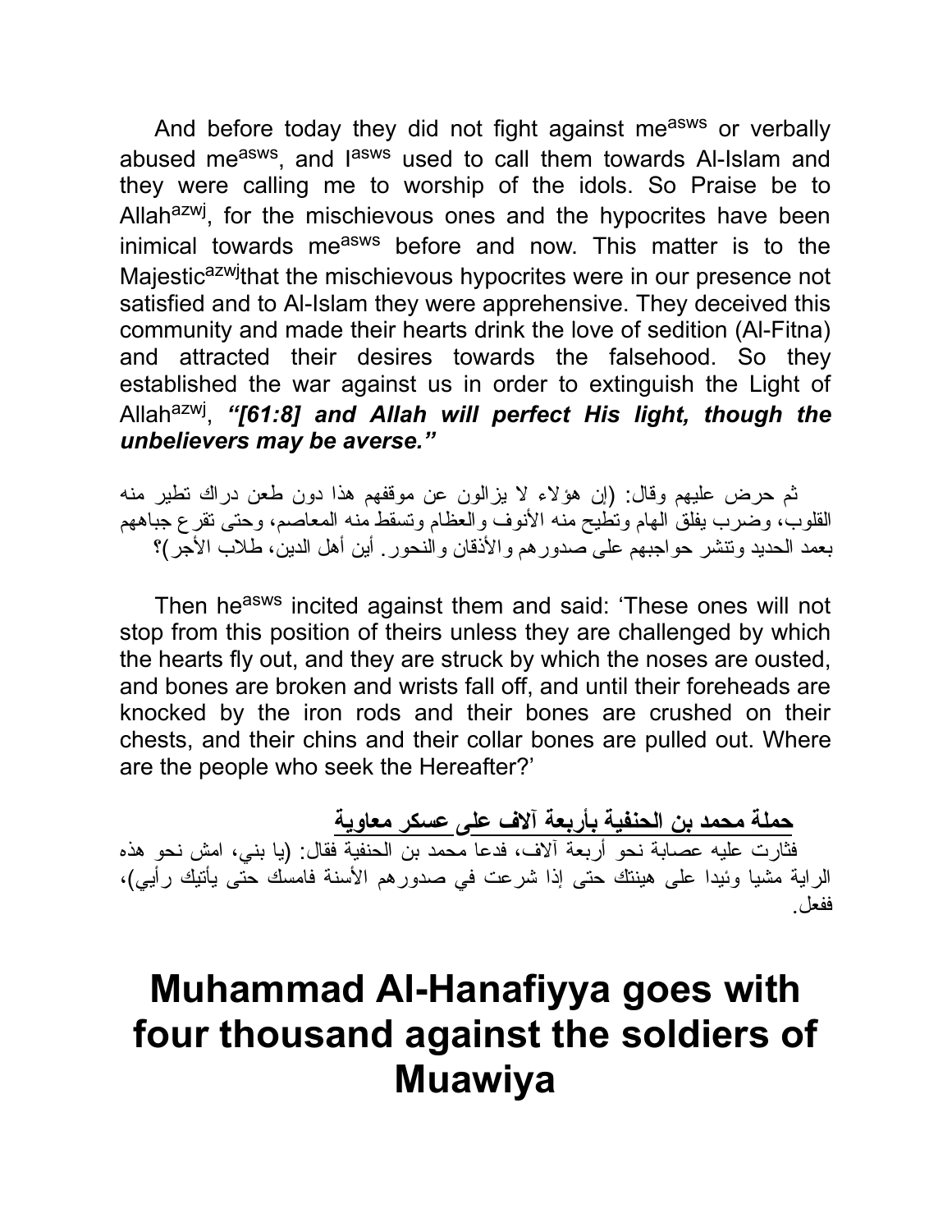And before today they did not fight against me[asws] or verbally abused me[asws], and I[asws] used to call them towards Al-Islam and they were calling me to worship of the idols. So Praise be to Allah[azwj], for the mischievous ones and the hypocrites have been inimical towards me[asws] before and now. This matter is to the Majestic[azwj]that the mischievous hypocrites were in our presence not satisfied and to Al-Islam they were apprehensive. They deceived this community and made their hearts drink the love of sedition (Al-Fitna) and attracted their desires towards the falsehood. So they established the war against us in order to extinguish the Light of Allah[azwj], ***"[61:8] and Allah will perfect His light, though the unbelievers may be averse."***

ثم حرض عليهم وقال: (إن هؤلاء لا يزالون عن موقفهم هذا دون طعن دراك تطير منه القلوب، وضرب يفلق الهام وتطيح منه الأنوف والعظام وتسقط منه المعاصم، وحتى تقرع جباههم بعمد الحديد وتنشر حواجبهم على صدورهم والأذقان والنحور. أين أهل الدين، طلاب الأجر)؟

Then he[asws] incited against them and said: 'These ones will not stop from this position of theirs unless they are challenged by which the hearts fly out, and they are struck by which the noses are ousted, and bones are broken and wrists fall off, and until their foreheads are knocked by the iron rods and their bones are crushed on their chests, and their chins and their collar bones are pulled out. Where are the people who seek the Hereafter?'

**حملة محمد بن الحنفية بأربعة آلاف على عسكر معاوية**

فثارت عليه عصابة نحو أربعة آلاف، فدعا محمد بن الحنفية فقال: (يا بني، امش نحو هذه الراية مشيا وئيدا على هينتك حتى إذا شرعت في صدورهم الأسنة فامسك حتى يأتيك رأيي)، ففعل.

# Muhammad Al-Hanafiyya goes with four thousand against the soldiers of Muawiya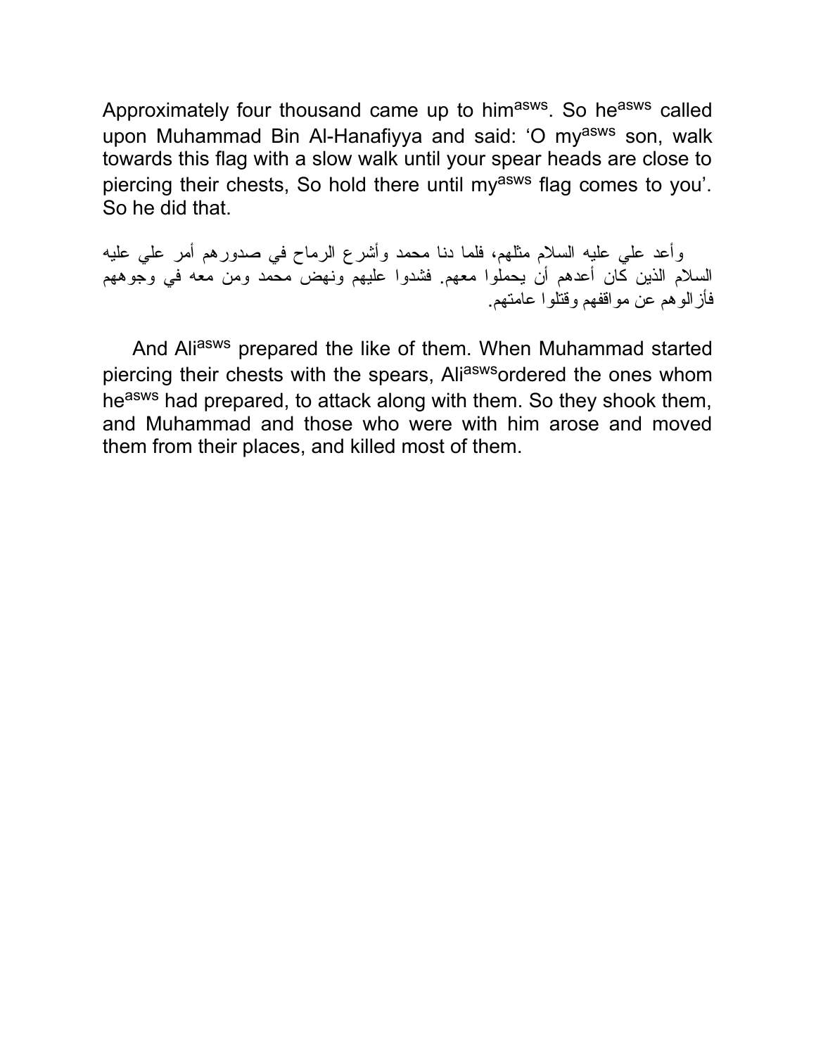Approximately four thousand came up to him[asws]. So he[asws] called upon Muhammad Bin Al-Hanafiyya and said: ‘O my[asws] son, walk towards this flag with a slow walk until your spear heads are close to piercing their chests, So hold there until my[asws] flag comes to you’. So he did that.

وأعد علي عليه السلام مثلهم، فلما دنا محمد وأشرع الرماح في صدورهم أمر علي عليه السلام الذين كان أعدهم أن يحملوا معهم. فشدوا عليهم ونهض محمد ومن معه في وجوههم فأزالوهم عن مواقفهم وقتلوا عامتهم.

And Ali[asws] prepared the like of them. When Muhammad started piercing their chests with the spears, Ali[asws]ordered the ones whom he[asws] had prepared, to attack along with them. So they shook them, and Muhammad and those who were with him arose and moved them from their places, and killed most of them.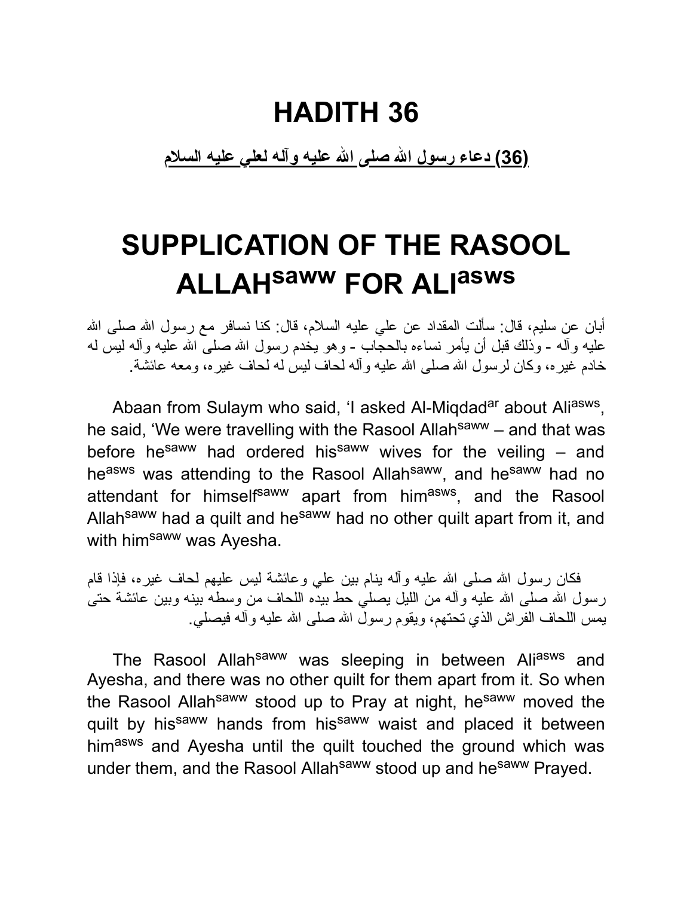# HADITH 36

**(36) دعاء رسول الله صلى الله عليه وآله لعلي عليه السلام**

# SUPPLICATION OF THE RASOOL ALLAH[saww] FOR ALI[asws]

أبان عن سليم، قال: سألت المقداد عن علي عليه السلام، قال: كنا نسافر مع رسول الله صلى الله عليه وآله - وذلك قبل أن يأمر نساءه بالحجاب - وهو يخدم رسول الله صلى الله عليه وآله ليس له خادم غيره، وكان لرسول الله صلى الله عليه وآله لحاف ليس له لحاف غيره، ومعه عائشة.

Abaan from Sulaym who said, 'I asked Al-Miqdad[ar] about Ali[asws], he said, 'We were travelling with the Rasool Allah[saww] – and that was before he[saww] had ordered his[saww] wives for the veiling – and he[asws] was attending to the Rasool Allah[saww], and he[saww] had no attendant for himself[saww] apart from him[asws], and the Rasool Allah[saww] had a quilt and he[saww] had no other quilt apart from it, and with him[saww] was Ayesha.

فكان رسول الله صلى الله عليه وآله ينام بين علي وعائشة ليس عليهم لحاف غيره، فإذا قام رسول الله صلى الله عليه وآله من الليل يصلي حط بيده اللحاف من وسطه بينه وبين عائشة حتى يمس اللحاف الفراش الذي تحتهم، ويقوم رسول الله صلى الله عليه وآله فيصلي.

The Rasool Allah[saww] was sleeping in between Ali[asws] and Ayesha, and there was no other quilt for them apart from it. So when the Rasool Allah[saww] stood up to Pray at night, he[saww] moved the quilt by his[saww] hands from his[saww] waist and placed it between him[asws] and Ayesha until the quilt touched the ground which was under them, and the Rasool Allah[saww] stood up and he[saww] Prayed.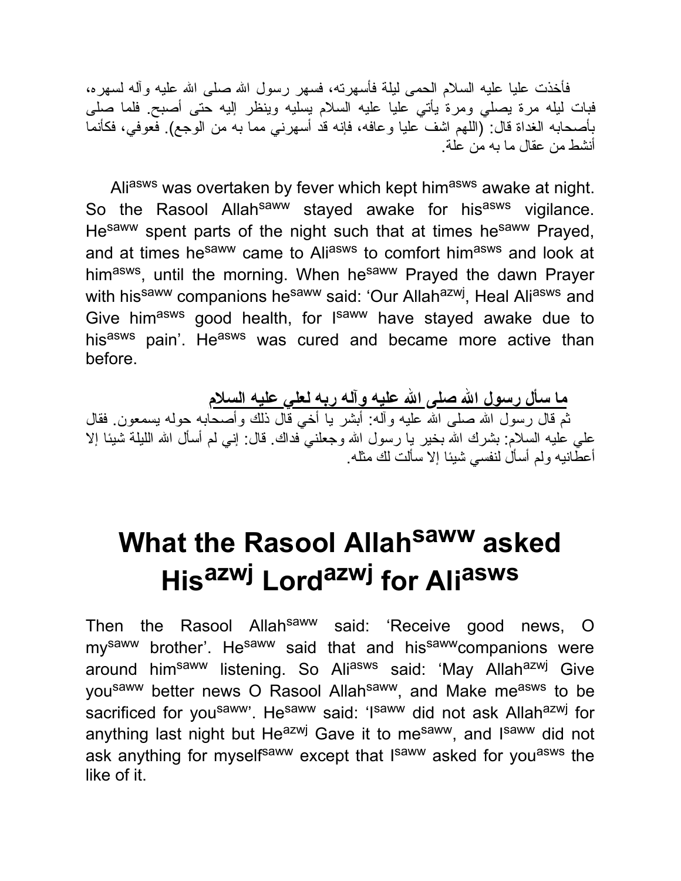فأخذت عليا عليه السلام الحمى ليلة فأسهرته، فسهر رسول الله صلى الله عليه وآله لسهره، فبات ليله مرة يصلي ومرة يأتي عليا عليه السلام يسليه وينظر إليه حتى أصبح. فلما صلى بأصحابه الغداة قال: (اللهم اشف عليا وعافه، فإنه قد أسهرني مما به من الوجع). فعوفي، فكأنما أنشط من عقال ما به من علة.

Ali[asws] was overtaken by fever which kept him[asws] awake at night. So the Rasool Allah[saww] stayed awake for his[asws] vigilance. He[saww] spent parts of the night such that at times he[saww] Prayed, and at times he[saww] came to Ali[asws] to comfort him[asws] and look at him[asws], until the morning. When he[saww] Prayed the dawn Prayer with his[saww] companions he[saww] said: 'Our Allah[azwj], Heal Ali[asws] and Give him[asws] good health, for I[saww] have stayed awake due to his[asws] pain'. He[asws] was cured and became more active than before.

**ما سأل رسول الله صلى الله عليه وآله ربه لعلي عليه السلام**

ثم قال رسول الله صلى الله عليه وآله: أبشر يا أخي قال ذلك وأصحابه حوله يسمعون. فقال علي عليه السلام: بشرك الله بخير يا رسول الله وجعلني فداك. قال: إني لم أسأل الله الليلة شيئا إلا أعطانيه ولم أسأل لنفسي شيئا إلا سألت لك مثله.

# What the Rasool Allah[saww] asked His[azwj] Lord[azwj] for Ali[asws]

Then the Rasool Allah[saww] said: 'Receive good news, O my[saww] brother'. He[saww] said that and his[saww]companions were around him[saww] listening. So Ali[asws] said: 'May Allah[azwj] Give you[saww] better news O Rasool Allah[saww], and Make me[asws] to be sacrificed for you[saww]'. He[saww] said: 'I[saww] did not ask Allah[azwj] for anything last night but He[azwj] Gave it to me[saww], and I[saww] did not ask anything for myself[saww] except that I[saww] asked for you[asws] the like of it.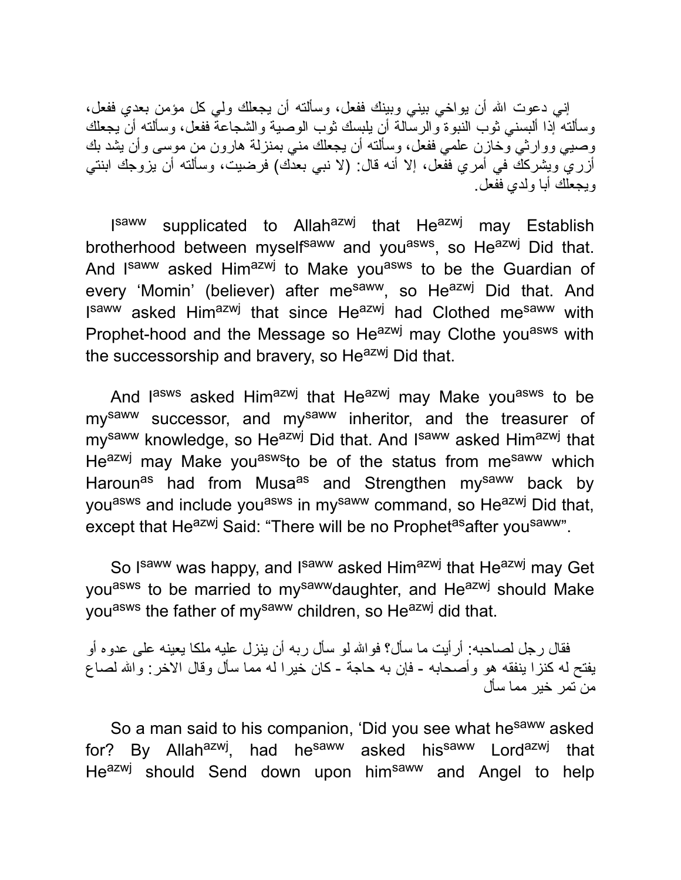إني دعوت الله أن يواخي بيني وبينك ففعل، وسألته أن يجعلك ولي كل مؤمن بعدي ففعل، وسألته إذا ألبسني ثوب النبوة والرسالة أن يلبسك ثوب الوصية والشجاعة ففعل، وسألته أن يجعلك وصيي ووارثي وخازن علمي ففعل، وسألته أن يجعلك مني بمنزلة هارون من موسى وأن يشد بك أزري ويشركك في أمري ففعل، إلا أنه قال: (لا نبي بعدك) فرضيت، وسألته أن يزوجك ابنتي ويجعلك أبا ولدي ففعل.

I[saww] supplicated to Allah[azwj] that He[azwj] may Establish brotherhood between myself[saww] and you[asws], so He[azwj] Did that. And I[saww] asked Him[azwj] to Make you[asws] to be the Guardian of every 'Momin' (believer) after me[saww], so He[azwj] Did that. And I[saww] asked Him[azwj] that since He[azwj] had Clothed me[saww] with Prophet-hood and the Message so He[azwj] may Clothe you[asws] with the successorship and bravery, so He[azwj] Did that.

And I[asws] asked Him[azwj] that He[azwj] may Make you[asws] to be my[saww] successor, and my[saww] inheritor, and the treasurer of my[saww] knowledge, so He[azwj] Did that. And I[saww] asked Him[azwj] that He[azwj] may Make you[asws]to be of the status from me[saww] which Haroun[as] had from Musa[as] and Strengthen my[saww] back by you[asws] and include you[asws] in my[saww] command, so He[azwj] Did that, except that He[azwj] Said: "There will be no Prophet[as]after you[saww]".

So I[saww] was happy, and I[saww] asked Him[azwj] that He[azwj] may Get you[asws] to be married to my[saww]daughter, and He[azwj] should Make you[asws] the father of my[saww] children, so He[azwj] did that.

فقال رجل لصاحبه: أرأيت ما سأل؟ فوالله لو سأل ربه أن ينزل عليه ملكا يعينه على عدوه أو يفتح له كنزا ينفقه هو وأصحابه - فإن به حاجة - كان خيرا له مما سأل وقال الاخر: والله لصاع من تمر خير مما سأل

So a man said to his companion, 'Did you see what he[saww] asked for? By Allah[azwj], had he[saww] asked his[saww] Lord[azwj] that He[azwj] should Send down upon him[saww] and Angel to help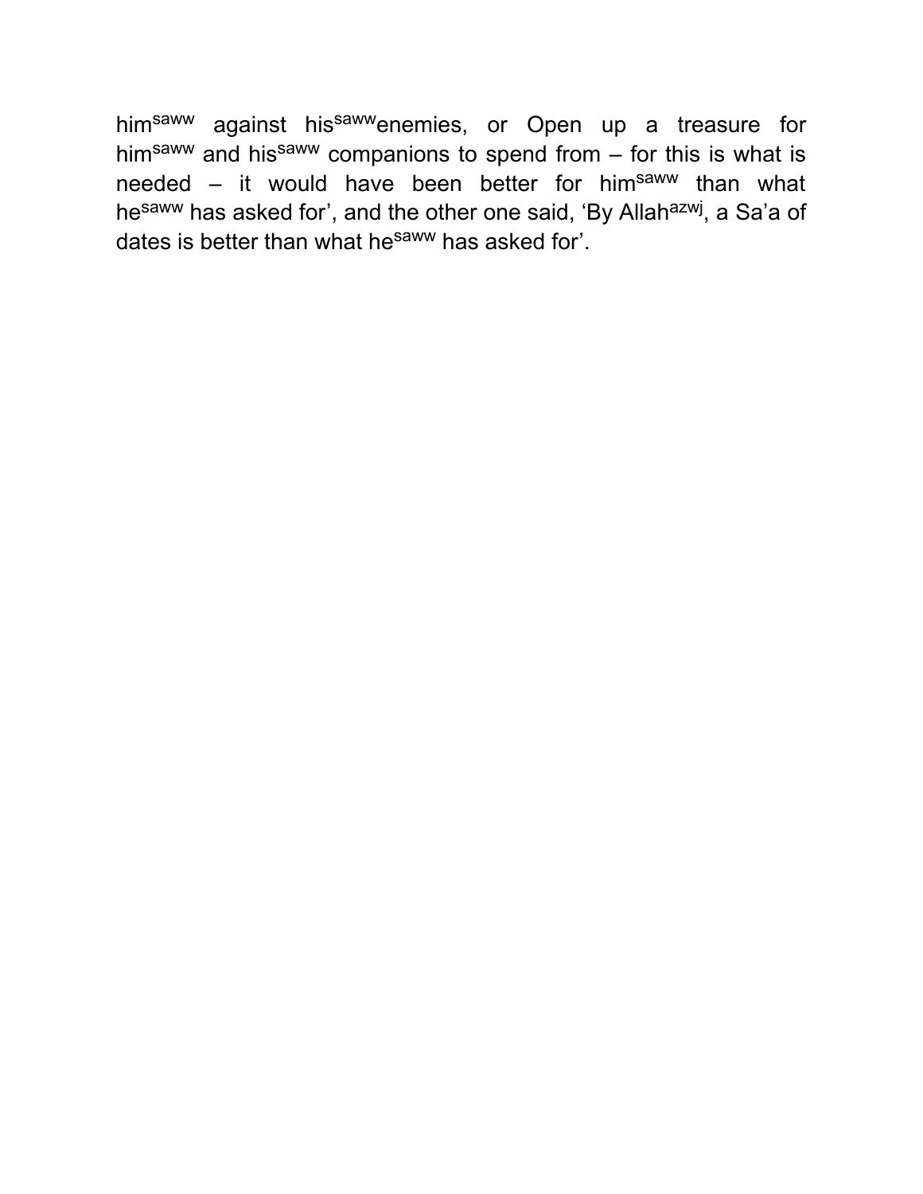him[saww] against his[saww]enemies, or Open up a treasure for him[saww] and his[saww] companions to spend from – for this is what is needed – it would have been better for him[saww] than what he[saww] has asked for', and the other one said, 'By Allah[azwj], a Sa'a of dates is better than what he[saww] has asked for'.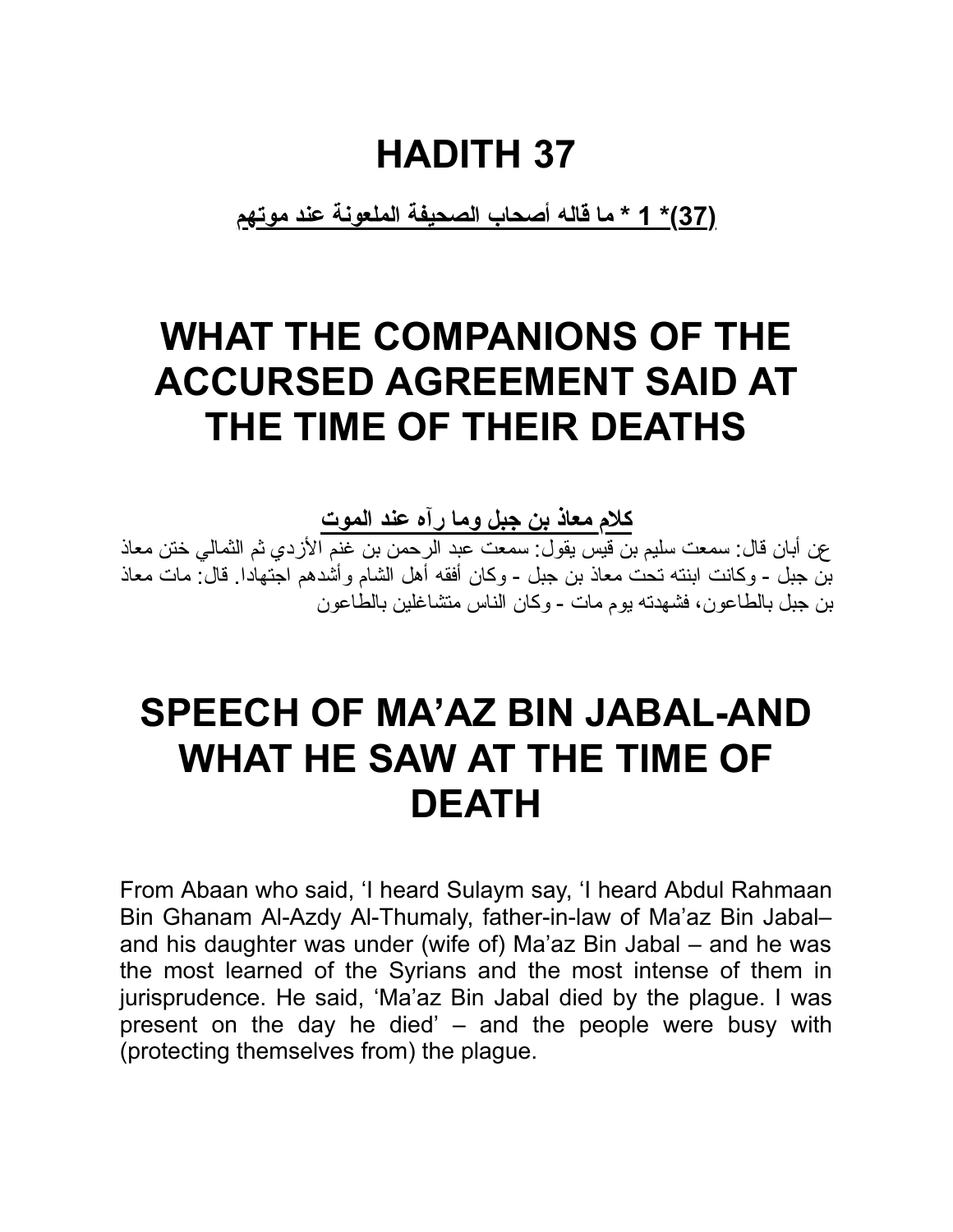# HADITH 37

**(37)* 1 * ما قاله أصحاب الصحيفة الملعونة عند موتهم**

# WHAT THE COMPANIONS OF THE ACCURSED AGREEMENT SAID AT THE TIME OF THEIR DEATHS

**كلام معاذ بن جبل وما رآه عند الموت**

عن أبان قال: سمعت سليم بن قيس يقول: سمعت عبد الرحمن بن غنم الأزدي ثم الثمالي ختن معاذ بن جبل - وكانت ابنته تحت معاذ بن جبل - وكان أفقه أهل الشام وأشدهم اجتهادا. قال: مات معاذ بن جبل بالطاعون، فشهدته يوم مات - وكان الناس متشاغلين بالطاعون

# SPEECH OF MA'AZ BIN JABAL-AND WHAT HE SAW AT THE TIME OF DEATH

From Abaan who said, 'I heard Sulaym say, 'I heard Abdul Rahmaan Bin Ghanam Al-Azdy Al-Thumaly, father-in-law of Ma'az Bin Jabal– and his daughter was under (wife of) Ma'az Bin Jabal – and he was the most learned of the Syrians and the most intense of them in jurisprudence. He said, 'Ma'az Bin Jabal died by the plague. I was present on the day he died' – and the people were busy with (protecting themselves from) the plague.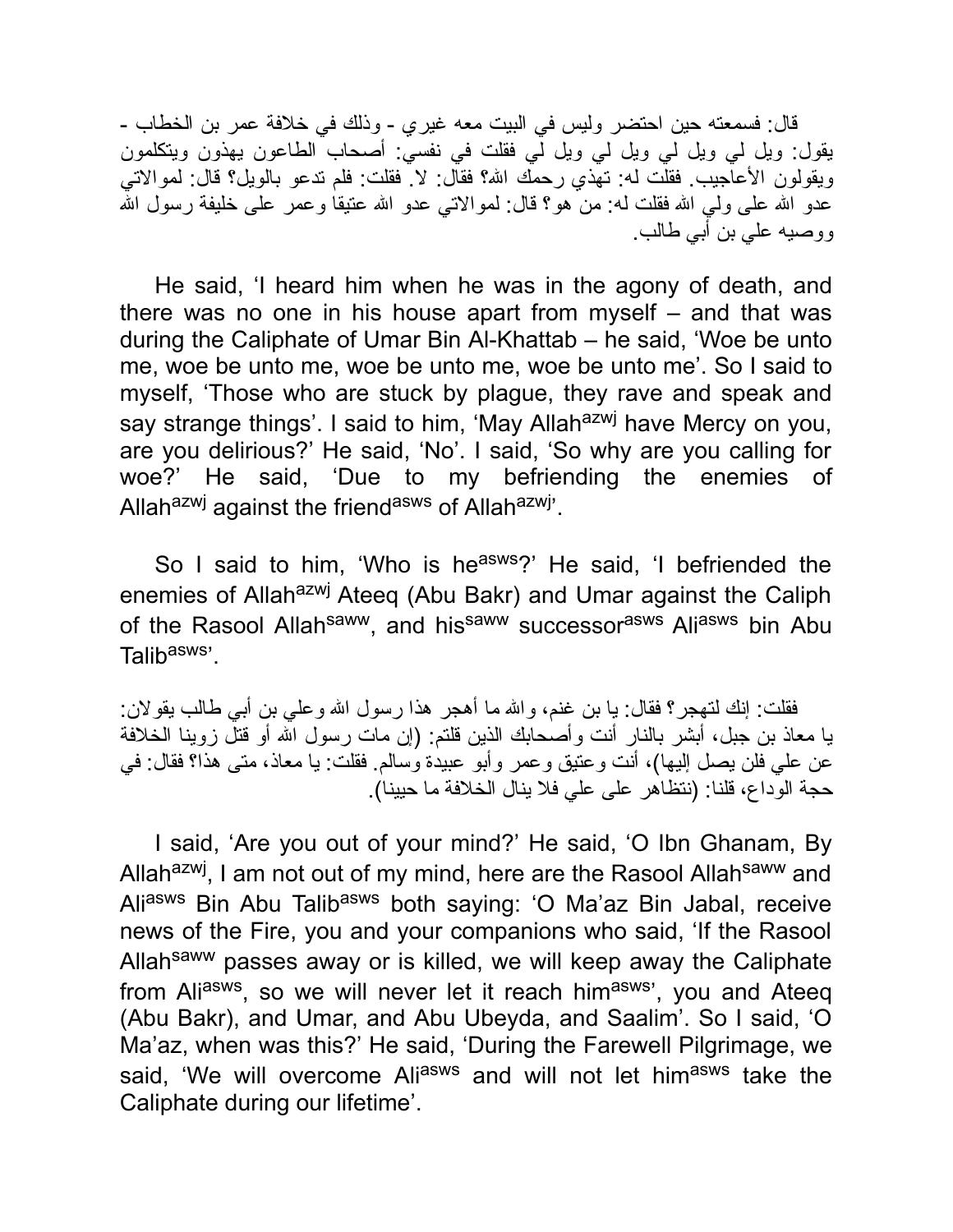قال: فسمعته حين احتضر وليس في البيت معه غيري - وذلك في خلافة عمر بن الخطاب - يقول: ويل لي ويل لي ويل لي ويل لي فقلت في نفسي: أصحاب الطاعون يهذون ويتكلمون ويقولون الأعاجيب. فقلت له: تهذي رحمك الله؟ فقال: لا. فقلت: فلم تدعو بالويل؟ قال: لموالاتي عدو الله على ولي الله فقلت له: من هو؟ قال: لموالاتي عدو الله عتيقا وعمر على خليفة رسول الله ووصيه علي بن أبي طالب.

He said, 'I heard him when he was in the agony of death, and there was no one in his house apart from myself – and that was during the Caliphate of Umar Bin Al-Khattab – he said, 'Woe be unto me, woe be unto me, woe be unto me, woe be unto me'. So I said to myself, 'Those who are stuck by plague, they rave and speak and say strange things'. I said to him, 'May Allah[azwj] have Mercy on you, are you delirious?' He said, 'No'. I said, 'So why are you calling for woe?' He said, 'Due to my befriending the enemies of Allah[azwj] against the friend[asws] of Allah[azwj]'.

So I said to him, 'Who is he[asws]?' He said, 'I befriended the enemies of Allah[azwj] Ateeq (Abu Bakr) and Umar against the Caliph of the Rasool Allah[saww], and his[saww] successor[asws] Ali[asws] bin Abu Talib[asws]'.

فقلت: إنك لتهجر؟ فقال: يا بن غنم، والله ما أهجر هذا رسول الله وعلي بن أبي طالب يقولان: يا معاذ بن جبل، أبشر بالنار أنت وأصحابك الذين قلتم: (إن مات رسول الله أو قتل زوينا الخلافة عن علي فلن يصل إليها)، أنت وعتيق وعمر وأبو عبيدة وسالم. فقلت: يا معاذ، متى هذا؟ فقال: في حجة الوداع، قلنا: (نتظاهر على علي فلا ينال الخلافة ما حيينا).

I said, 'Are you out of your mind?' He said, 'O Ibn Ghanam, By Allah[azwj], I am not out of my mind, here are the Rasool Allah[saww] and Ali[asws] Bin Abu Talib[asws] both saying: 'O Ma'az Bin Jabal, receive news of the Fire, you and your companions who said, 'If the Rasool Allah[saww] passes away or is killed, we will keep away the Caliphate from Ali[asws], so we will never let it reach him[asws]', you and Ateeq (Abu Bakr), and Umar, and Abu Ubeyda, and Saalim'. So I said, 'O Ma'az, when was this?' He said, 'During the Farewell Pilgrimage, we said, 'We will overcome Ali[asws] and will not let him[asws] take the Caliphate during our lifetime'.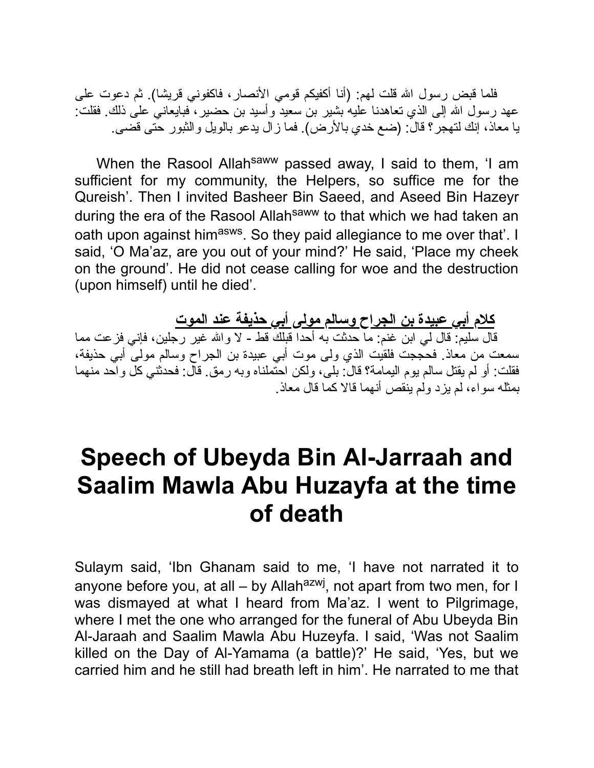فلما قبض رسول الله قلت لهم: (أنا أكفيكم قومي الأنصار، فاكفوني قريشا). ثم دعوت على عهد رسول الله إلى الذي تعاهدنا عليه بشير بن سعيد وأسيد بن حضير، فبايعاني على ذلك. فقلت: يا معاذ، إنك لتهجر؟ قال: (ضع خدي بالأرض). فما زال يدعو بالويل والثبور حتى قضى.

When the Rasool Allah^saww passed away, I said to them, 'I am sufficient for my community, the Helpers, so suffice me for the Qureish'. Then I invited Basheer Bin Saeed, and Aseed Bin Hazeyr during the era of the Rasool Allah^saww to that which we had taken an oath upon against him^asws. So they paid allegiance to me over that'. I said, 'O Ma'az, are you out of your mind?' He said, 'Place my cheek on the ground'. He did not cease calling for woe and the destruction (upon himself) until he died'.

**كلام أبي عبيدة بن الجراح وسالم مولى أبي حذيفة عند الموت**

قال سليم: قال لي ابن غنم: ما حدثت به أحدا قبلك قط - لا والله غير رجلين، فإني فزعت مما سمعت من معاذ. فحججت فلقيت الذي ولى موت أبي عبيدة بن الجراح وسالم مولى أبي حذيفة، فقلت: أو لم يقتل سالم يوم اليمامة؟ قال: بلى، ولكن احتملناه وبه رمق. قال: فحدثني كل واحد منهما بمثله سواء، لم يزد ولم ينقص أنهما قالا كما قال معاذ.

# Speech of Ubeyda Bin Al-Jarraah and Saalim Mawla Abu Huzayfa at the time of death

Sulaym said, 'Ibn Ghanam said to me, 'I have not narrated it to anyone before you, at all – by Allah^azwj, not apart from two men, for I was dismayed at what I heard from Ma'az. I went to Pilgrimage, where I met the one who arranged for the funeral of Abu Ubeyda Bin Al-Jaraah and Saalim Mawla Abu Huzeyfa. I said, 'Was not Saalim killed on the Day of Al-Yamama (a battle)?' He said, 'Yes, but we carried him and he still had breath left in him'. He narrated to me that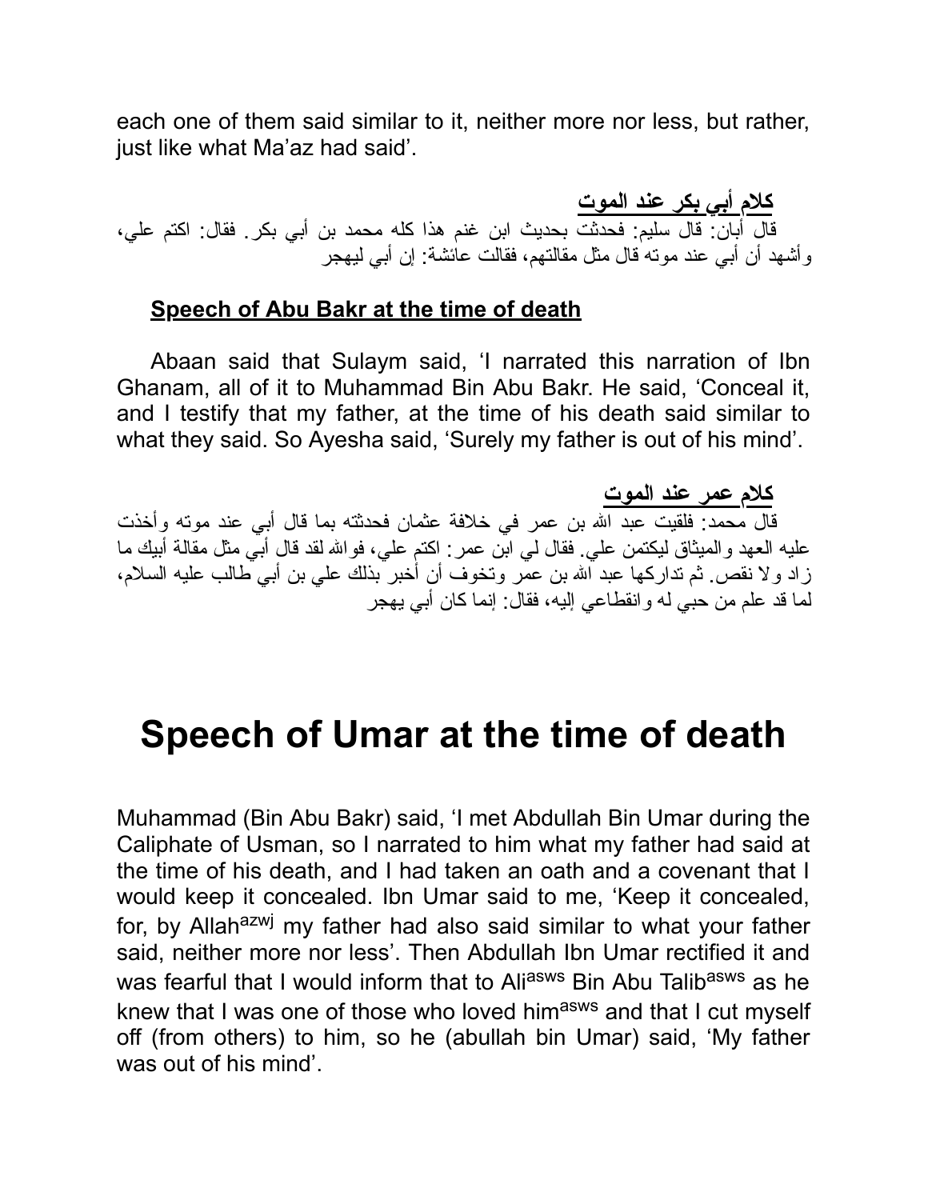each one of them said similar to it, neither more nor less, but rather, just like what Ma'az had said'.

**كلام أبي بكر عند الموت**

قال أبان: قال سليم: فحدثت بحديث ابن غنم هذا كله محمد بن أبي بكر. فقال: اكتم علي، وأشهد أن أبي عند موته قال مثل مقالتهم، فقالت عائشة: إن أبي ليهجر

**Speech of Abu Bakr at the time of death**

Abaan said that Sulaym said, 'I narrated this narration of Ibn Ghanam, all of it to Muhammad Bin Abu Bakr. He said, 'Conceal it, and I testify that my father, at the time of his death said similar to what they said. So Ayesha said, 'Surely my father is out of his mind'.

**كلام عمر عند الموت**

قال محمد: فلقيت عبد الله بن عمر في خلافة عثمان فحدثته بما قال أبي عند موته وأخذت عليه العهد والميثاق ليكتمن علي. فقال لي ابن عمر: اكتم علي، فوالله لقد قال أبي مثل مقالة أبيك ما زاد ولا نقص. ثم تداركها عبد الله بن عمر وتخوف أن أخبر بذلك علي بن أبي طالب عليه السلام، لما قد علم من حبي له وانقطاعي إليه، فقال: إنما كان أبي يهجر

# Speech of Umar at the time of death

Muhammad (Bin Abu Bakr) said, 'I met Abdullah Bin Umar during the Caliphate of Usman, so I narrated to him what my father had said at the time of his death, and I had taken an oath and a covenant that I would keep it concealed. Ibn Umar said to me, 'Keep it concealed, for, by Allah[azwj] my father had also said similar to what your father said, neither more nor less'. Then Abdullah Ibn Umar rectified it and was fearful that I would inform that to Ali[asws] Bin Abu Talib[asws] as he knew that I was one of those who loved him[asws] and that I cut myself off (from others) to him, so he (abullah bin Umar) said, 'My father was out of his mind'.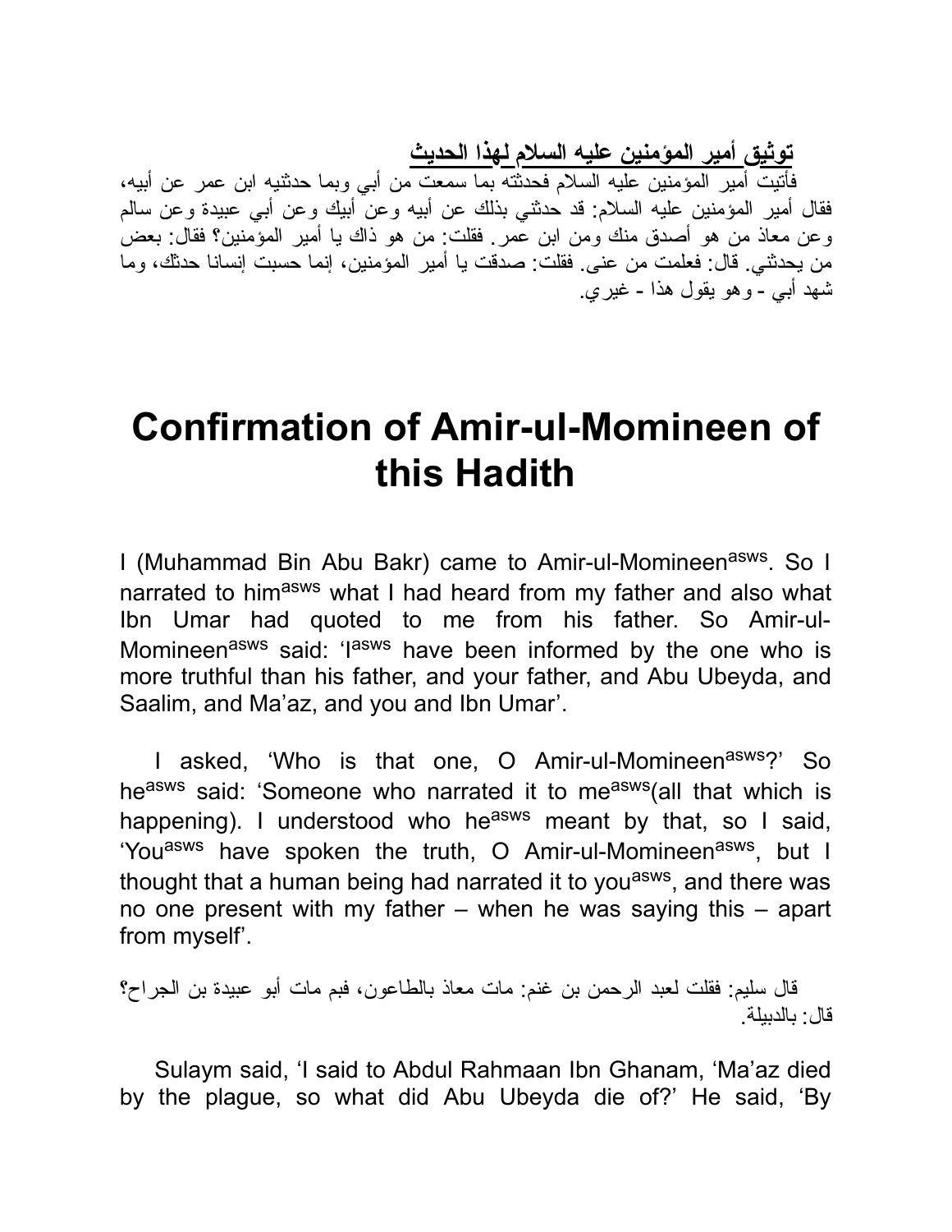**توثيق أمير المؤمنين عليه السلام لهذا الحديث**

فأتيت أمير المؤمنين عليه السلام فحدثته بما سمعت من أبي وبما حدثنيه ابن عمر عن أبيه، فقال أمير المؤمنين عليه السلام: قد حدثني بذلك عن أبيه وعن أبيك وعن أبي عبيدة وعن سالم وعن معاذ من هو أصدق منك ومن ابن عمر. فقلت: من هو ذاك يا أمير المؤمنين؟ فقال: بعض من يحدثني. قال: فعلمت من عنى. فقلت: صدقت يا أمير المؤمنين، إنما حسبت إنسانا حدثك، وما شهد أبي - وهو يقول هذا - غيري.

# Confirmation of Amir-ul-Momineen of this Hadith

I (Muhammad Bin Abu Bakr) came to Amir-ul-Momineen[asws]. So I narrated to him[asws] what I had heard from my father and also what Ibn Umar had quoted to me from his father. So Amir-ul-Momineen[asws] said: 'I[asws] have been informed by the one who is more truthful than his father, and your father, and Abu Ubeyda, and Saalim, and Ma'az, and you and Ibn Umar'.

I asked, 'Who is that one, O Amir-ul-Momineen[asws]?' So he[asws] said: 'Someone who narrated it to me[asws](all that which is happening). I understood who he[asws] meant by that, so I said, 'You[asws] have spoken the truth, O Amir-ul-Momineen[asws], but I thought that a human being had narrated it to you[asws], and there was no one present with my father – when he was saying this – apart from myself'.

قال سليم: فقلت لعبد الرحمن بن غنم: مات معاذ بالطاعون، فبم مات أبو عبيدة بن الجراح؟ قال: بالدبيلة.

Sulaym said, 'I said to Abdul Rahmaan Ibn Ghanam, 'Ma'az died by the plague, so what did Abu Ubeyda die of?' He said, 'By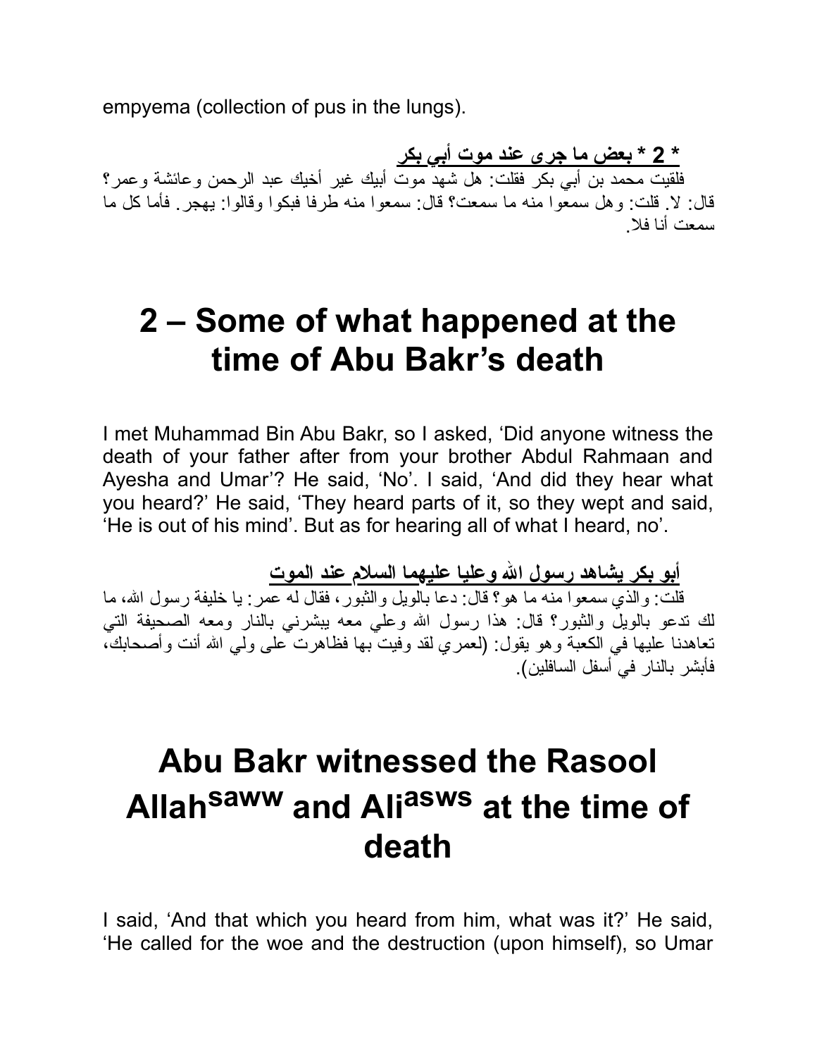empyema (collection of pus in the lungs).

**\* 2 \* بعض ما جرى عند موت أبي بكر**

فلقيت محمد بن أبي بكر فقلت: هل شهد موت أبيك غير أخيك عبد الرحمن وعائشة وعمر؟ قال: لا. قلت: وهل سمعوا منه ما سمعت؟ قال: سمعوا منه طرفا فبكوا وقالوا: يهجر. فأما كل ما سمعت أنا فلا.

# 2 – Some of what happened at the time of Abu Bakr's death

I met Muhammad Bin Abu Bakr, so I asked, 'Did anyone witness the death of your father after from your brother Abdul Rahmaan and Ayesha and Umar'? He said, 'No'. I said, 'And did they hear what you heard?' He said, 'They heard parts of it, so they wept and said, 'He is out of his mind'. But as for hearing all of what I heard, no'.

**أبو بكر يشاهد رسول الله وعليا عليهما السلام عند الموت**

قلت: والذي سمعوا منه ما هو؟ قال: دعا بالويل والثبور، فقال له عمر: يا خليفة رسول الله، ما لك تدعو بالويل والثبور؟ قال: هذا رسول الله وعلي معه يبشرني بالنار ومعه الصحيفة التي تعاهدنا عليها في الكعبة وهو يقول: (لعمري لقد وفيت بها فظاهرت على ولي الله أنت وأصحابك، فأبشر بالنار في أسفل السافلين).

# Abu Bakr witnessed the Rasool Allah[saww] and Ali[asws] at the time of death

I said, 'And that which you heard from him, what was it?' He said, 'He called for the woe and the destruction (upon himself), so Umar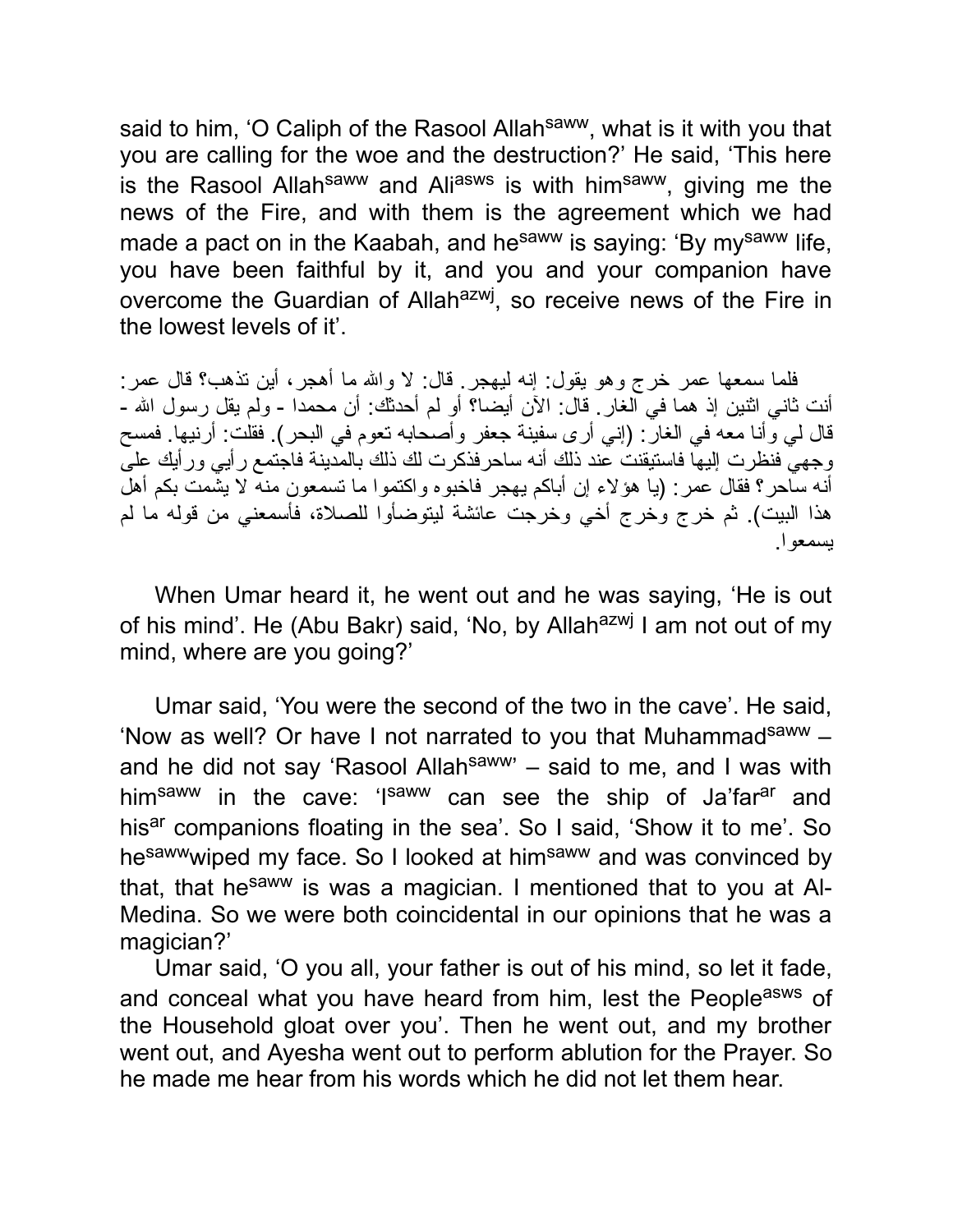said to him, 'O Caliph of the Rasool Allah[saww], what is it with you that you are calling for the woe and the destruction?' He said, 'This here is the Rasool Allah[saww] and Ali[asws] is with him[saww], giving me the news of the Fire, and with them is the agreement which we had made a pact on in the Kaabah, and he[saww] is saying: 'By my[saww] life, you have been faithful by it, and you and your companion have overcome the Guardian of Allah[azwj], so receive news of the Fire in the lowest levels of it'.

فلما سمعها عمر خرج وهو يقول: إنه ليهجر. قال: لا والله ما أهجر، أين تذهب؟ قال عمر: أنت ثاني اثنين إذ هما في الغار. قال: الآن أيضا؟ أو لم أحدثك: أن محمدا - ولم يقل رسول الله - قال لي وأنا معه في الغار: (إني أرى سفينة جعفر وأصحابه تعوم في البحر). فقلت: أرنيها. فمسح وجهي فنظرت إليها فاستيقنت عند ذلك أنه ساحرفذكرت لك ذلك بالمدينة فاجتمع رأيي ورأيك على أنه ساحر؟ فقال عمر: (يا هؤلاء إن أباكم يهجر فاخبوه واكتموا ما تسمعون منه لا يشمت بكم أهل هذا البيت). ثم خرج وخرج أخي وخرجت عائشة ليتوضأوا للصلاة، فأسمعني من قوله ما لم يسمعوا.

When Umar heard it, he went out and he was saying, 'He is out of his mind'. He (Abu Bakr) said, 'No, by Allah[azwj] I am not out of my mind, where are you going?'

Umar said, 'You were the second of the two in the cave'. He said, 'Now as well? Or have I not narrated to you that Muhammad[saww] – and he did not say 'Rasool Allah[saww]' – said to me, and I was with him[saww] in the cave: 'I[saww] can see the ship of Ja'far[ar] and his[ar] companions floating in the sea'. So I said, 'Show it to me'. So he[saww]wiped my face. So I looked at him[saww] and was convinced by that, that he[saww] is was a magician. I mentioned that to you at Al-Medina. So we were both coincidental in our opinions that he was a magician?'

Umar said, 'O you all, your father is out of his mind, so let it fade, and conceal what you have heard from him, lest the People[asws] of the Household gloat over you'. Then he went out, and my brother went out, and Ayesha went out to perform ablution for the Prayer. So he made me hear from his words which he did not let them hear.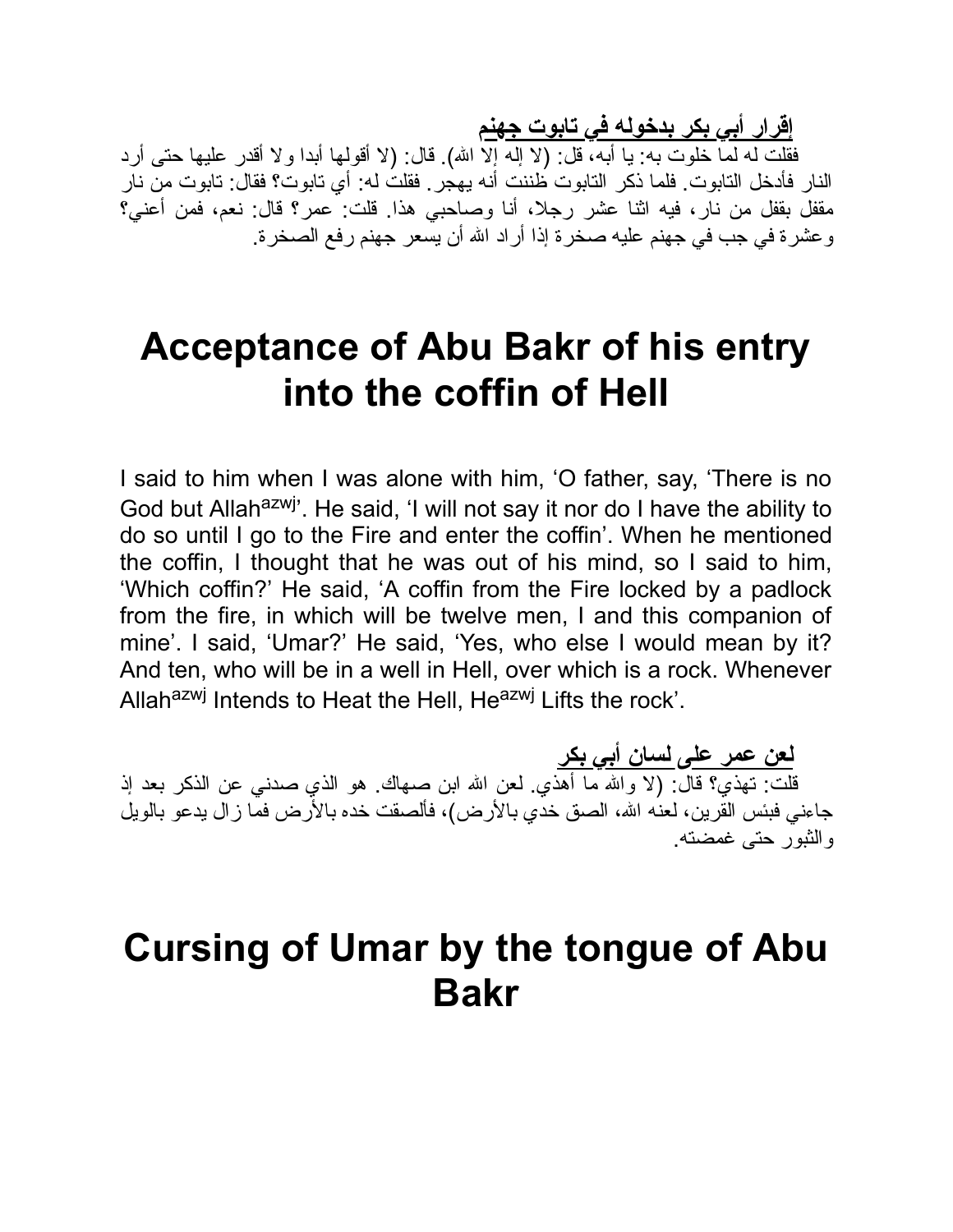**إقرار أبي بكر بدخوله في تابوت جهنم**

فقلت له لما خلوت به: يا أبه، قل: (لا إله إلا الله). قال: (لا أقولها أبدا ولا أقدر عليها حتى أرد النار فأدخل التابوت. فلما ذكر التابوت ظننت أنه يهجر. فقلت له: أي تابوت؟ فقال: تابوت من نار مقفل بقفل من نار، فيه اثنا عشر رجلا، أنا وصاحبي هذا. قلت: عمر؟ قال: نعم، فمن أعني؟ وعشرة في جب في جهنم عليه صخرة إذا أراد الله أن يسعر جهنم رفع الصخرة.

# Acceptance of Abu Bakr of his entry into the coffin of Hell

I said to him when I was alone with him, 'O father, say, 'There is no God but Allah[azwj]'. He said, 'I will not say it nor do I have the ability to do so until I go to the Fire and enter the coffin'. When he mentioned the coffin, I thought that he was out of his mind, so I said to him, 'Which coffin?' He said, 'A coffin from the Fire locked by a padlock from the fire, in which will be twelve men, I and this companion of mine'. I said, 'Umar?' He said, 'Yes, who else I would mean by it? And ten, who will be in a well in Hell, over which is a rock. Whenever Allah[azwj] Intends to Heat the Hell, He[azwj] Lifts the rock'.

**لعن عمر على لسان أبي بكر**

قلت: تهذي؟ قال: (لا والله ما أهذي. لعن الله ابن صهاك. هو الذي صدني عن الذكر بعد إذ جاءني فبئس القرين، لعنه الله، الصق خدي بالأرض)، فألصقت خده بالأرض فما زال يدعو بالويل والثبور حتى غمضته.

# Cursing of Umar by the tongue of Abu Bakr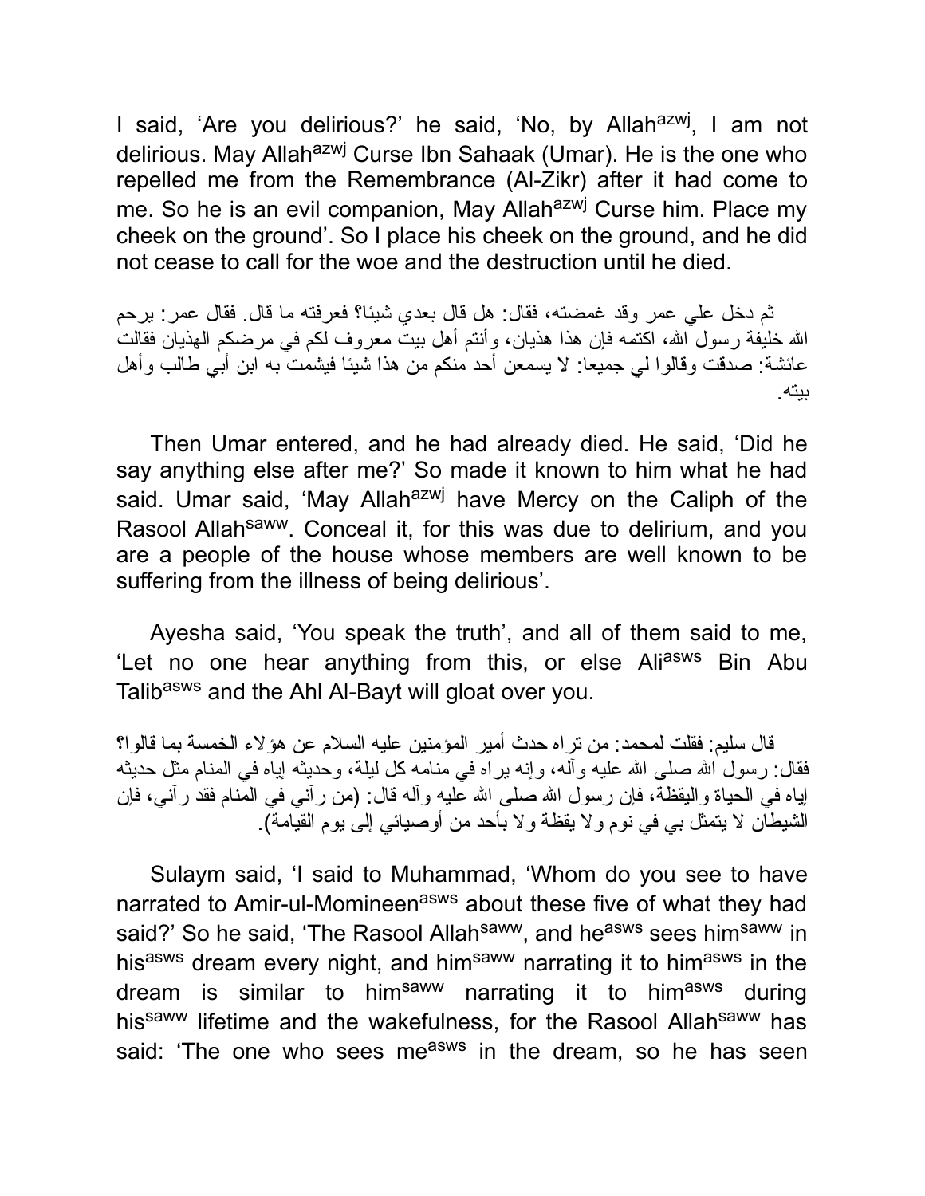I said, 'Are you delirious?' he said, 'No, by Allah[azwj], I am not delirious. May Allah[azwj] Curse Ibn Sahaak (Umar). He is the one who repelled me from the Remembrance (Al-Zikr) after it had come to me. So he is an evil companion, May Allah[azwj] Curse him. Place my cheek on the ground'. So I place his cheek on the ground, and he did not cease to call for the woe and the destruction until he died.

ثم دخل علي عمر وقد غمضته، فقال: هل قال بعدي شيئا؟ فعرفته ما قال. فقال عمر: يرحم الله خليفة رسول الله، اكتمه فإن هذا هذيان، وأنتم أهل بيت معروف لكم في مرضكم الهذيان فقالت عائشة: صدقت وقالوا لي جميعا: لا يسمعن أحد منكم من هذا شيئا فيشمت به ابن أبي طالب وأهل بيته.

Then Umar entered, and he had already died. He said, 'Did he say anything else after me?' So made it known to him what he had said. Umar said, 'May Allah[azwj] have Mercy on the Caliph of the Rasool Allah[saww]. Conceal it, for this was due to delirium, and you are a people of the house whose members are well known to be suffering from the illness of being delirious'.

Ayesha said, 'You speak the truth', and all of them said to me, 'Let no one hear anything from this, or else Ali[asws] Bin Abu Talib[asws] and the Ahl Al-Bayt will gloat over you.

قال سليم: فقلت لمحمد: من تراه حدث أمير المؤمنين عليه السلام عن هؤلاء الخمسة بما قالوا؟ فقال: رسول الله صلى الله عليه وآله، وإنه يراه في منامه كل ليلة، وحديثه إياه في المنام مثل حديثه إياه في الحياة واليقظة، فإن رسول الله صلى الله عليه وآله قال: (من رآني في المنام فقد رآني، فإن الشيطان لا يتمثل بي في نوم ولا يقظة ولا بأحد من أوصيائي إلى يوم القيامة).

Sulaym said, 'I said to Muhammad, 'Whom do you see to have narrated to Amir-ul-Momineen[asws] about these five of what they had said?' So he said, 'The Rasool Allah[saww], and he[asws] sees him[saww] in his[asws] dream every night, and him[saww] narrating it to him[asws] in the dream is similar to him[saww] narrating it to him[asws] during his[saww] lifetime and the wakefulness, for the Rasool Allah[saww] has said: 'The one who sees me[asws] in the dream, so he has seen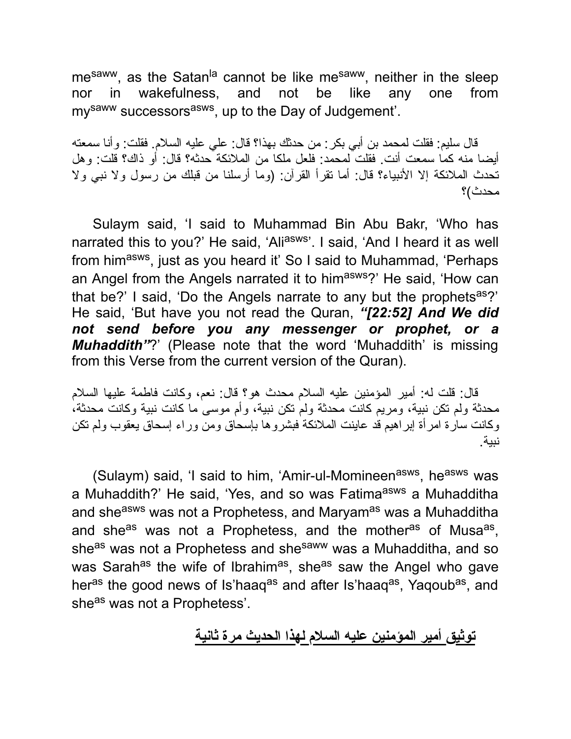me[saww], as the Satan[la] cannot be like me[saww], neither in the sleep nor in wakefulness, and not be like any one from my[saww] successors[asws], up to the Day of Judgement'.

قال سليم: فقلت لمحمد بن أبي بكر: من حدثك بهذا؟ قال: علي عليه السلام. فقلت: وأنا سمعته أيضا منه كما سمعت أنت. فقلت لمحمد: فلعل ملكا من الملائكة حدثه؟ قال: أو ذاك؟ قلت: وهل تحدث الملائكة إلا الأنبياء؟ قال: أما تقرأ القرآن: (وما أرسلنا من قبلك من رسول ولا نبي ولا محدث)؟

Sulaym said, 'I said to Muhammad Bin Abu Bakr, 'Who has narrated this to you?' He said, 'Ali[asws]'. I said, 'And I heard it as well from him[asws], just as you heard it' So I said to Muhammad, 'Perhaps an Angel from the Angels narrated it to him[asws]?' He said, 'How can that be?' I said, 'Do the Angels narrate to any but the prophets[as]?' He said, 'But have you not read the Quran, ***"[22:52] And We did not send before you any messenger or prophet, or a Muhaddith"***?' (Please note that the word 'Muhaddith' is missing from this Verse from the current version of the Quran).

قال: قلت له: أمير المؤمنين عليه السلام محدث هو؟ قال: نعم، وكانت فاطمة عليها السلام محدثة ولم تكن نبية، ومريم كانت محدثة ولم تكن نبية، وأم موسى ما كانت نبية وكانت محدثة، وكانت سارة امرأة إبراهيم قد عاينت الملائكة فبشروها بإسحاق ومن وراء إسحاق يعقوب ولم تكن نبية.

(Sulaym) said, 'I said to him, 'Amir-ul-Momineen[asws], he[asws] was a Muhaddith?' He said, 'Yes, and so was Fatima[asws] a Muhadditha and she[asws] was not a Prophetess, and Maryam[as] was a Muhadditha and she[as] was not a Prophetess, and the mother[as] of Musa[as], she[as] was not a Prophetess and she[saww] was a Muhadditha, and so was Sarah[as] the wife of Ibrahim[as], she[as] saw the Angel who gave her[as] the good news of Is'haaq[as] and after Is'haaq[as], Yaqoub[as], and she[as] was not a Prophetess'.

## توثيق أمير المؤمنين عليه السلام لهذا الحديث مرة ثانية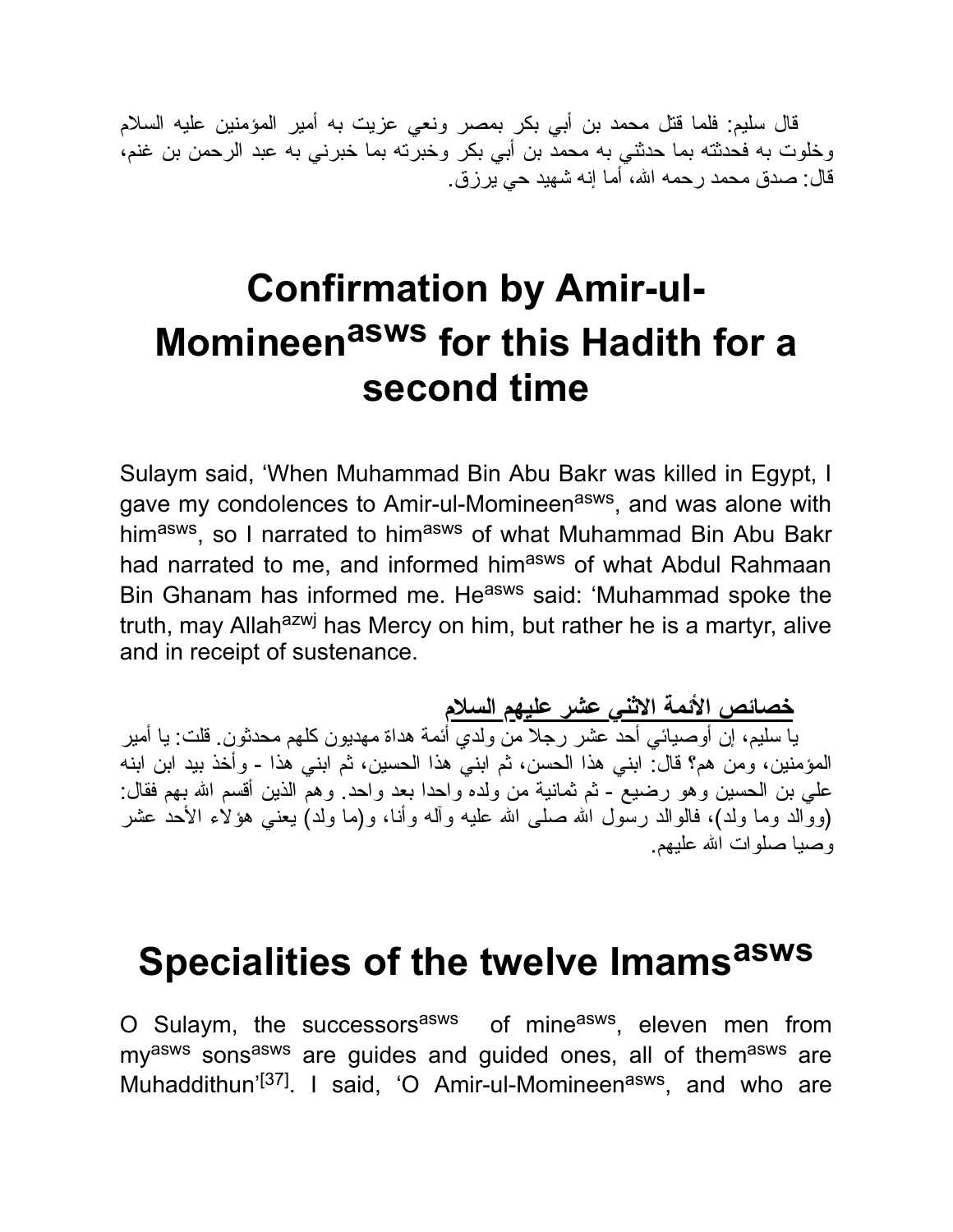قال سليم: فلما قتل محمد بن أبي بكر بمصر ونعي عزيت به أمير المؤمنين عليه السلام وخلوت به فحدثته بما حدثني به محمد بن أبي بكر وخبرته بما خبرني به عبد الرحمن بن غنم، قال: صدق محمد رحمه الله، أما إنه شهيد حي يرزق.

# Confirmation by Amir-ul-Momineen[asws] for this Hadith for a second time

Sulaym said, 'When Muhammad Bin Abu Bakr was killed in Egypt, I gave my condolences to Amir-ul-Momineen[asws], and was alone with him[asws], so I narrated to him[asws] of what Muhammad Bin Abu Bakr had narrated to me, and informed him[asws] of what Abdul Rahmaan Bin Ghanam has informed me. He[asws] said: 'Muhammad spoke the truth, may Allah[azwj] has Mercy on him, but rather he is a martyr, alive and in receipt of sustenance.

**خصائص الأئمة الاثني عشر عليهم السلام**

يا سليم، إن أوصيائي أحد عشر رجلا من ولدي أئمة هداة مهديون كلهم محدثون. قلت: يا أمير المؤمنين، ومن هم؟ قال: ابني هذا الحسن، ثم ابني هذا الحسين، ثم ابني هذا - وأخذ بيد ابن ابنه علي بن الحسين وهو رضيع - ثم ثمانية من ولده واحدا بعد واحد. وهم الذين أقسم الله بهم فقال: (ووالد وما ولد)، فالوالد رسول الله صلى الله عليه وآله وأنا، و(ما ولد) يعني هؤلاء الأحد عشر وصيا صلوات الله عليهم.

# Specialities of the twelve Imams[asws]

O Sulaym, the successors[asws] of mine[asws], eleven men from my[asws] sons[asws] are guides and guided ones, all of them[asws] are Muhadditun'[37]. I said, 'O Amir-ul-Momineen[asws], and who are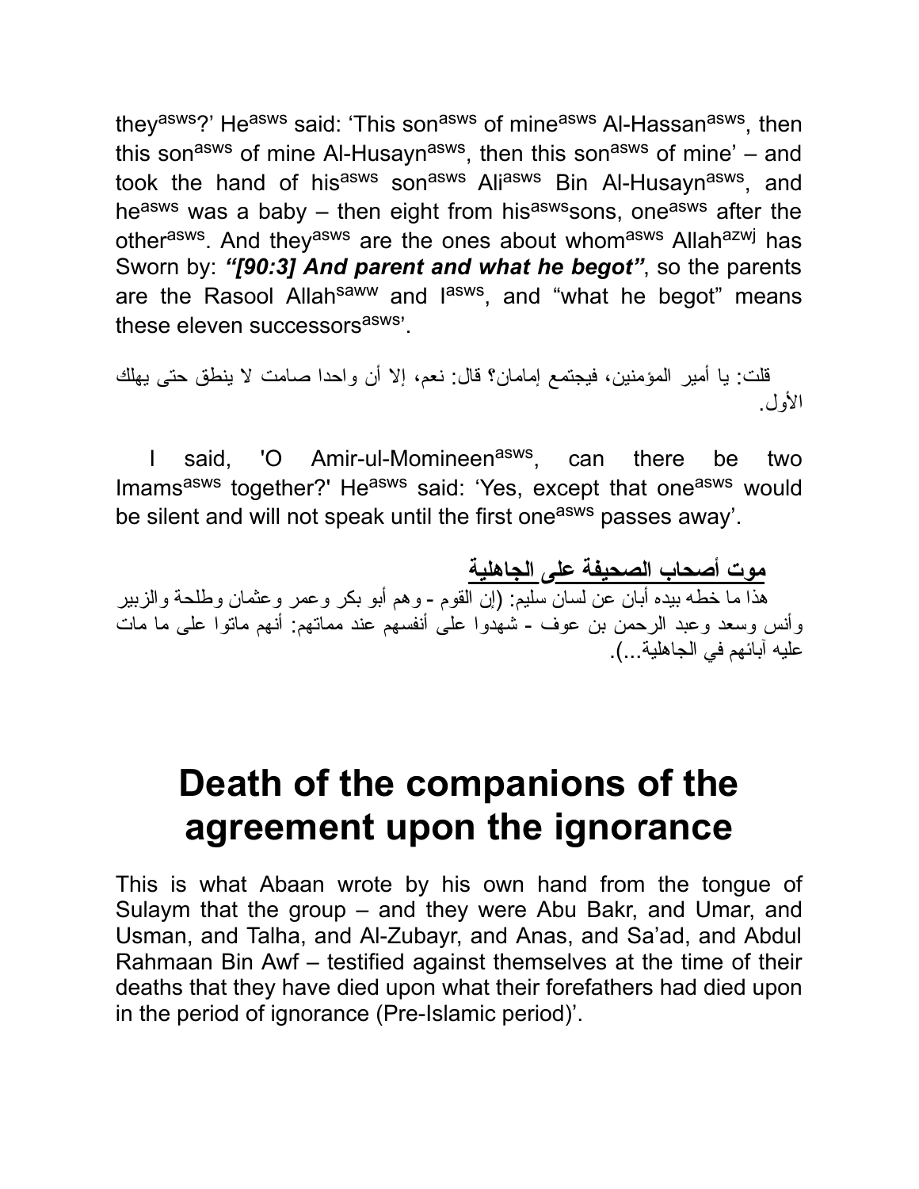they[asws]?' He[asws] said: 'This son[asws] of mine[asws] Al-Hassan[asws], then this son[asws] of mine Al-Husayn[asws], then this son[asws] of mine' – and took the hand of his[asws] son[asws] Ali[asws] Bin Al-Husayn[asws], and he[asws] was a baby – then eight from his[asws]sons, one[asws] after the other[asws]. And they[asws] are the ones about whom[asws] Allah[azwj] has Sworn by: ***"[90:3] And parent and what he begot"***, so the parents are the Rasool Allah[saww] and I[asws], and "what he begot" means these eleven successors[asws]'.

قلت: يا أمير المؤمنين، فيجتمع إمامان؟ قال: نعم، إلا أن واحدا صامت لا ينطق حتى يهلك الأول.

I said, 'O Amir-ul-Momineen[asws], can there be two Imams[asws] together?' He[asws] said: 'Yes, except that one[asws] would be silent and will not speak until the first one[asws] passes away'.

**موت أصحاب الصحيفة على الجاهلية**

هذا ما خطه بيده أبان عن لسان سليم: (إن القوم - وهم أبو بكر وعمر وعثمان وطلحة والزبير وأنس وسعد وعبد الرحمن بن عوف - شهدوا على أنفسهم عند مماتهم: أنهم ماتوا على ما مات عليه آبائهم في الجاهلية...).

# Death of the companions of the agreement upon the ignorance

This is what Abaan wrote by his own hand from the tongue of Sulaym that the group – and they were Abu Bakr, and Umar, and Usman, and Talha, and Al-Zubayr, and Anas, and Sa'ad, and Abdul Rahmaan Bin Awf – testified against themselves at the time of their deaths that they have died upon what their forefathers had died upon in the period of ignorance (Pre-Islamic period)'.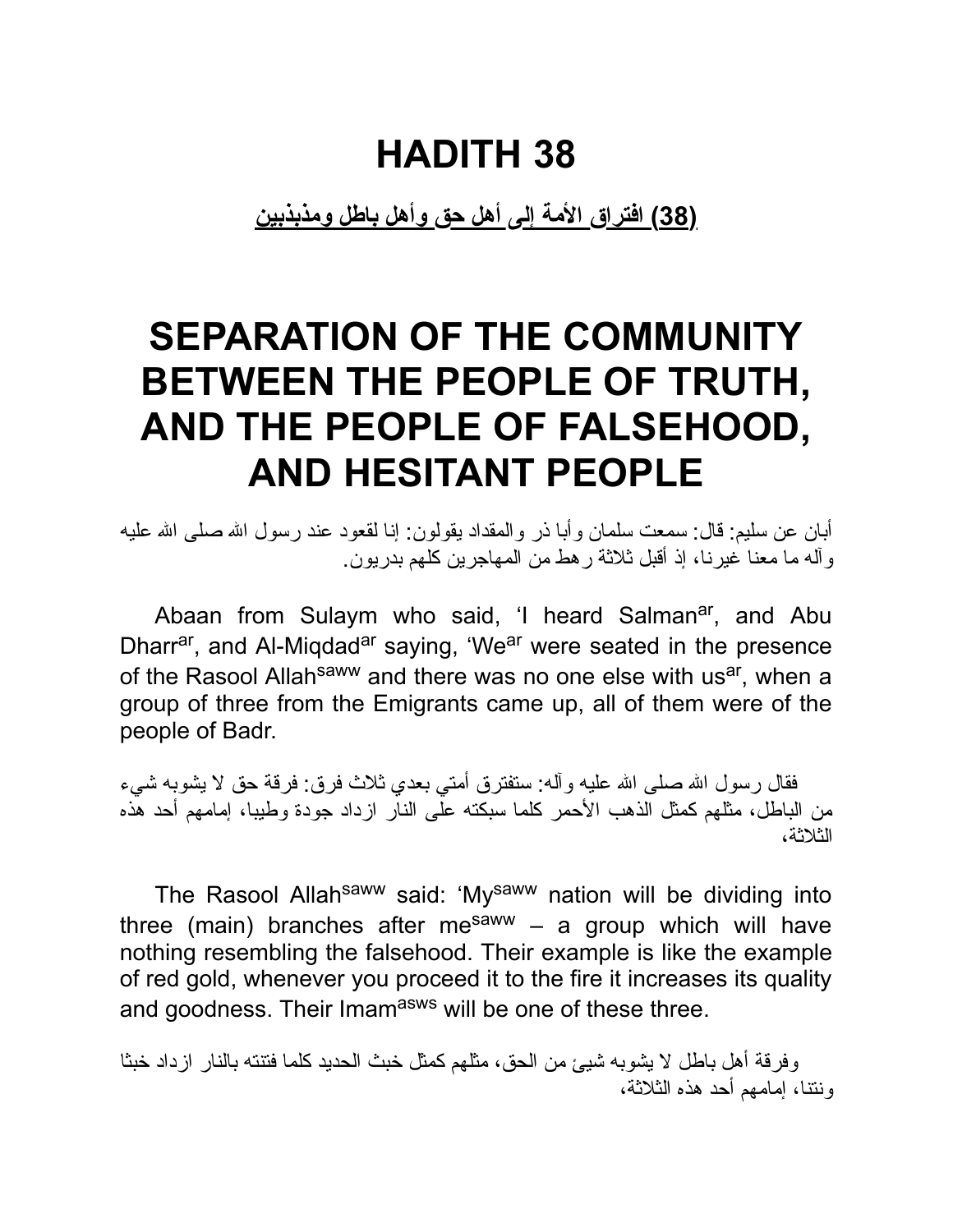# HADITH 38

**(38) افتراق الأمة إلى أهل حق وأهل باطل ومذبذبين**

# SEPARATION OF THE COMMUNITY BETWEEN THE PEOPLE OF TRUTH, AND THE PEOPLE OF FALSEHOOD, AND HESITANT PEOPLE

أبان عن سليم: قال: سمعت سلمان وأبا ذر والمقداد يقولون: إنا لقعود عند رسول الله صلى الله عليه وآله ما معنا غيرنا، إذ أقبل ثلاثة رهط من المهاجرين كلهم بدريون.

Abaan from Sulaym who said, 'I heard Salman[ar], and Abu Dharr[ar], and Al-Miqdad[ar] saying, 'We[ar] were seated in the presence of the Rasool Allah[saww] and there was no one else with us[ar], when a group of three from the Emigrants came up, all of them were of the people of Badr.

فقال رسول الله صلى الله عليه وآله: ستفترق أمتي بعدي ثلاث فرق: فرقة حق لا يشوبه شيء من الباطل، مثلهم كمثل الذهب الأحمر كلما سبكته على النار ازداد جودة وطيبا، إمامهم أحد هذه الثلاثة،

The Rasool Allah[saww] said: 'My[saww] nation will be dividing into three (main) branches after me[saww] – a group which will have nothing resembling the falsehood. Their example is like the example of red gold, whenever you proceed it to the fire it increases its quality and goodness. Their Imam[asws] will be one of these three.

وفرقة أهل باطل لا يشوبه شيئ من الحق، مثلهم كمثل خبث الحديد كلما فتنته بالنار ازداد خبثا ونتنا، إمامهم أحد هذه الثلاثة،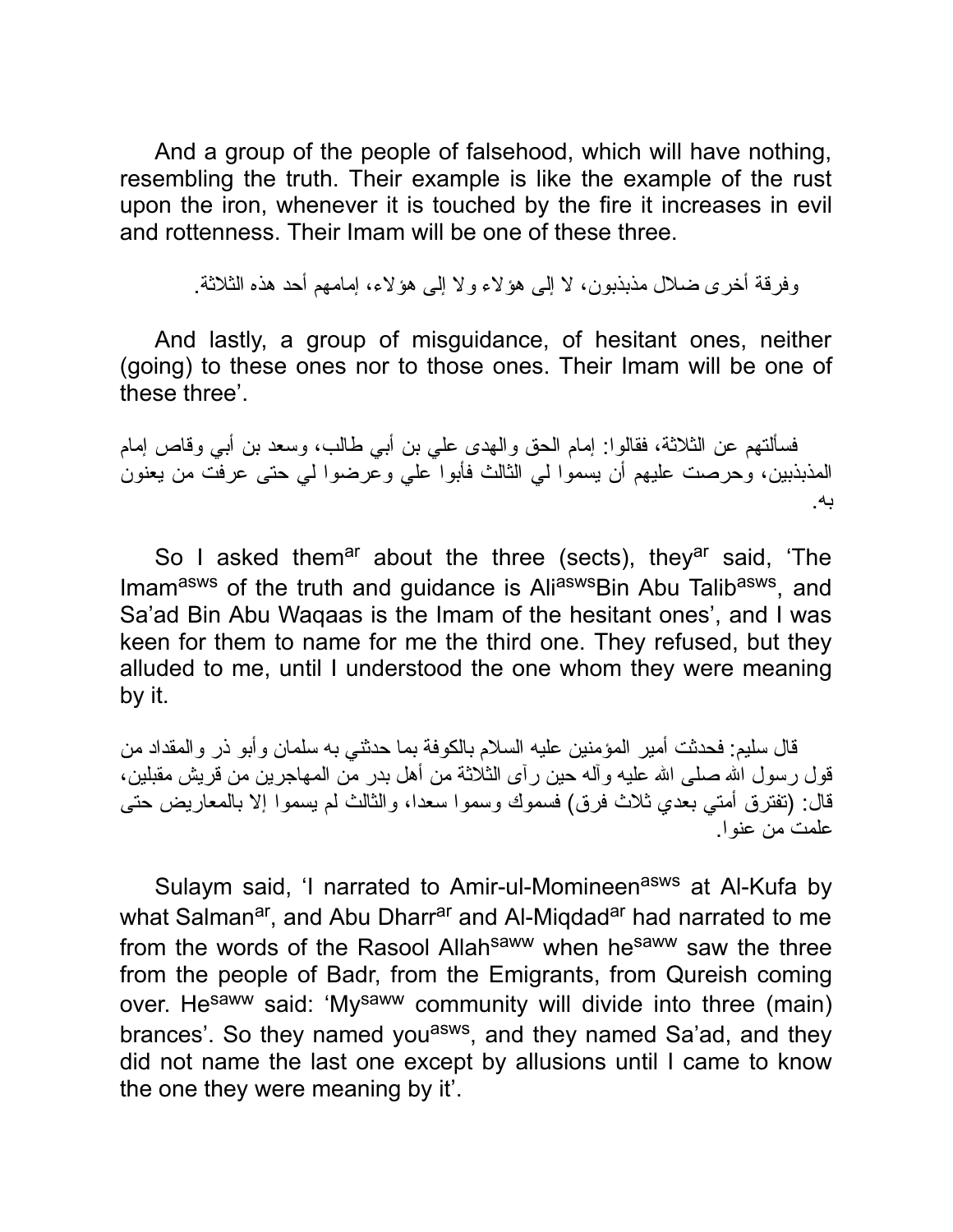And a group of the people of falsehood, which will have nothing, resembling the truth. Their example is like the example of the rust upon the iron, whenever it is touched by the fire it increases in evil and rottenness. Their Imam will be one of these three.

وفرقة أخرى ضلال مذبذبون، لا إلى هؤلاء ولا إلى هؤلاء، إمامهم أحد هذه الثلاثة.

And lastly, a group of misguidance, of hesitant ones, neither (going) to these ones nor to those ones. Their Imam will be one of these three'.

فسألتهم عن الثلاثة، فقالوا: إمام الحق والهدى علي بن أبي طالب، وسعد بن أبي وقاص إمام المذبذبين، وحرصت عليهم أن يسموا لي الثالث فأبوا علي وعرضوا لي حتى عرفت من يعنون به.

So I asked them[ar] about the three (sects), they[ar] said, 'The Imam[asws] of the truth and guidance is Ali[asws]Bin Abu Talib[asws], and Sa'ad Bin Abu Waqaas is the Imam of the hesitant ones', and I was keen for them to name for me the third one. They refused, but they alluded to me, until I understood the one whom they were meaning by it.

قال سليم: فحدثت أمير المؤمنين عليه السلام بالكوفة بما حدثني به سلمان وأبو ذر والمقداد من قول رسول الله صلى الله عليه وآله حين رآى الثلاثة من أهل بدر من المهاجرين من قريش مقبلين، قال: (تفترق أمتي بعدي ثلاث فرق) فسموك وسموا سعدا، والثالث لم يسموا إلا بالمعاريض حتى علمت من عنوا.

Sulaym said, 'I narrated to Amir-ul-Momineen[asws] at Al-Kufa by what Salman[ar], and Abu Dharr[ar] and Al-Miqdad[ar] had narrated to me from the words of the Rasool Allah[saww] when he[saww] saw the three from the people of Badr, from the Emigrants, from Qureish coming over. He[saww] said: 'My[saww] community will divide into three (main) brances'. So they named you[asws], and they named Sa'ad, and they did not name the last one except by allusions until I came to know the one they were meaning by it'.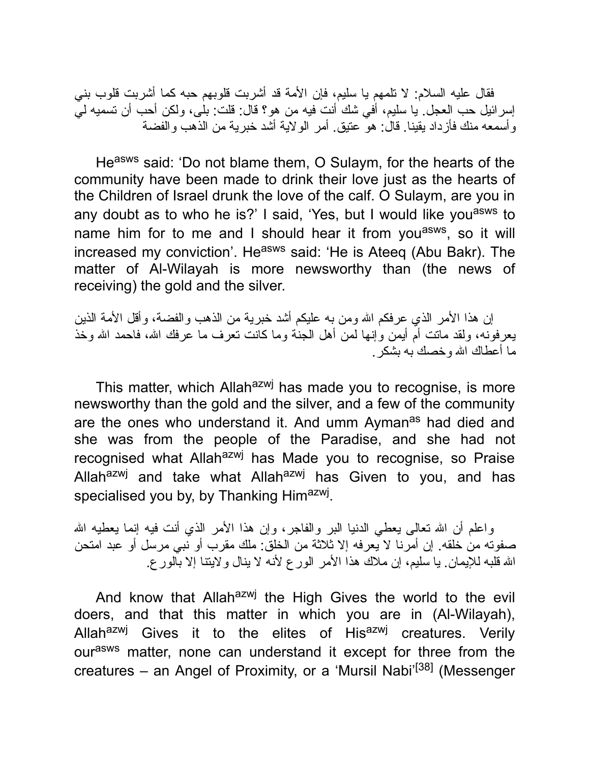فقال عليه السلام: لا تلمهم يا سليم، فإن الأمة قد أشربت قلوبهم حبه كما أشربت قلوب بني إسرائيل حب العجل. يا سليم، أفي شك أنت فيه من هو؟ قال: قلت: بلى، ولكن أحب أن تسميه لي وأسمعه منك فأزداد يقينا. قال: هو عتيق. أمر الولاية أشد خبرية من الذهب والفضة

He[asws] said: 'Do not blame them, O Sulaym, for the hearts of the community have been made to drink their love just as the hearts of the Children of Israel drunk the love of the calf. O Sulaym, are you in any doubt as to who he is?' I said, 'Yes, but I would like you[asws] to name him for to me and I should hear it from you[asws], so it will increased my conviction'. He[asws] said: 'He is Ateeq (Abu Bakr). The matter of Al-Wilayah is more newsworthy than (the news of receiving) the gold and the silver.

إن هذا الأمر الذي عرفكم الله ومن به عليكم أشد خبرية من الذهب والفضة، وأقل الأمة الذين يعرفونه، ولقد ماتت أم أيمن وإنها لمن أهل الجنة وما كانت تعرف ما عرفك الله، فاحمد الله وخذ ما أعطاك الله وخصك به بشكر.

This matter, which Allah[azwj] has made you to recognise, is more newsworthy than the gold and the silver, and a few of the community are the ones who understand it. And umm Ayman[as] had died and she was from the people of the Paradise, and she had not recognised what Allah[azwj] has Made you to recognise, so Praise Allah[azwj] and take what Allah[azwj] has Given to you, and has specialised you by, by Thanking Him[azwj].

واعلم أن الله تعالى يعطي الدنيا البر والفاجر، وإن هذا الأمر الذي أنت فيه إنما يعطيه الله صفوته من خلقه. إن أمرنا لا يعرفه إلا ثلاثة من الخلق: ملك مقرب أو نبي مرسل أو عبد امتحن الله قلبه للإيمان. يا سليم، إن ملاك هذا الأمر الورع لأنه لا ينال ولايتنا إلا بالورع.

And know that Allah[azwj] the High Gives the world to the evil doers, and that this matter in which you are in (Al-Wilayah), Allah[azwj] Gives it to the elites of His[azwj] creatures. Verily our[asws] matter, none can understand it except for three from the creatures – an Angel of Proximity, or a 'Mursil Nabi'[38] (Messenger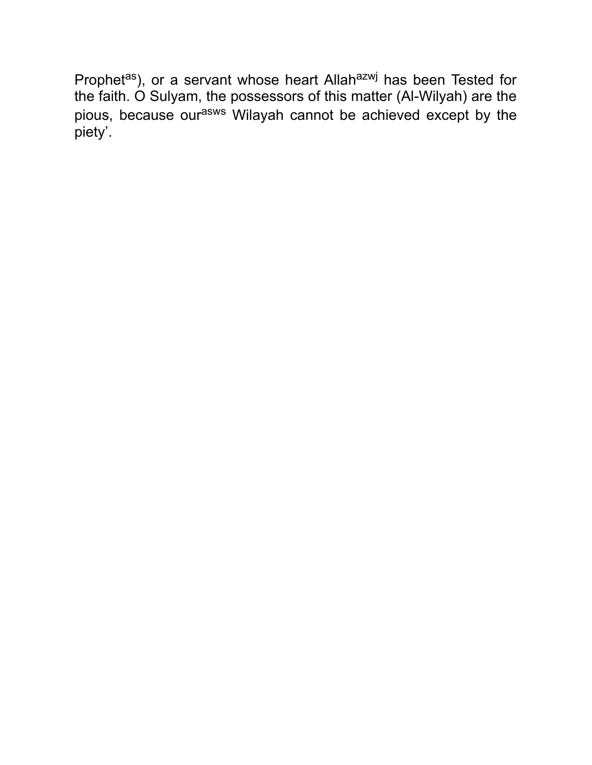Prophet[as]), or a servant whose heart Allah[azwj] has been Tested for the faith. O Sulyam, the possessors of this matter (Al-Wilyah) are the pious, because our[asws] Wilayah cannot be achieved except by the piety'.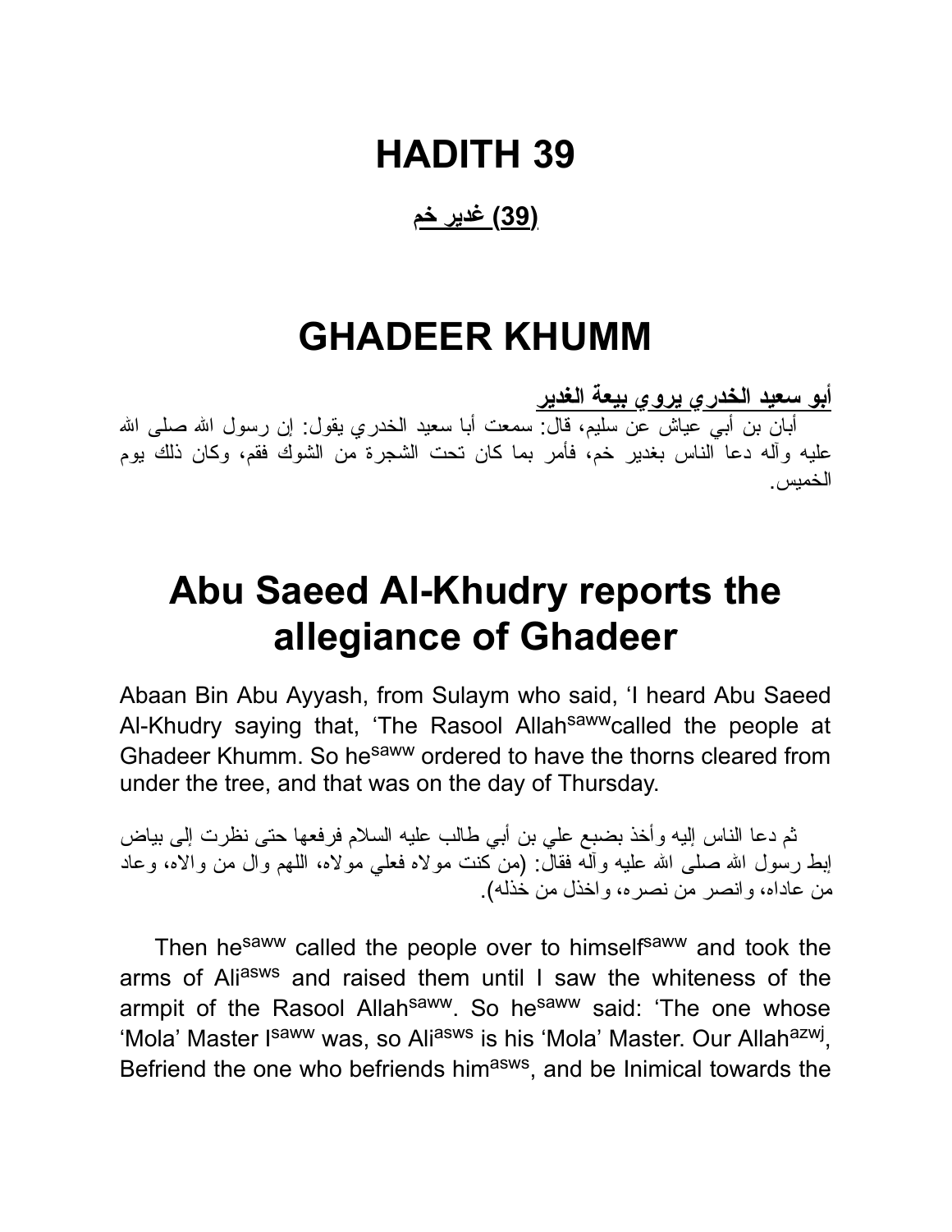# HADITH 39

**(39) غدير خم**

# GHADEER KHUMM

**أبو سعيد الخدري يروي بيعة الغدير**

أبان بن أبي عياش عن سليم، قال: سمعت أبا سعيد الخدري يقول: إن رسول الله صلى الله عليه وآله دعا الناس بغدير خم، فأمر بما كان تحت الشجرة من الشوك فقم، وكان ذلك يوم الخميس.

# Abu Saeed Al-Khudry reports the allegiance of Ghadeer

Abaan Bin Abu Ayyash, from Sulaym who said, 'I heard Abu Saeed Al-Khudry saying that, 'The Rasool Allah[saww]called the people at Ghadeer Khumm. So he[saww] ordered to have the thorns cleared from under the tree, and that was on the day of Thursday.

ثم دعا الناس إليه وأخذ بضبع علي بن أبي طالب عليه السلام فرفعها حتى نظرت إلى بياض إبط رسول الله صلى الله عليه وآله فقال: (من كنت مولاه فعلي مولاه، اللهم وال من والاه، وعاد من عاداه، وانصر من نصره، واخذل من خذله).

Then he[saww] called the people over to himself[saww] and took the arms of Ali[asws] and raised them until I saw the whiteness of the armpit of the Rasool Allah[saww]. So he[saww] said: 'The one whose 'Mola' Master I[saww] was, so Ali[asws] is his 'Mola' Master. Our Allah[azwj], Befriend the one who befriends him[asws], and be Inimical towards the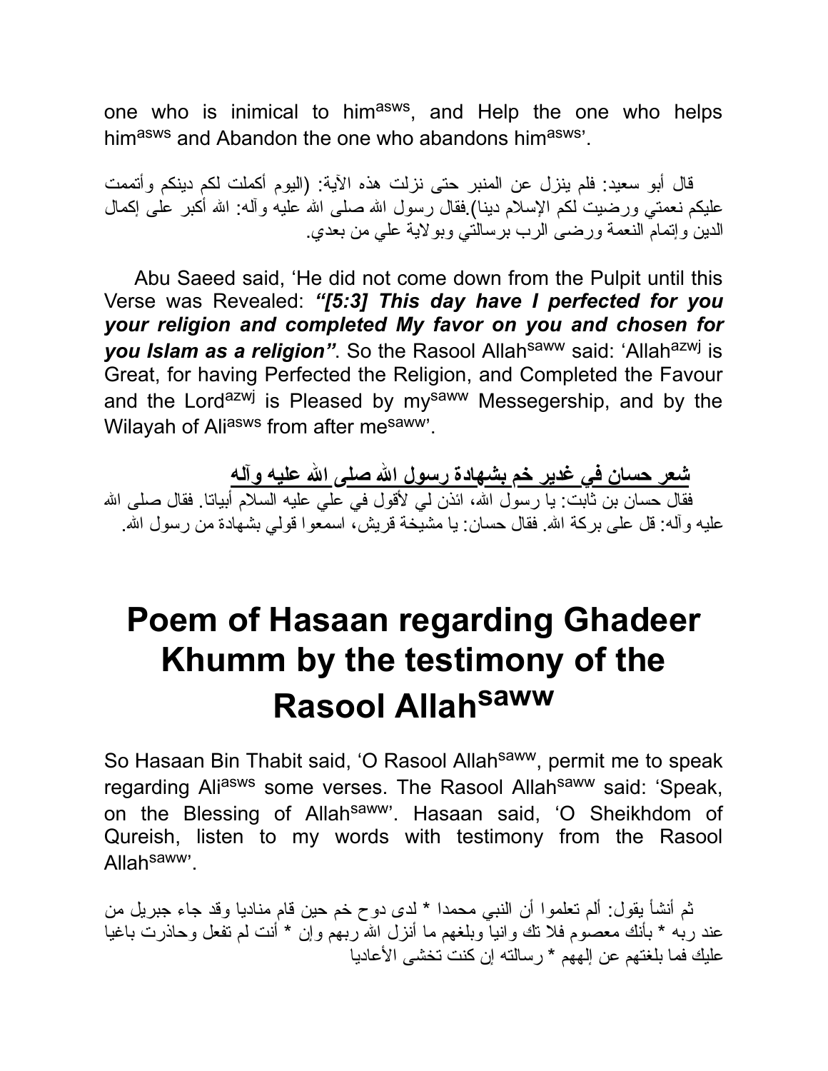one who is inimical to him[asws], and Help the one who helps him[asws] and Abandon the one who abandons him[asws]'.

قال أبو سعيد: فلم ينزل عن المنبر حتى نزلت هذه الآية: (اليوم أكملت لكم دينكم وأتممت عليكم نعمتي ورضيت لكم الإسلام دينا).فقال رسول الله صلى الله عليه وآله: الله أكبر على إكمال الدين وإتمام النعمة ورضى الرب برسالتي وبولاية علي من بعدي.

Abu Saeed said, 'He did not come down from the Pulpit until this Verse was Revealed: ***"[5:3] This day have I perfected for you your religion and completed My favor on you and chosen for you Islam as a religion"***. So the Rasool Allah[saww] said: 'Allah[azwj] is Great, for having Perfected the Religion, and Completed the Favour and the Lord[azwj] is Pleased by my[saww] Messegership, and by the Wilayah of Ali[asws] from after me[saww]'.

**شعر حسان في غدير خم بشهادة رسول الله صلى الله عليه وآله**

فقال حسان بن ثابت: يا رسول الله، ائذن لي لأقول في علي عليه السلام أبياتا. فقال صلى الله عليه وآله: قل على بركة الله. فقال حسان: يا مشيخة قريش، اسمعوا قولي بشهادة من رسول الله.

# Poem of Hasaan regarding Ghadeer Khumm by the testimony of the Rasool Allah[saww]

So Hasaan Bin Thabit said, 'O Rasool Allah[saww], permit me to speak regarding Ali[asws] some verses. The Rasool Allah[saww] said: 'Speak, on the Blessing of Allah[saww]'. Hasaan said, 'O Sheikhdom of Qureish, listen to my words with testimony from the Rasool Allah[saww]'.

ثم أنشأ يقول: ألم تعلموا أن النبي محمدا * لدى دوح خم حين قام مناديا وقد جاء جبريل من عند ربه * بأنك معصوم فلا تك وانيا وبلغهم ما أنزل الله ربهم وإن * أنت لم تفعل وحاذرت باغيا عليك فما بلغتهم عن إلههم * رسالته إن كنت تخشى الأعاديا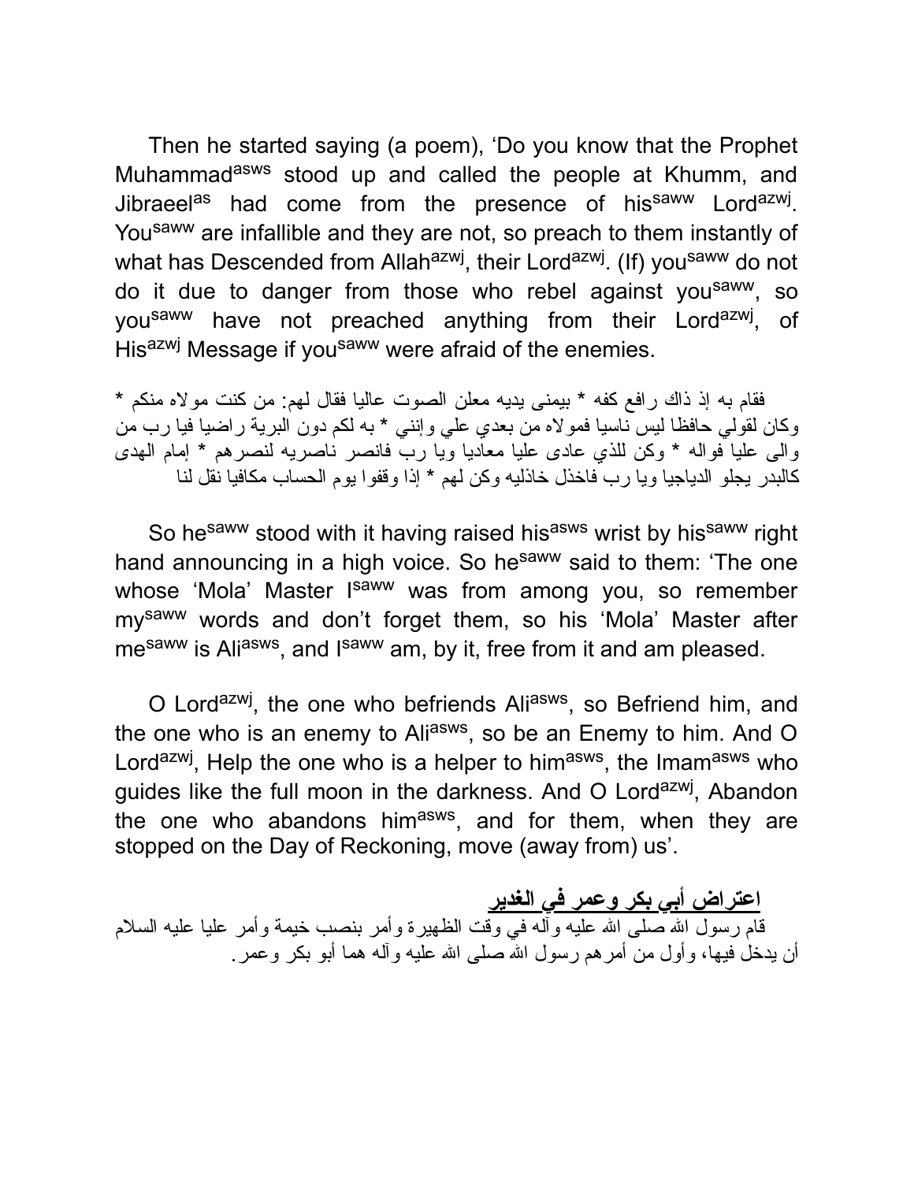Then he started saying (a poem), 'Do you know that the Prophet Muhammad[asws] stood up and called the people at Khumm, and Jibraeel[as] had come from the presence of his[saww] Lord[azwj]. You[saww] are infallible and they are not, so preach to them instantly of what has Descended from Allah[azwj], their Lord[azwj]. (If) you[saww] do not do it due to danger from those who rebel against you[saww], so you[saww] have not preached anything from their Lord[azwj], of His[azwj] Message if you[saww] were afraid of the enemies.

فقام به إذ ذاك رافع كفه * بيمنى يديه معلن الصوت عاليا فقال لهم: من كنت مولاه منكم * وكان لقولي حافظا ليس ناسيا فمولاه من بعدي علي وإنني * به لكم دون البرية راضيا فيا رب من والى عليا فواله * وكن للذي عادى عليا معاديا ويا رب فانصر ناصريه لنصرهم * إمام الهدى كالبدر يجلو الدياجيا ويا رب فاخذل خاذليه وكن لهم * إذا وقفوا يوم الحساب مكافيا نقل لنا

So he[saww] stood with it having raised his[asws] wrist by his[saww] right hand announcing in a high voice. So he[saww] said to them: 'The one whose 'Mola' Master I[saww] was from among you, so remember my[saww] words and don't forget them, so his 'Mola' Master after me[saww] is Ali[asws], and I[saww] am, by it, free from it and am pleased.

O Lord[azwj], the one who befriends Ali[asws], so Befriend him, and the one who is an enemy to Ali[asws], so be an Enemy to him. And O Lord[azwj], Help the one who is a helper to him[asws], the Imam[asws] who guides like the full moon in the darkness. And O Lord[azwj], Abandon the one who abandons him[asws], and for them, when they are stopped on the Day of Reckoning, move (away from) us'.

**اعتراض أبي بكر وعمر في الغدير**

قام رسول الله صلى الله عليه وآله في وقت الظهيرة وأمر بنصب خيمة وأمر عليا عليه السلام أن يدخل فيها، وأول من أمرهم رسول الله صلى الله عليه وآله هما أبو بكر وعمر.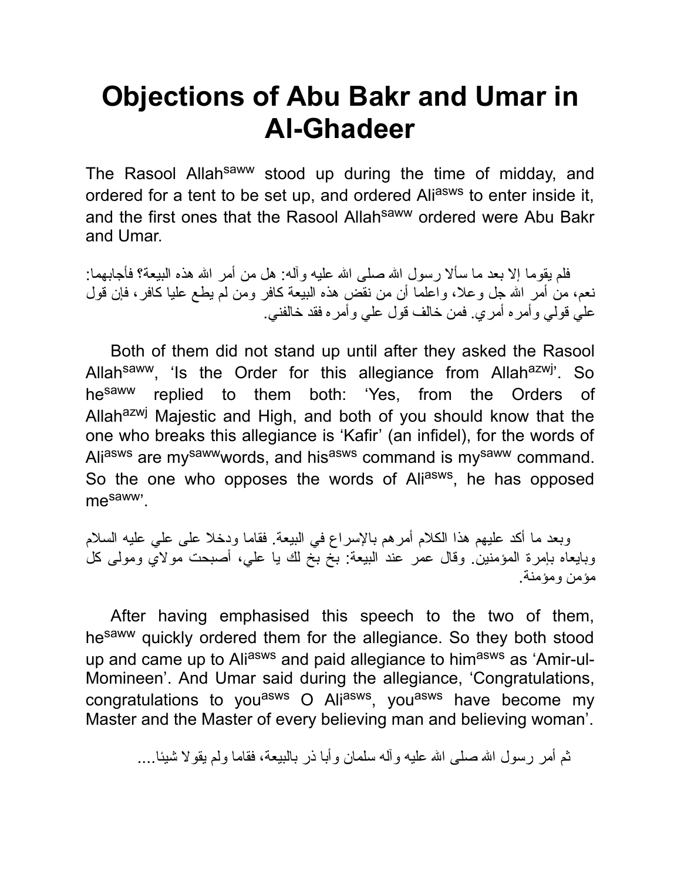# Objections of Abu Bakr and Umar in Al-Ghadeer

The Rasool Allah[saww] stood up during the time of midday, and ordered for a tent to be set up, and ordered Ali[asws] to enter inside it, and the first ones that the Rasool Allah[saww] ordered were Abu Bakr and Umar.

فلم يقوما إلا بعد ما سألا رسول الله صلى الله عليه وآله: هل من أمر الله هذه البيعة؟ فأجابهما: نعم، من أمر الله جل وعلا، واعلما أن من نقض هذه البيعة كافر ومن لم يطع عليا كافر، فإن قول علي قولي وأمره أمري. فمن خالف قول علي وأمره فقد خالفني.

Both of them did not stand up until after they asked the Rasool Allah[saww], 'Is the Order for this allegiance from Allah[azwj]'. So he[saww] replied to them both: 'Yes, from the Orders of Allah[azwj] Majestic and High, and both of you should know that the one who breaks this allegiance is 'Kafir' (an infidel), for the words of Ali[asws] are my[saww]words, and his[asws] command is my[saww] command. So the one who opposes the words of Ali[asws], he has opposed me[saww]'.

وبعد ما أكد عليهم هذا الكلام أمرهم بالإسراع في البيعة. فقاما ودخلا على علي عليه السلام وبايعاه بإمرة المؤمنين. وقال عمر عند البيعة: بخ بخ لك يا علي، أصبحت مولاي ومولى كل مؤمن ومؤمنة.

After having emphasised this speech to the two of them, he[saww] quickly ordered them for the allegiance. So they both stood up and came up to Ali[asws] and paid allegiance to him[asws] as 'Amir-ul-Momineen'. And Umar said during the allegiance, 'Congratulations, congratulations to you[asws] O Ali[asws], you[asws] have become my Master and the Master of every believing man and believing woman'.

ثم أمر رسول الله صلى الله عليه وآله سلمان وأبا ذر بالبيعة، فقاما ولم يقولا شيئا....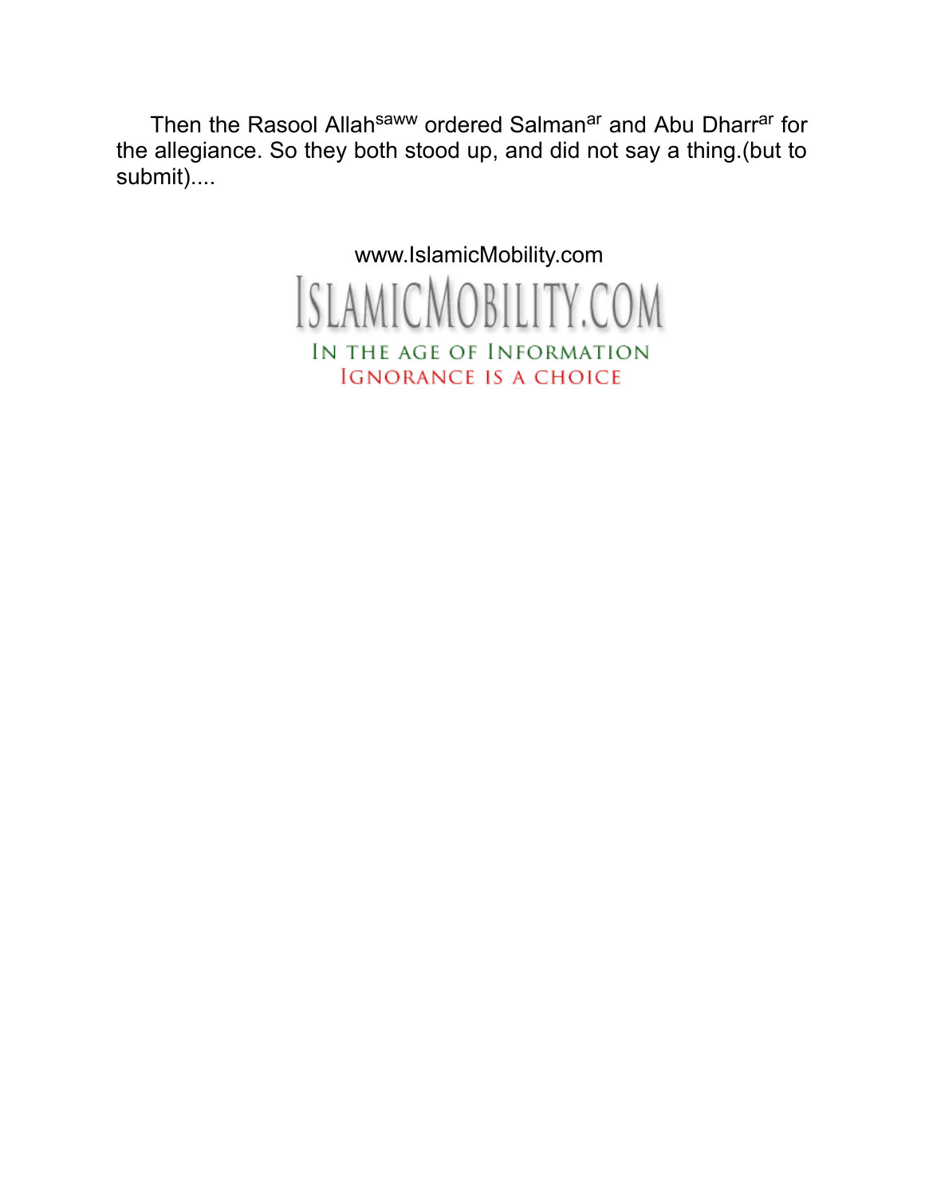Then the Rasool Allah[saww] ordered Salman[ar] and Abu Dharr[ar] for the allegiance. So they both stood up, and did not say a thing.(but to submit)....

www.IslamicMobility.com

ISLAMICMOBILITY.COM

IN THE AGE OF INFORMATION

IGNORANCE IS A CHOICE